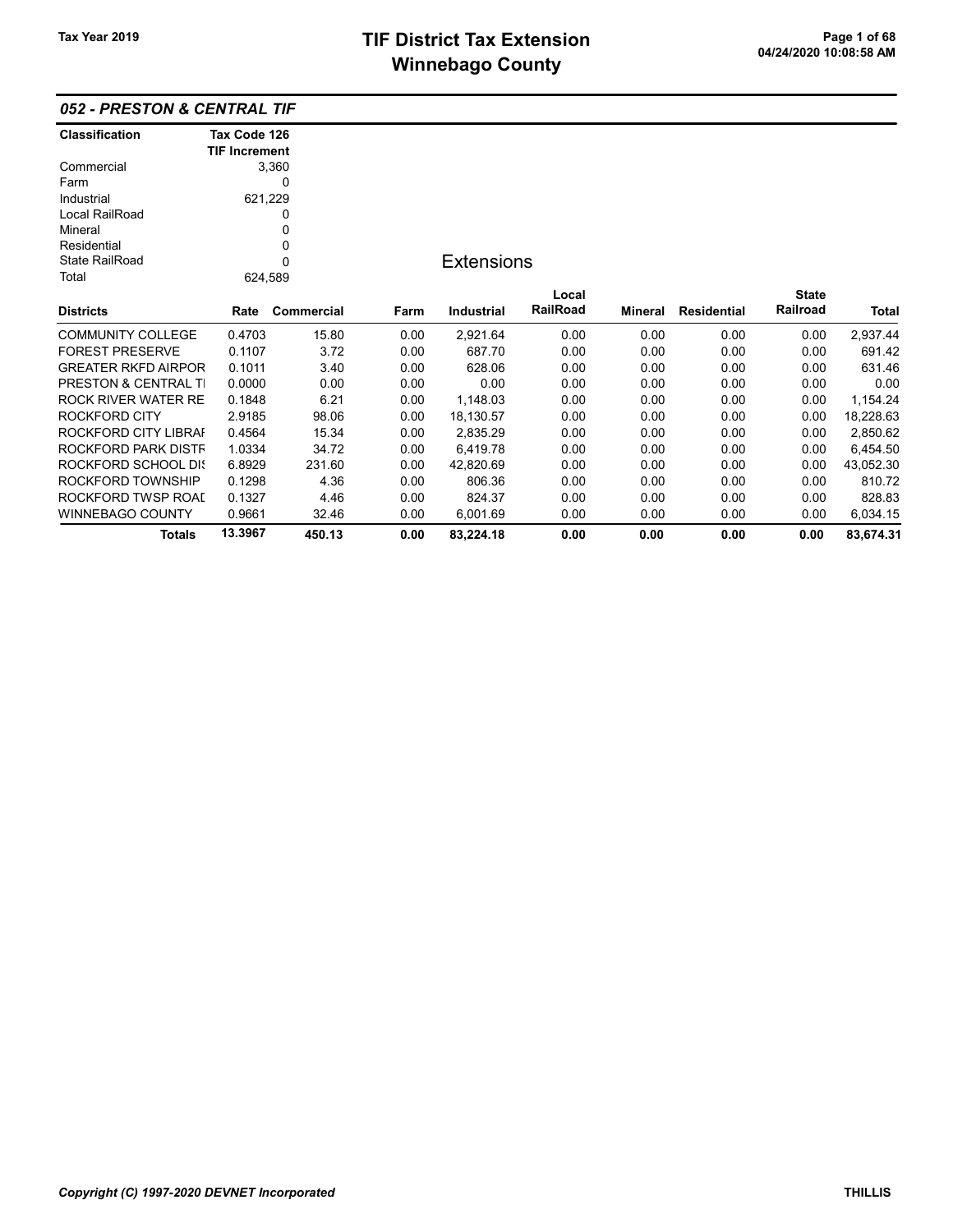# TIF District Tax Extension
# Winnebago County

Tax Year 2019

04/24/2020 10:08:58 AM

## 052 - PRESTON & CENTRAL TIF

| Classification | Tax Code 126 TIF Increment |
|---|---|
| Commercial | 3,360 |
| Farm | 0 |
| Industrial | 621,229 |
| Local RailRoad | 0 |
| Mineral | 0 |
| Residential | 0 |
| State RailRoad | 0 |
| Total | 624,589 |

### Extensions

| Districts | Rate | Commercial | Farm | Industrial | Local RailRoad | Mineral | Residential | State Railroad | Total |
|---|---|---|---|---|---|---|---|---|---|
| COMMUNITY COLLEGE | 0.4703 | 15.80 | 0.00 | 2,921.64 | 0.00 | 0.00 | 0.00 | 0.00 | 2,937.44 |
| FOREST PRESERVE | 0.1107 | 3.72 | 0.00 | 687.70 | 0.00 | 0.00 | 0.00 | 0.00 | 691.42 |
| GREATER RKFD AIRPOR | 0.1011 | 3.40 | 0.00 | 628.06 | 0.00 | 0.00 | 0.00 | 0.00 | 631.46 |
| PRESTON & CENTRAL TI | 0.0000 | 0.00 | 0.00 | 0.00 | 0.00 | 0.00 | 0.00 | 0.00 | 0.00 |
| ROCK RIVER WATER RE | 0.1848 | 6.21 | 0.00 | 1,148.03 | 0.00 | 0.00 | 0.00 | 0.00 | 1,154.24 |
| ROCKFORD CITY | 2.9185 | 98.06 | 0.00 | 18,130.57 | 0.00 | 0.00 | 0.00 | 0.00 | 18,228.63 |
| ROCKFORD CITY LIBRAI | 0.4564 | 15.34 | 0.00 | 2,835.29 | 0.00 | 0.00 | 0.00 | 0.00 | 2,850.62 |
| ROCKFORD PARK DISTF | 1.0334 | 34.72 | 0.00 | 6,419.78 | 0.00 | 0.00 | 0.00 | 0.00 | 6,454.50 |
| ROCKFORD SCHOOL DI: | 6.8929 | 231.60 | 0.00 | 42,820.69 | 0.00 | 0.00 | 0.00 | 0.00 | 43,052.30 |
| ROCKFORD TOWNSHIP | 0.1298 | 4.36 | 0.00 | 806.36 | 0.00 | 0.00 | 0.00 | 0.00 | 810.72 |
| ROCKFORD TWSP ROAI | 0.1327 | 4.46 | 0.00 | 824.37 | 0.00 | 0.00 | 0.00 | 0.00 | 828.83 |
| WINNEBAGO COUNTY | 0.9661 | 32.46 | 0.00 | 6,001.69 | 0.00 | 0.00 | 0.00 | 0.00 | 6,034.15 |
| **Totals** | **13.3967** | **450.13** | **0.00** | **83,224.18** | **0.00** | **0.00** | **0.00** | **0.00** | **83,674.31** |

*Copyright (C) 1997-2020 DEVNET Incorporated*

THILLIS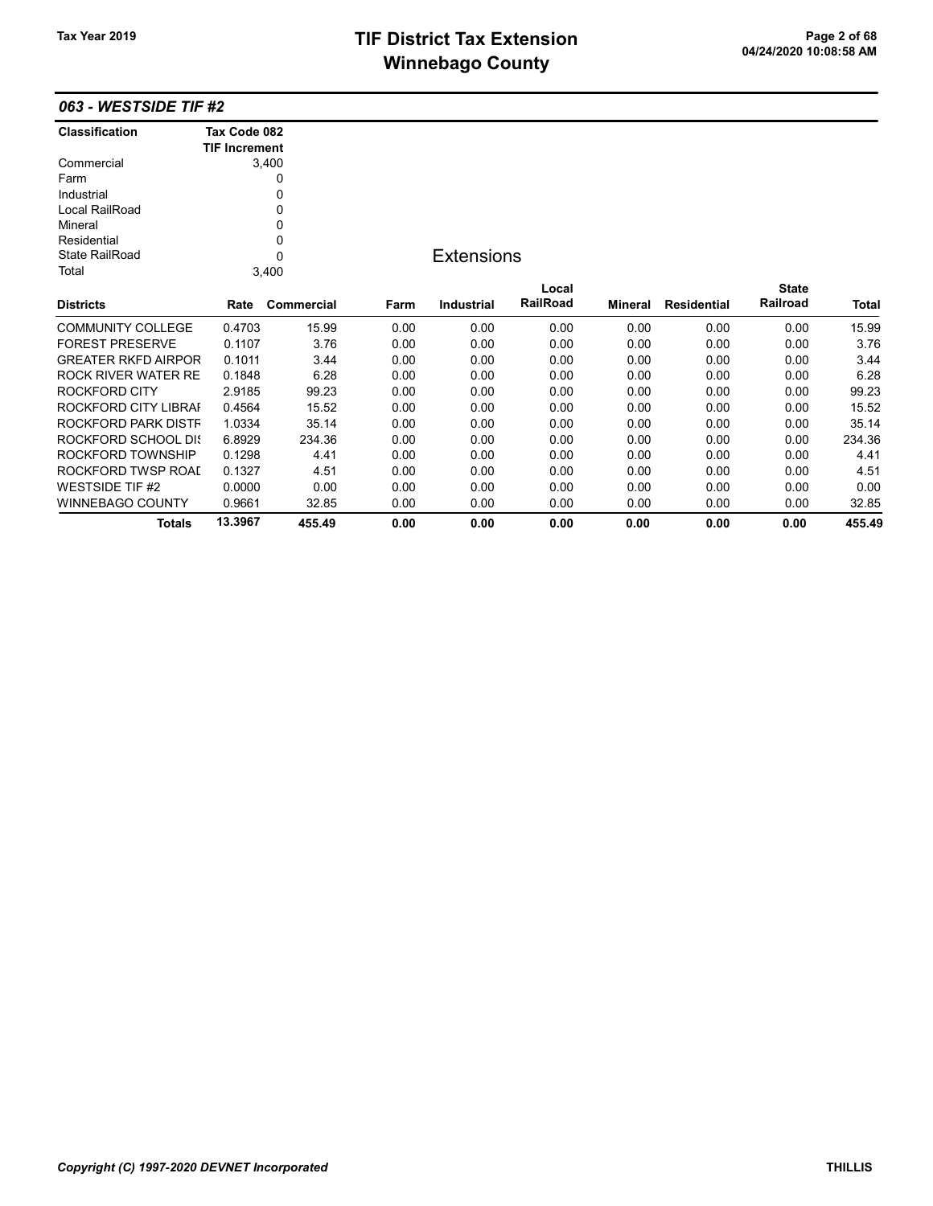### 063 - WESTSIDE TIF #2

| Classification | Tax Code 082 TIF Increment |
|---|---|
| Commercial | 3,400 |
| Farm | 0 |
| Industrial | 0 |
| Local RailRoad | 0 |
| Mineral | 0 |
| Residential | 0 |
| State RailRoad | 0 |
| Total | 3,400 |

## Extensions

| Districts | Rate | Commercial | Farm | Industrial | Local RailRoad | Mineral | Residential | State Railroad | Total |
|---|---|---|---|---|---|---|---|---|---|
| COMMUNITY COLLEGE | 0.4703 | 15.99 | 0.00 | 0.00 | 0.00 | 0.00 | 0.00 | 0.00 | 15.99 |
| FOREST PRESERVE | 0.1107 | 3.76 | 0.00 | 0.00 | 0.00 | 0.00 | 0.00 | 0.00 | 3.76 |
| GREATER RKFD AIRPOR | 0.1011 | 3.44 | 0.00 | 0.00 | 0.00 | 0.00 | 0.00 | 0.00 | 3.44 |
| ROCK RIVER WATER RE | 0.1848 | 6.28 | 0.00 | 0.00 | 0.00 | 0.00 | 0.00 | 0.00 | 6.28 |
| ROCKFORD CITY | 2.9185 | 99.23 | 0.00 | 0.00 | 0.00 | 0.00 | 0.00 | 0.00 | 99.23 |
| ROCKFORD CITY LIBRAI | 0.4564 | 15.52 | 0.00 | 0.00 | 0.00 | 0.00 | 0.00 | 0.00 | 15.52 |
| ROCKFORD PARK DISTF | 1.0334 | 35.14 | 0.00 | 0.00 | 0.00 | 0.00 | 0.00 | 0.00 | 35.14 |
| ROCKFORD SCHOOL DIS | 6.8929 | 234.36 | 0.00 | 0.00 | 0.00 | 0.00 | 0.00 | 0.00 | 234.36 |
| ROCKFORD TOWNSHIP | 0.1298 | 4.41 | 0.00 | 0.00 | 0.00 | 0.00 | 0.00 | 0.00 | 4.41 |
| ROCKFORD TWSP ROAI | 0.1327 | 4.51 | 0.00 | 0.00 | 0.00 | 0.00 | 0.00 | 0.00 | 4.51 |
| WESTSIDE TIF #2 | 0.0000 | 0.00 | 0.00 | 0.00 | 0.00 | 0.00 | 0.00 | 0.00 | 0.00 |
| WINNEBAGO COUNTY | 0.9661 | 32.85 | 0.00 | 0.00 | 0.00 | 0.00 | 0.00 | 0.00 | 32.85 |
| **Totals** | **13.3967** | **455.49** | **0.00** | **0.00** | **0.00** | **0.00** | **0.00** | **0.00** | **455.49** |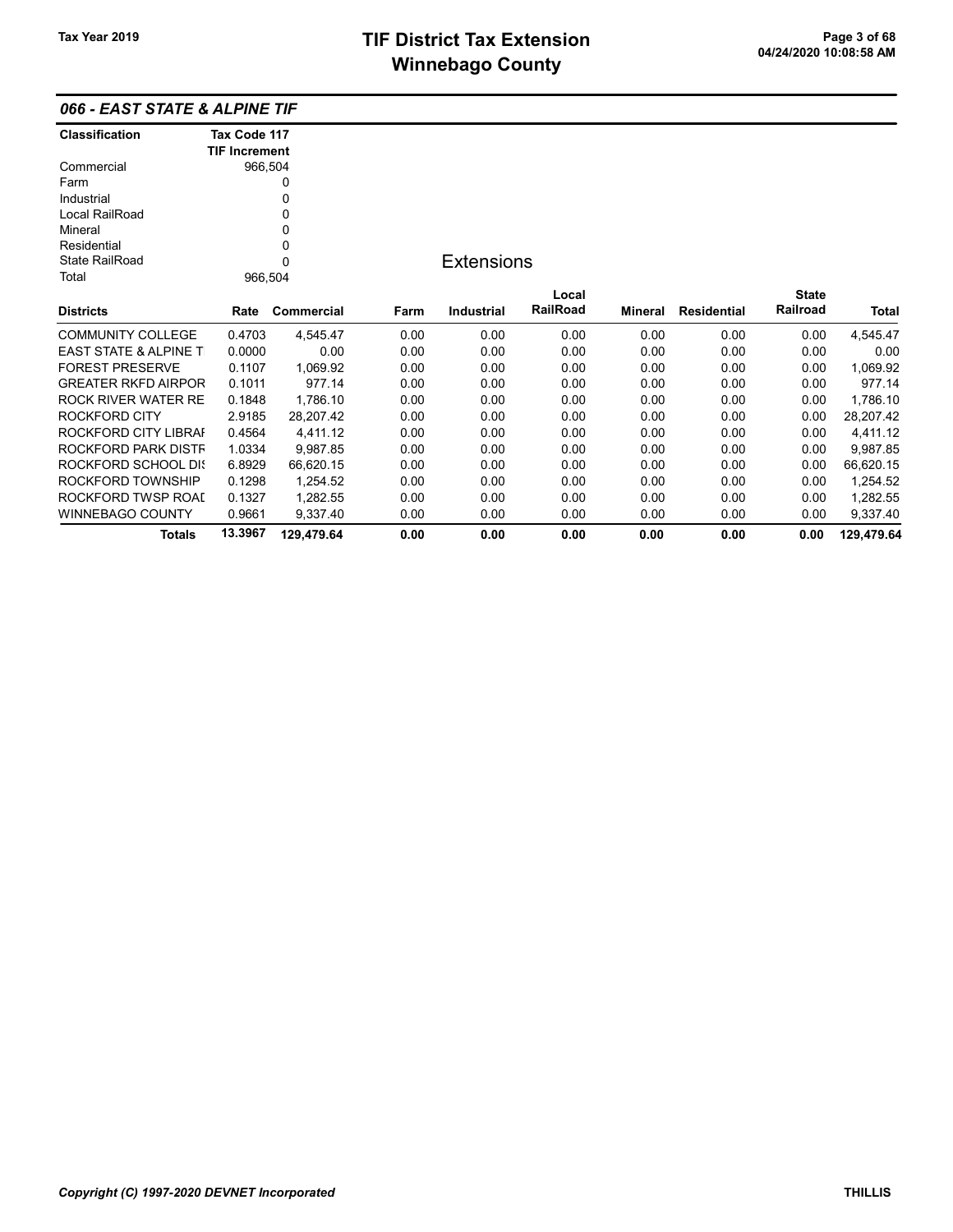# TIF District Tax Extension
# Winnebago County

Tax Year 2019

04/24/2020 10:08:58 AM

## 066 - EAST STATE & ALPINE TIF

| Classification | Tax Code 117 TIF Increment |
|---|---|
| Commercial | 966,504 |
| Farm | 0 |
| Industrial | 0 |
| Local RailRoad | 0 |
| Mineral | 0 |
| Residential | 0 |
| State RailRoad | 0 |
| Total | 966,504 |

### Extensions

| Districts | Rate | Commercial | Farm | Industrial | Local RailRoad | Mineral | Residential | State Railroad | Total |
|---|---|---|---|---|---|---|---|---|---|
| COMMUNITY COLLEGE | 0.4703 | 4,545.47 | 0.00 | 0.00 | 0.00 | 0.00 | 0.00 | 0.00 | 4,545.47 |
| EAST STATE & ALPINE T | 0.0000 | 0.00 | 0.00 | 0.00 | 0.00 | 0.00 | 0.00 | 0.00 | 0.00 |
| FOREST PRESERVE | 0.1107 | 1,069.92 | 0.00 | 0.00 | 0.00 | 0.00 | 0.00 | 0.00 | 1,069.92 |
| GREATER RKFD AIRPOR | 0.1011 | 977.14 | 0.00 | 0.00 | 0.00 | 0.00 | 0.00 | 0.00 | 977.14 |
| ROCK RIVER WATER RE | 0.1848 | 1,786.10 | 0.00 | 0.00 | 0.00 | 0.00 | 0.00 | 0.00 | 1,786.10 |
| ROCKFORD CITY | 2.9185 | 28,207.42 | 0.00 | 0.00 | 0.00 | 0.00 | 0.00 | 0.00 | 28,207.42 |
| ROCKFORD CITY LIBRAI | 0.4564 | 4,411.12 | 0.00 | 0.00 | 0.00 | 0.00 | 0.00 | 0.00 | 4,411.12 |
| ROCKFORD PARK DISTF | 1.0334 | 9,987.85 | 0.00 | 0.00 | 0.00 | 0.00 | 0.00 | 0.00 | 9,987.85 |
| ROCKFORD SCHOOL DI: | 6.8929 | 66,620.15 | 0.00 | 0.00 | 0.00 | 0.00 | 0.00 | 0.00 | 66,620.15 |
| ROCKFORD TOWNSHIP | 0.1298 | 1,254.52 | 0.00 | 0.00 | 0.00 | 0.00 | 0.00 | 0.00 | 1,254.52 |
| ROCKFORD TWSP ROAI | 0.1327 | 1,282.55 | 0.00 | 0.00 | 0.00 | 0.00 | 0.00 | 0.00 | 1,282.55 |
| WINNEBAGO COUNTY | 0.9661 | 9,337.40 | 0.00 | 0.00 | 0.00 | 0.00 | 0.00 | 0.00 | 9,337.40 |
| **Totals** | **13.3967** | **129,479.64** | **0.00** | **0.00** | **0.00** | **0.00** | **0.00** | **0.00** | **129,479.64** |

*Copyright (C) 1997-2020 DEVNET Incorporated*

THILLIS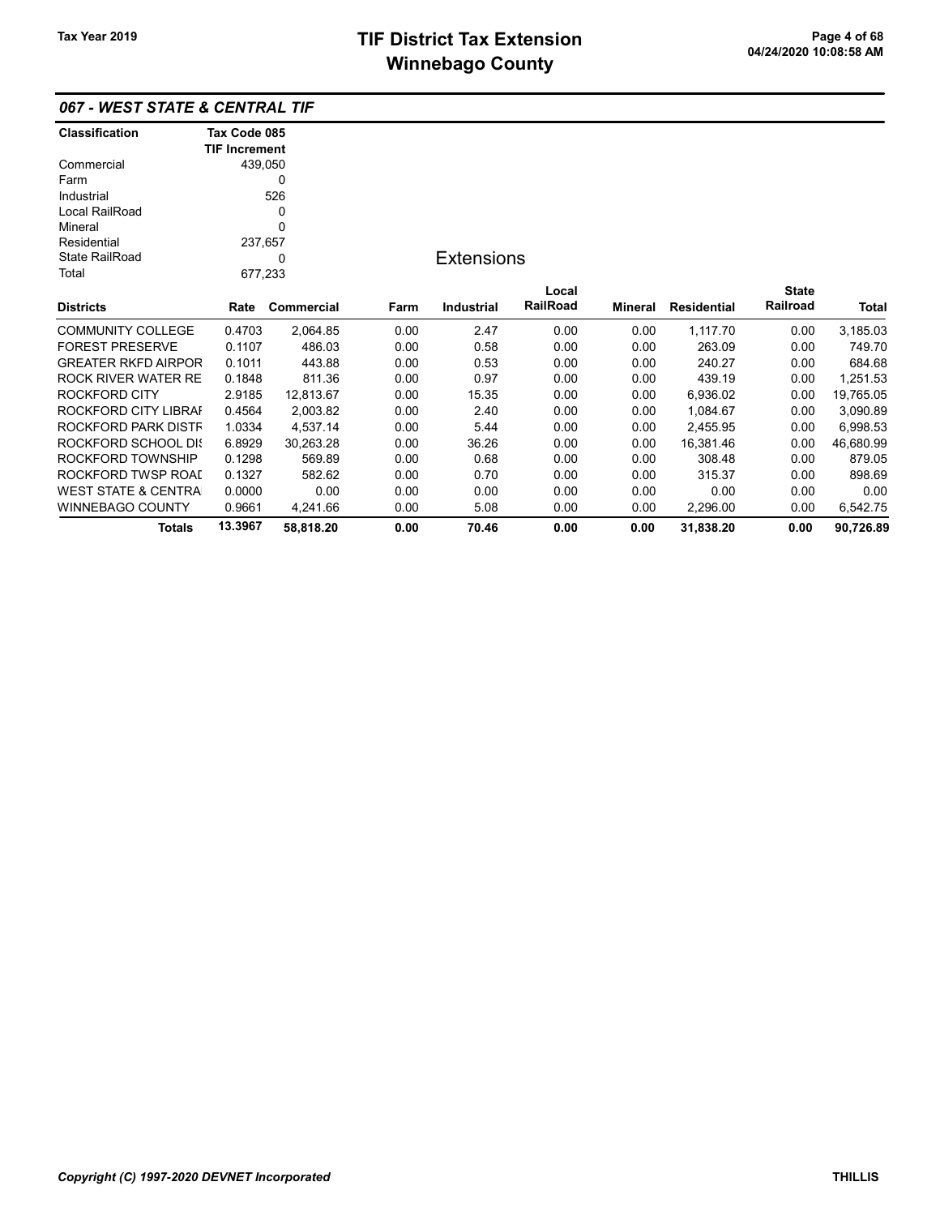## 067 - WEST STATE & CENTRAL TIF

| Classification | Tax Code 085 TIF Increment |
|---|---|
| Commercial | 439,050 |
| Farm | 0 |
| Industrial | 526 |
| Local RailRoad | 0 |
| Mineral | 0 |
| Residential | 237,657 |
| State RailRoad | 0 |
| Total | 677,233 |

### Extensions

| Districts | Rate | Commercial | Farm | Industrial | Local RailRoad | Mineral | Residential | State Railroad | Total |
|---|---|---|---|---|---|---|---|---|---|
| COMMUNITY COLLEGE | 0.4703 | 2,064.85 | 0.00 | 2.47 | 0.00 | 0.00 | 1,117.70 | 0.00 | 3,185.03 |
| FOREST PRESERVE | 0.1107 | 486.03 | 0.00 | 0.58 | 0.00 | 0.00 | 263.09 | 0.00 | 749.70 |
| GREATER RKFD AIRPOR | 0.1011 | 443.88 | 0.00 | 0.53 | 0.00 | 0.00 | 240.27 | 0.00 | 684.68 |
| ROCK RIVER WATER RE | 0.1848 | 811.36 | 0.00 | 0.97 | 0.00 | 0.00 | 439.19 | 0.00 | 1,251.53 |
| ROCKFORD CITY | 2.9185 | 12,813.67 | 0.00 | 15.35 | 0.00 | 0.00 | 6,936.02 | 0.00 | 19,765.05 |
| ROCKFORD CITY LIBRAI | 0.4564 | 2,003.82 | 0.00 | 2.40 | 0.00 | 0.00 | 1,084.67 | 0.00 | 3,090.89 |
| ROCKFORD PARK DISTF | 1.0334 | 4,537.14 | 0.00 | 5.44 | 0.00 | 0.00 | 2,455.95 | 0.00 | 6,998.53 |
| ROCKFORD SCHOOL DIS | 6.8929 | 30,263.28 | 0.00 | 36.26 | 0.00 | 0.00 | 16,381.46 | 0.00 | 46,680.99 |
| ROCKFORD TOWNSHIP | 0.1298 | 569.89 | 0.00 | 0.68 | 0.00 | 0.00 | 308.48 | 0.00 | 879.05 |
| ROCKFORD TWSP ROAI | 0.1327 | 582.62 | 0.00 | 0.70 | 0.00 | 0.00 | 315.37 | 0.00 | 898.69 |
| WEST STATE & CENTRA | 0.0000 | 0.00 | 0.00 | 0.00 | 0.00 | 0.00 | 0.00 | 0.00 | 0.00 |
| WINNEBAGO COUNTY | 0.9661 | 4,241.66 | 0.00 | 5.08 | 0.00 | 0.00 | 2,296.00 | 0.00 | 6,542.75 |
| **Totals** | **13.3967** | **58,818.20** | **0.00** | **70.46** | **0.00** | **0.00** | **31,838.20** | **0.00** | **90,726.89** |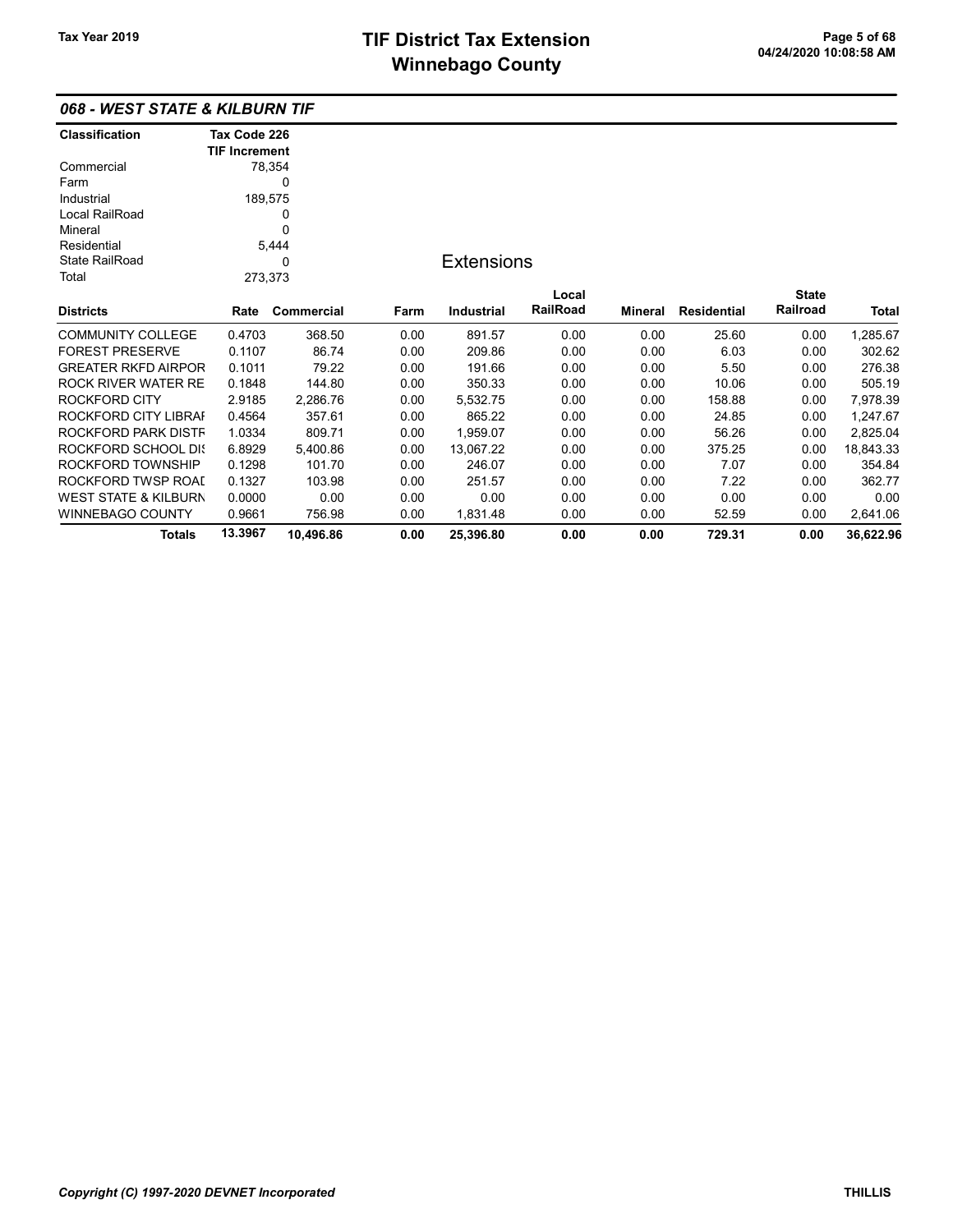# TIF District Tax Extension
# Winnebago County

Tax Year 2019

04/24/2020 10:08:58 AM

## 068 - WEST STATE & KILBURN TIF

| Classification | Tax Code 226 TIF Increment |
|---|---|
| Commercial | 78,354 |
| Farm | 0 |
| Industrial | 189,575 |
| Local RailRoad | 0 |
| Mineral | 0 |
| Residential | 5,444 |
| State RailRoad | 0 |
| Total | 273,373 |

### Extensions

| Districts | Rate | Commercial | Farm | Industrial | Local RailRoad | Mineral | Residential | State Railroad | Total |
|---|---|---|---|---|---|---|---|---|---|
| COMMUNITY COLLEGE | 0.4703 | 368.50 | 0.00 | 891.57 | 0.00 | 0.00 | 25.60 | 0.00 | 1,285.67 |
| FOREST PRESERVE | 0.1107 | 86.74 | 0.00 | 209.86 | 0.00 | 0.00 | 6.03 | 0.00 | 302.62 |
| GREATER RKFD AIRPOR | 0.1011 | 79.22 | 0.00 | 191.66 | 0.00 | 0.00 | 5.50 | 0.00 | 276.38 |
| ROCK RIVER WATER RE | 0.1848 | 144.80 | 0.00 | 350.33 | 0.00 | 0.00 | 10.06 | 0.00 | 505.19 |
| ROCKFORD CITY | 2.9185 | 2,286.76 | 0.00 | 5,532.75 | 0.00 | 0.00 | 158.88 | 0.00 | 7,978.39 |
| ROCKFORD CITY LIBRAI | 0.4564 | 357.61 | 0.00 | 865.22 | 0.00 | 0.00 | 24.85 | 0.00 | 1,247.67 |
| ROCKFORD PARK DISTF | 1.0334 | 809.71 | 0.00 | 1,959.07 | 0.00 | 0.00 | 56.26 | 0.00 | 2,825.04 |
| ROCKFORD SCHOOL DIS | 6.8929 | 5,400.86 | 0.00 | 13,067.22 | 0.00 | 0.00 | 375.25 | 0.00 | 18,843.33 |
| ROCKFORD TOWNSHIP | 0.1298 | 101.70 | 0.00 | 246.07 | 0.00 | 0.00 | 7.07 | 0.00 | 354.84 |
| ROCKFORD TWSP ROAD | 0.1327 | 103.98 | 0.00 | 251.57 | 0.00 | 0.00 | 7.22 | 0.00 | 362.77 |
| WEST STATE & KILBURN | 0.0000 | 0.00 | 0.00 | 0.00 | 0.00 | 0.00 | 0.00 | 0.00 | 0.00 |
| WINNEBAGO COUNTY | 0.9661 | 756.98 | 0.00 | 1,831.48 | 0.00 | 0.00 | 52.59 | 0.00 | 2,641.06 |
| **Totals** | **13.3967** | **10,496.86** | **0.00** | **25,396.80** | **0.00** | **0.00** | **729.31** | **0.00** | **36,622.96** |

*Copyright (C) 1997-2020 DEVNET Incorporated* THILLIS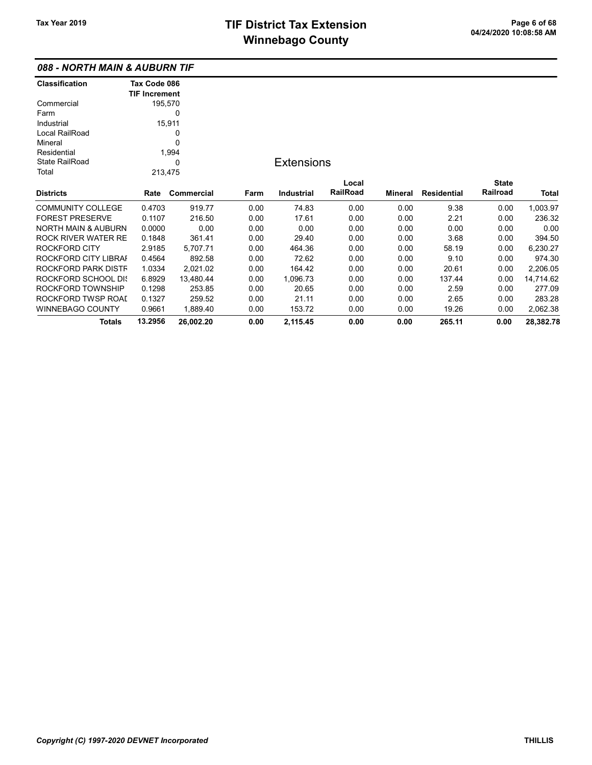## 088 - NORTH MAIN & AUBURN TIF

| Classification | Tax Code 086 TIF Increment |
|---|---|
| Commercial | 195,570 |
| Farm | 0 |
| Industrial | 15,911 |
| Local RailRoad | 0 |
| Mineral | 0 |
| Residential | 1,994 |
| State RailRoad | 0 |
| Total | 213,475 |

### Extensions

| Districts | Rate | Commercial | Farm | Industrial | Local RailRoad | Mineral | Residential | State Railroad | Total |
|---|---|---|---|---|---|---|---|---|---|
| COMMUNITY COLLEGE | 0.4703 | 919.77 | 0.00 | 74.83 | 0.00 | 0.00 | 9.38 | 0.00 | 1,003.97 |
| FOREST PRESERVE | 0.1107 | 216.50 | 0.00 | 17.61 | 0.00 | 0.00 | 2.21 | 0.00 | 236.32 |
| NORTH MAIN & AUBURN | 0.0000 | 0.00 | 0.00 | 0.00 | 0.00 | 0.00 | 0.00 | 0.00 | 0.00 |
| ROCK RIVER WATER RE | 0.1848 | 361.41 | 0.00 | 29.40 | 0.00 | 0.00 | 3.68 | 0.00 | 394.50 |
| ROCKFORD CITY | 2.9185 | 5,707.71 | 0.00 | 464.36 | 0.00 | 0.00 | 58.19 | 0.00 | 6,230.27 |
| ROCKFORD CITY LIBRAI | 0.4564 | 892.58 | 0.00 | 72.62 | 0.00 | 0.00 | 9.10 | 0.00 | 974.30 |
| ROCKFORD PARK DISTF | 1.0334 | 2,021.02 | 0.00 | 164.42 | 0.00 | 0.00 | 20.61 | 0.00 | 2,206.05 |
| ROCKFORD SCHOOL DIS | 6.8929 | 13,480.44 | 0.00 | 1,096.73 | 0.00 | 0.00 | 137.44 | 0.00 | 14,714.62 |
| ROCKFORD TOWNSHIP | 0.1298 | 253.85 | 0.00 | 20.65 | 0.00 | 0.00 | 2.59 | 0.00 | 277.09 |
| ROCKFORD TWSP ROAD | 0.1327 | 259.52 | 0.00 | 21.11 | 0.00 | 0.00 | 2.65 | 0.00 | 283.28 |
| WINNEBAGO COUNTY | 0.9661 | 1,889.40 | 0.00 | 153.72 | 0.00 | 0.00 | 19.26 | 0.00 | 2,062.38 |
| **Totals** | **13.2956** | **26,002.20** | **0.00** | **2,115.45** | **0.00** | **0.00** | **265.11** | **0.00** | **28,382.78** |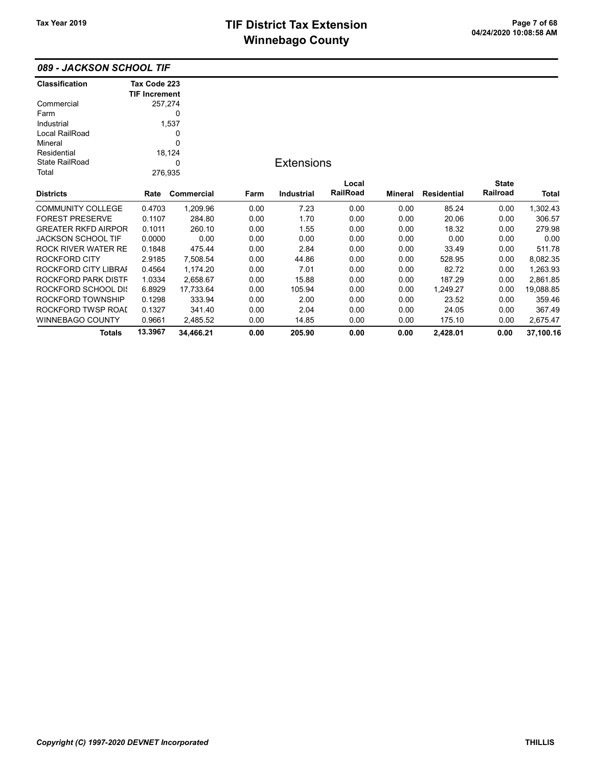# TIF District Tax Extension
# Winnebago County

Tax Year 2019

04/24/2020 10:08:58 AM

## 089 - JACKSON SCHOOL TIF

| Classification | Tax Code 223 TIF Increment |
|---|---|
| Commercial | 257,274 |
| Farm | 0 |
| Industrial | 1,537 |
| Local RailRoad | 0 |
| Mineral | 0 |
| Residential | 18,124 |
| State RailRoad | 0 |
| Total | 276,935 |

### Extensions

| Districts | Rate | Commercial | Farm | Industrial | Local RailRoad | Mineral | Residential | State Railroad | Total |
|---|---|---|---|---|---|---|---|---|---|
| COMMUNITY COLLEGE | 0.4703 | 1,209.96 | 0.00 | 7.23 | 0.00 | 0.00 | 85.24 | 0.00 | 1,302.43 |
| FOREST PRESERVE | 0.1107 | 284.80 | 0.00 | 1.70 | 0.00 | 0.00 | 20.06 | 0.00 | 306.57 |
| GREATER RKFD AIRPOR | 0.1011 | 260.10 | 0.00 | 1.55 | 0.00 | 0.00 | 18.32 | 0.00 | 279.98 |
| JACKSON SCHOOL TIF | 0.0000 | 0.00 | 0.00 | 0.00 | 0.00 | 0.00 | 0.00 | 0.00 | 0.00 |
| ROCK RIVER WATER RE | 0.1848 | 475.44 | 0.00 | 2.84 | 0.00 | 0.00 | 33.49 | 0.00 | 511.78 |
| ROCKFORD CITY | 2.9185 | 7,508.54 | 0.00 | 44.86 | 0.00 | 0.00 | 528.95 | 0.00 | 8,082.35 |
| ROCKFORD CITY LIBRAI | 0.4564 | 1,174.20 | 0.00 | 7.01 | 0.00 | 0.00 | 82.72 | 0.00 | 1,263.93 |
| ROCKFORD PARK DISTF | 1.0334 | 2,658.67 | 0.00 | 15.88 | 0.00 | 0.00 | 187.29 | 0.00 | 2,861.85 |
| ROCKFORD SCHOOL DI | 6.8929 | 17,733.64 | 0.00 | 105.94 | 0.00 | 0.00 | 1,249.27 | 0.00 | 19,088.85 |
| ROCKFORD TOWNSHIP | 0.1298 | 333.94 | 0.00 | 2.00 | 0.00 | 0.00 | 23.52 | 0.00 | 359.46 |
| ROCKFORD TWSP ROAI | 0.1327 | 341.40 | 0.00 | 2.04 | 0.00 | 0.00 | 24.05 | 0.00 | 367.49 |
| WINNEBAGO COUNTY | 0.9661 | 2,485.52 | 0.00 | 14.85 | 0.00 | 0.00 | 175.10 | 0.00 | 2,675.47 |
| **Totals** | **13.3967** | **34,466.21** | **0.00** | **205.90** | **0.00** | **0.00** | **2,428.01** | **0.00** | **37,100.16** |

*Copyright (C) 1997-2020 DEVNET Incorporated*

THILLIS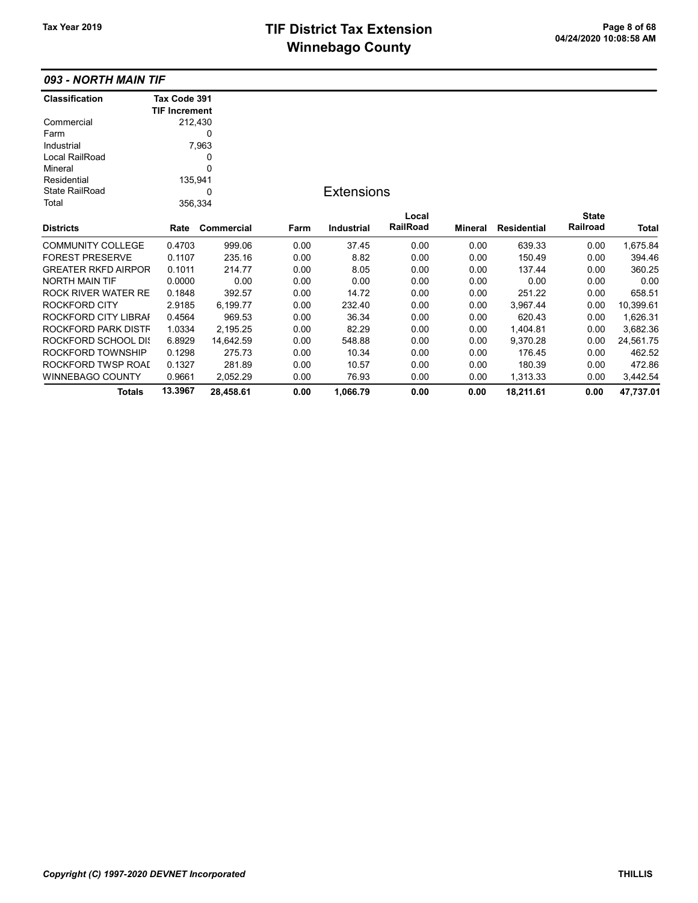## 093 - NORTH MAIN TIF

| Classification | Tax Code 391 TIF Increment |
|---|---|
| Commercial | 212,430 |
| Farm | 0 |
| Industrial | 7,963 |
| Local RailRoad | 0 |
| Mineral | 0 |
| Residential | 135,941 |
| State RailRoad | 0 |
| Total | 356,334 |

### Extensions

| Districts | Rate | Commercial | Farm | Industrial | Local RailRoad | Mineral | Residential | State Railroad | Total |
|---|---|---|---|---|---|---|---|---|---|
| COMMUNITY COLLEGE | 0.4703 | 999.06 | 0.00 | 37.45 | 0.00 | 0.00 | 639.33 | 0.00 | 1,675.84 |
| FOREST PRESERVE | 0.1107 | 235.16 | 0.00 | 8.82 | 0.00 | 0.00 | 150.49 | 0.00 | 394.46 |
| GREATER RKFD AIRPOR | 0.1011 | 214.77 | 0.00 | 8.05 | 0.00 | 0.00 | 137.44 | 0.00 | 360.25 |
| NORTH MAIN TIF | 0.0000 | 0.00 | 0.00 | 0.00 | 0.00 | 0.00 | 0.00 | 0.00 | 0.00 |
| ROCK RIVER WATER RE | 0.1848 | 392.57 | 0.00 | 14.72 | 0.00 | 0.00 | 251.22 | 0.00 | 658.51 |
| ROCKFORD CITY | 2.9185 | 6,199.77 | 0.00 | 232.40 | 0.00 | 0.00 | 3,967.44 | 0.00 | 10,399.61 |
| ROCKFORD CITY LIBRAI | 0.4564 | 969.53 | 0.00 | 36.34 | 0.00 | 0.00 | 620.43 | 0.00 | 1,626.31 |
| ROCKFORD PARK DISTF | 1.0334 | 2,195.25 | 0.00 | 82.29 | 0.00 | 0.00 | 1,404.81 | 0.00 | 3,682.36 |
| ROCKFORD SCHOOL DI! | 6.8929 | 14,642.59 | 0.00 | 548.88 | 0.00 | 0.00 | 9,370.28 | 0.00 | 24,561.75 |
| ROCKFORD TOWNSHIP | 0.1298 | 275.73 | 0.00 | 10.34 | 0.00 | 0.00 | 176.45 | 0.00 | 462.52 |
| ROCKFORD TWSP ROAI | 0.1327 | 281.89 | 0.00 | 10.57 | 0.00 | 0.00 | 180.39 | 0.00 | 472.86 |
| WINNEBAGO COUNTY | 0.9661 | 2,052.29 | 0.00 | 76.93 | 0.00 | 0.00 | 1,313.33 | 0.00 | 3,442.54 |
| **Totals** | **13.3967** | **28,458.61** | **0.00** | **1,066.79** | **0.00** | **0.00** | **18,211.61** | **0.00** | **47,737.01** |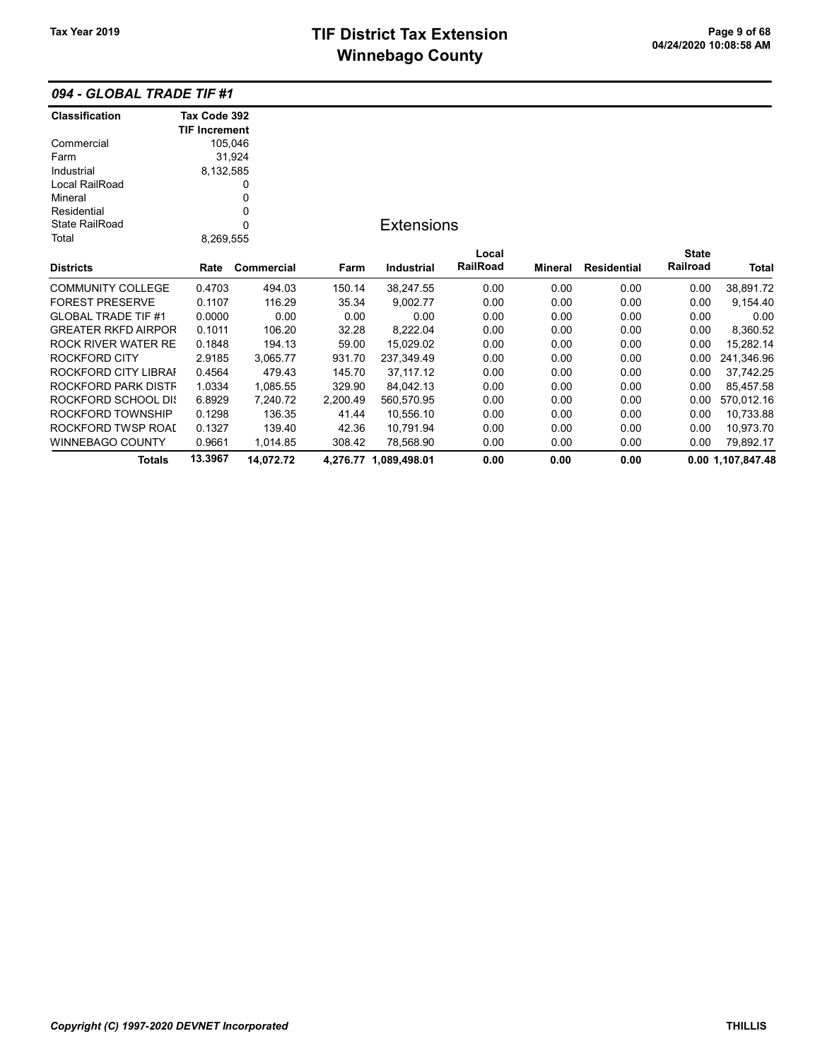## 094 - GLOBAL TRADE TIF #1

| Classification | Tax Code 392 TIF Increment |
|---|---|
| Commercial | 105,046 |
| Farm | 31,924 |
| Industrial | 8,132,585 |
| Local RailRoad | 0 |
| Mineral | 0 |
| Residential | 0 |
| State RailRoad | 0 |
| Total | 8,269,555 |

### Extensions

| Districts | Rate | Commercial | Farm | Industrial | Local RailRoad | Mineral | Residential | State Railroad | Total |
|---|---|---|---|---|---|---|---|---|---|
| COMMUNITY COLLEGE | 0.4703 | 494.03 | 150.14 | 38,247.55 | 0.00 | 0.00 | 0.00 | 0.00 | 38,891.72 |
| FOREST PRESERVE | 0.1107 | 116.29 | 35.34 | 9,002.77 | 0.00 | 0.00 | 0.00 | 0.00 | 9,154.40 |
| GLOBAL TRADE TIF #1 | 0.0000 | 0.00 | 0.00 | 0.00 | 0.00 | 0.00 | 0.00 | 0.00 | 0.00 |
| GREATER RKFD AIRPOR | 0.1011 | 106.20 | 32.28 | 8,222.04 | 0.00 | 0.00 | 0.00 | 0.00 | 8,360.52 |
| ROCK RIVER WATER RE | 0.1848 | 194.13 | 59.00 | 15,029.02 | 0.00 | 0.00 | 0.00 | 0.00 | 15,282.14 |
| ROCKFORD CITY | 2.9185 | 3,065.77 | 931.70 | 237,349.49 | 0.00 | 0.00 | 0.00 | 0.00 | 241,346.96 |
| ROCKFORD CITY LIBRAI | 0.4564 | 479.43 | 145.70 | 37,117.12 | 0.00 | 0.00 | 0.00 | 0.00 | 37,742.25 |
| ROCKFORD PARK DISTF | 1.0334 | 1,085.55 | 329.90 | 84,042.13 | 0.00 | 0.00 | 0.00 | 0.00 | 85,457.58 |
| ROCKFORD SCHOOL DIS | 6.8929 | 7,240.72 | 2,200.49 | 560,570.95 | 0.00 | 0.00 | 0.00 | 0.00 | 570,012.16 |
| ROCKFORD TOWNSHIP | 0.1298 | 136.35 | 41.44 | 10,556.10 | 0.00 | 0.00 | 0.00 | 0.00 | 10,733.88 |
| ROCKFORD TWSP ROAI | 0.1327 | 139.40 | 42.36 | 10,791.94 | 0.00 | 0.00 | 0.00 | 0.00 | 10,973.70 |
| WINNEBAGO COUNTY | 0.9661 | 1,014.85 | 308.42 | 78,568.90 | 0.00 | 0.00 | 0.00 | 0.00 | 79,892.17 |
| **Totals** | **13.3967** | **14,072.72** | **4,276.77** | **1,089,498.01** | **0.00** | **0.00** | **0.00** | **0.00** | **1,107,847.48** |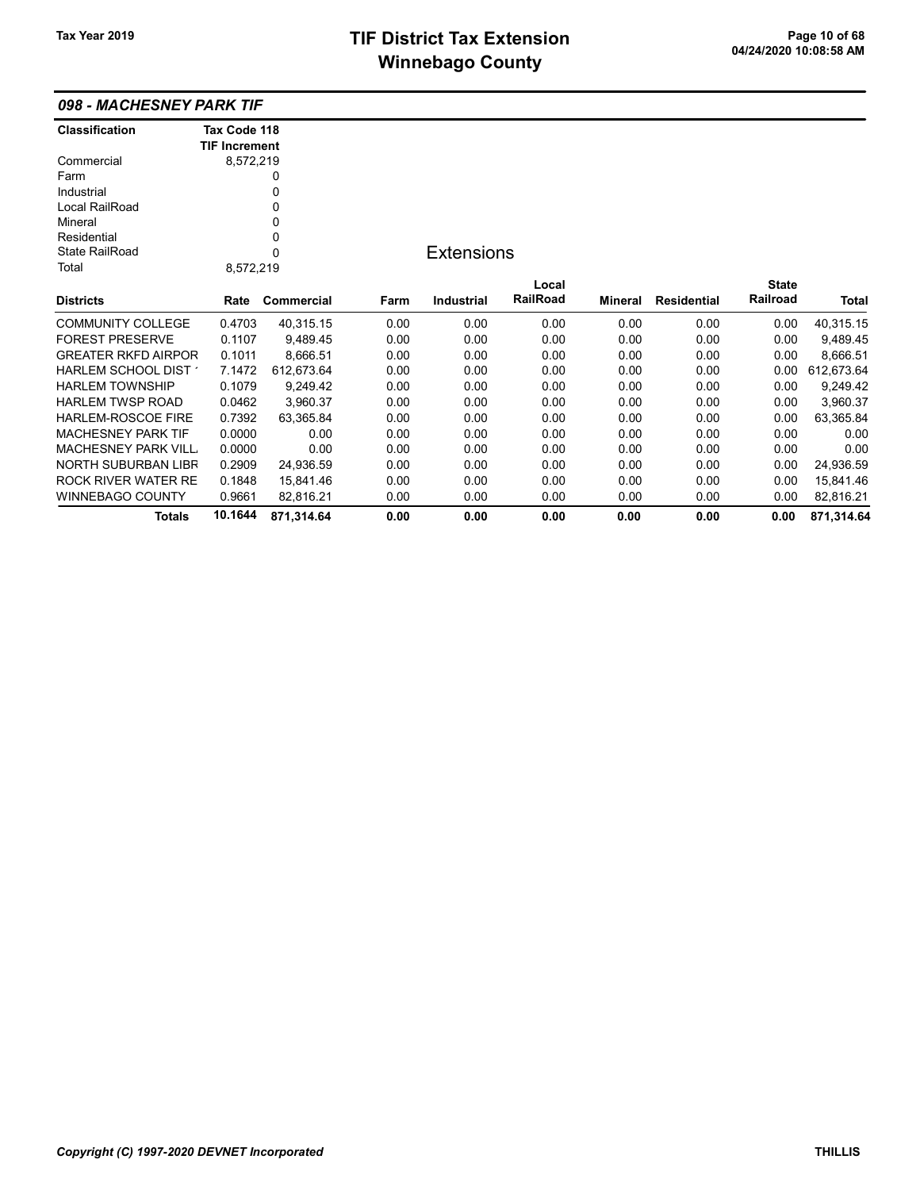## 098 - MACHESNEY PARK TIF

| Classification | Tax Code 118 TIF Increment |
|---|---|
| Commercial | 8,572,219 |
| Farm | 0 |
| Industrial | 0 |
| Local RailRoad | 0 |
| Mineral | 0 |
| Residential | 0 |
| State RailRoad | 0 |
| Total | 8,572,219 |

### Extensions

| Districts | Rate | Commercial | Farm | Industrial | Local RailRoad | Mineral | Residential | State Railroad | Total |
|---|---|---|---|---|---|---|---|---|---|
| COMMUNITY COLLEGE | 0.4703 | 40,315.15 | 0.00 | 0.00 | 0.00 | 0.00 | 0.00 | 0.00 | 40,315.15 |
| FOREST PRESERVE | 0.1107 | 9,489.45 | 0.00 | 0.00 | 0.00 | 0.00 | 0.00 | 0.00 | 9,489.45 |
| GREATER RKFD AIRPOR | 0.1011 | 8,666.51 | 0.00 | 0.00 | 0.00 | 0.00 | 0.00 | 0.00 | 8,666.51 |
| HARLEM SCHOOL DIST ' | 7.1472 | 612,673.64 | 0.00 | 0.00 | 0.00 | 0.00 | 0.00 | 0.00 | 612,673.64 |
| HARLEM TOWNSHIP | 0.1079 | 9,249.42 | 0.00 | 0.00 | 0.00 | 0.00 | 0.00 | 0.00 | 9,249.42 |
| HARLEM TWSP ROAD | 0.0462 | 3,960.37 | 0.00 | 0.00 | 0.00 | 0.00 | 0.00 | 0.00 | 3,960.37 |
| HARLEM-ROSCOE FIRE | 0.7392 | 63,365.84 | 0.00 | 0.00 | 0.00 | 0.00 | 0.00 | 0.00 | 63,365.84 |
| MACHESNEY PARK TIF | 0.0000 | 0.00 | 0.00 | 0.00 | 0.00 | 0.00 | 0.00 | 0.00 | 0.00 |
| MACHESNEY PARK VILL | 0.0000 | 0.00 | 0.00 | 0.00 | 0.00 | 0.00 | 0.00 | 0.00 | 0.00 |
| NORTH SUBURBAN LIBR | 0.2909 | 24,936.59 | 0.00 | 0.00 | 0.00 | 0.00 | 0.00 | 0.00 | 24,936.59 |
| ROCK RIVER WATER RE | 0.1848 | 15,841.46 | 0.00 | 0.00 | 0.00 | 0.00 | 0.00 | 0.00 | 15,841.46 |
| WINNEBAGO COUNTY | 0.9661 | 82,816.21 | 0.00 | 0.00 | 0.00 | 0.00 | 0.00 | 0.00 | 82,816.21 |
| **Totals** | **10.1644** | **871,314.64** | **0.00** | **0.00** | **0.00** | **0.00** | **0.00** | **0.00** | **871,314.64** |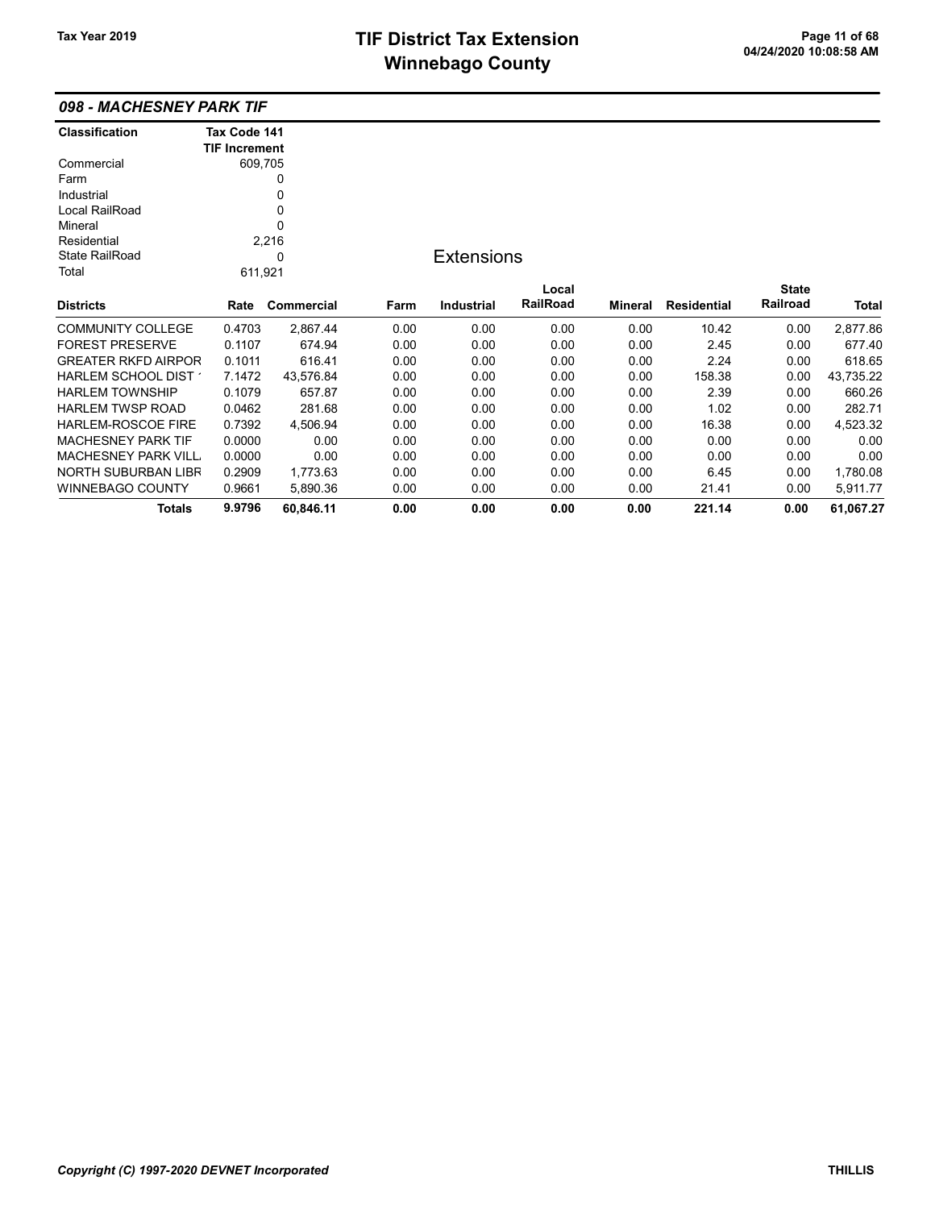## 098 - MACHESNEY PARK TIF

| Classification | Tax Code 141 TIF Increment |
|---|---|
| Commercial | 609,705 |
| Farm | 0 |
| Industrial | 0 |
| Local RailRoad | 0 |
| Mineral | 0 |
| Residential | 2,216 |
| State RailRoad | 0 |
| Total | 611,921 |

### Extensions

| Districts | Rate | Commercial | Farm | Industrial | Local RailRoad | Mineral | Residential | State Railroad | Total |
|---|---|---|---|---|---|---|---|---|---|
| COMMUNITY COLLEGE | 0.4703 | 2,867.44 | 0.00 | 0.00 | 0.00 | 0.00 | 10.42 | 0.00 | 2,877.86 |
| FOREST PRESERVE | 0.1107 | 674.94 | 0.00 | 0.00 | 0.00 | 0.00 | 2.45 | 0.00 | 677.40 |
| GREATER RKFD AIRPOR | 0.1011 | 616.41 | 0.00 | 0.00 | 0.00 | 0.00 | 2.24 | 0.00 | 618.65 |
| HARLEM SCHOOL DIST 1 | 7.1472 | 43,576.84 | 0.00 | 0.00 | 0.00 | 0.00 | 158.38 | 0.00 | 43,735.22 |
| HARLEM TOWNSHIP | 0.1079 | 657.87 | 0.00 | 0.00 | 0.00 | 0.00 | 2.39 | 0.00 | 660.26 |
| HARLEM TWSP ROAD | 0.0462 | 281.68 | 0.00 | 0.00 | 0.00 | 0.00 | 1.02 | 0.00 | 282.71 |
| HARLEM-ROSCOE FIRE | 0.7392 | 4,506.94 | 0.00 | 0.00 | 0.00 | 0.00 | 16.38 | 0.00 | 4,523.32 |
| MACHESNEY PARK TIF | 0.0000 | 0.00 | 0.00 | 0.00 | 0.00 | 0.00 | 0.00 | 0.00 | 0.00 |
| MACHESNEY PARK VILL | 0.0000 | 0.00 | 0.00 | 0.00 | 0.00 | 0.00 | 0.00 | 0.00 | 0.00 |
| NORTH SUBURBAN LIBR | 0.2909 | 1,773.63 | 0.00 | 0.00 | 0.00 | 0.00 | 6.45 | 0.00 | 1,780.08 |
| WINNEBAGO COUNTY | 0.9661 | 5,890.36 | 0.00 | 0.00 | 0.00 | 0.00 | 21.41 | 0.00 | 5,911.77 |
| **Totals** | **9.9796** | **60,846.11** | **0.00** | **0.00** | **0.00** | **0.00** | **221.14** | **0.00** | **61,067.27** |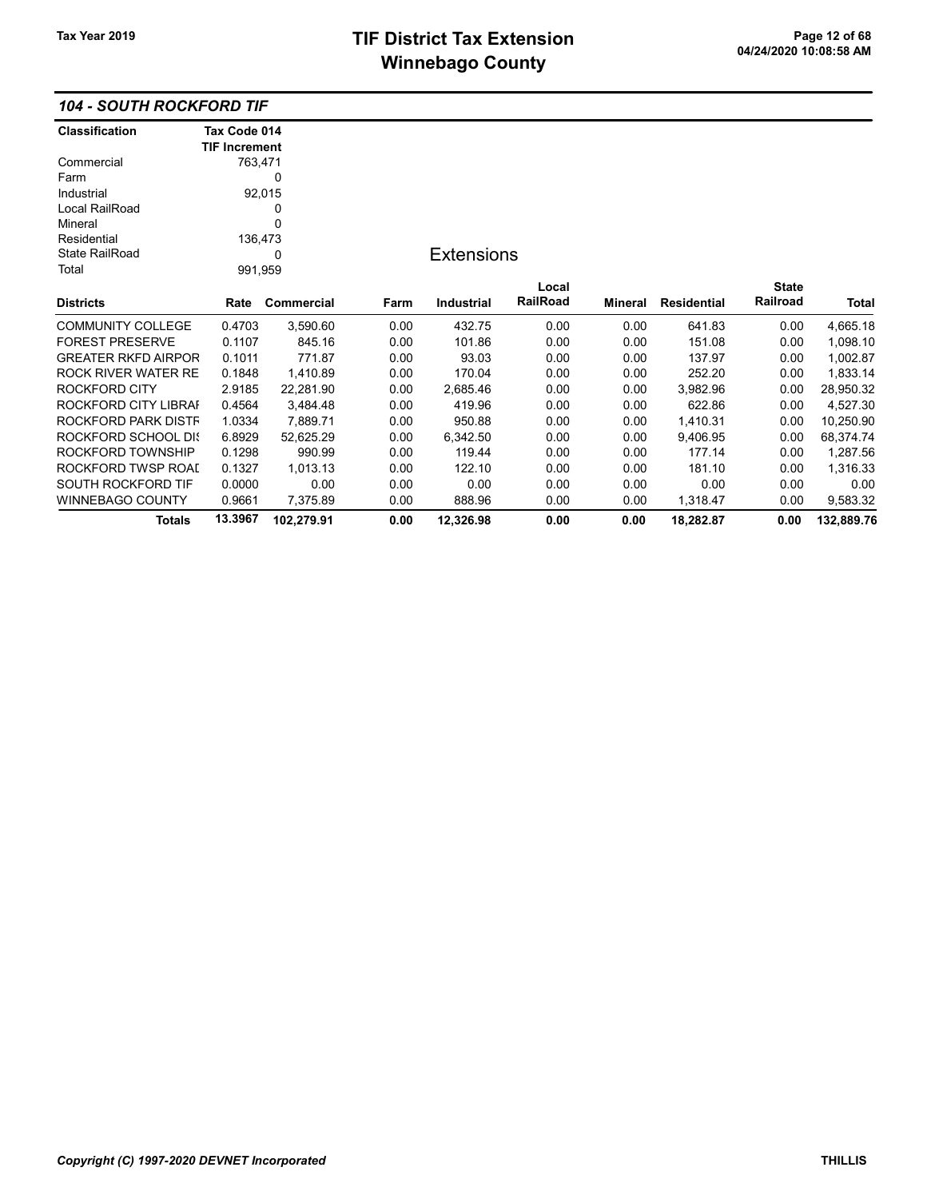# TIF District Tax Extension
# Winnebago County

Tax Year 2019

### 104 - SOUTH ROCKFORD TIF

| Classification | Tax Code 014 TIF Increment |
|---|---|
| Commercial | 763,471 |
| Farm | 0 |
| Industrial | 92,015 |
| Local RailRoad | 0 |
| Mineral | 0 |
| Residential | 136,473 |
| State RailRoad | 0 |
| Total | 991,959 |

**Extensions**

| Districts | Rate | Commercial | Farm | Industrial | Local RailRoad | Mineral | Residential | State Railroad | Total |
|---|---|---|---|---|---|---|---|---|---|
| COMMUNITY COLLEGE | 0.4703 | 3,590.60 | 0.00 | 432.75 | 0.00 | 0.00 | 641.83 | 0.00 | 4,665.18 |
| FOREST PRESERVE | 0.1107 | 845.16 | 0.00 | 101.86 | 0.00 | 0.00 | 151.08 | 0.00 | 1,098.10 |
| GREATER RKFD AIRPOR | 0.1011 | 771.87 | 0.00 | 93.03 | 0.00 | 0.00 | 137.97 | 0.00 | 1,002.87 |
| ROCK RIVER WATER RE | 0.1848 | 1,410.89 | 0.00 | 170.04 | 0.00 | 0.00 | 252.20 | 0.00 | 1,833.14 |
| ROCKFORD CITY | 2.9185 | 22,281.90 | 0.00 | 2,685.46 | 0.00 | 0.00 | 3,982.96 | 0.00 | 28,950.32 |
| ROCKFORD CITY LIBRAI | 0.4564 | 3,484.48 | 0.00 | 419.96 | 0.00 | 0.00 | 622.86 | 0.00 | 4,527.30 |
| ROCKFORD PARK DISTF | 1.0334 | 7,889.71 | 0.00 | 950.88 | 0.00 | 0.00 | 1,410.31 | 0.00 | 10,250.90 |
| ROCKFORD SCHOOL DI: | 6.8929 | 52,625.29 | 0.00 | 6,342.50 | 0.00 | 0.00 | 9,406.95 | 0.00 | 68,374.74 |
| ROCKFORD TOWNSHIP | 0.1298 | 990.99 | 0.00 | 119.44 | 0.00 | 0.00 | 177.14 | 0.00 | 1,287.56 |
| ROCKFORD TWSP ROAI | 0.1327 | 1,013.13 | 0.00 | 122.10 | 0.00 | 0.00 | 181.10 | 0.00 | 1,316.33 |
| SOUTH ROCKFORD TIF | 0.0000 | 0.00 | 0.00 | 0.00 | 0.00 | 0.00 | 0.00 | 0.00 | 0.00 |
| WINNEBAGO COUNTY | 0.9661 | 7,375.89 | 0.00 | 888.96 | 0.00 | 0.00 | 1,318.47 | 0.00 | 9,583.32 |
| **Totals** | **13.3967** | **102,279.91** | **0.00** | **12,326.98** | **0.00** | **0.00** | **18,282.87** | **0.00** | **132,889.76** |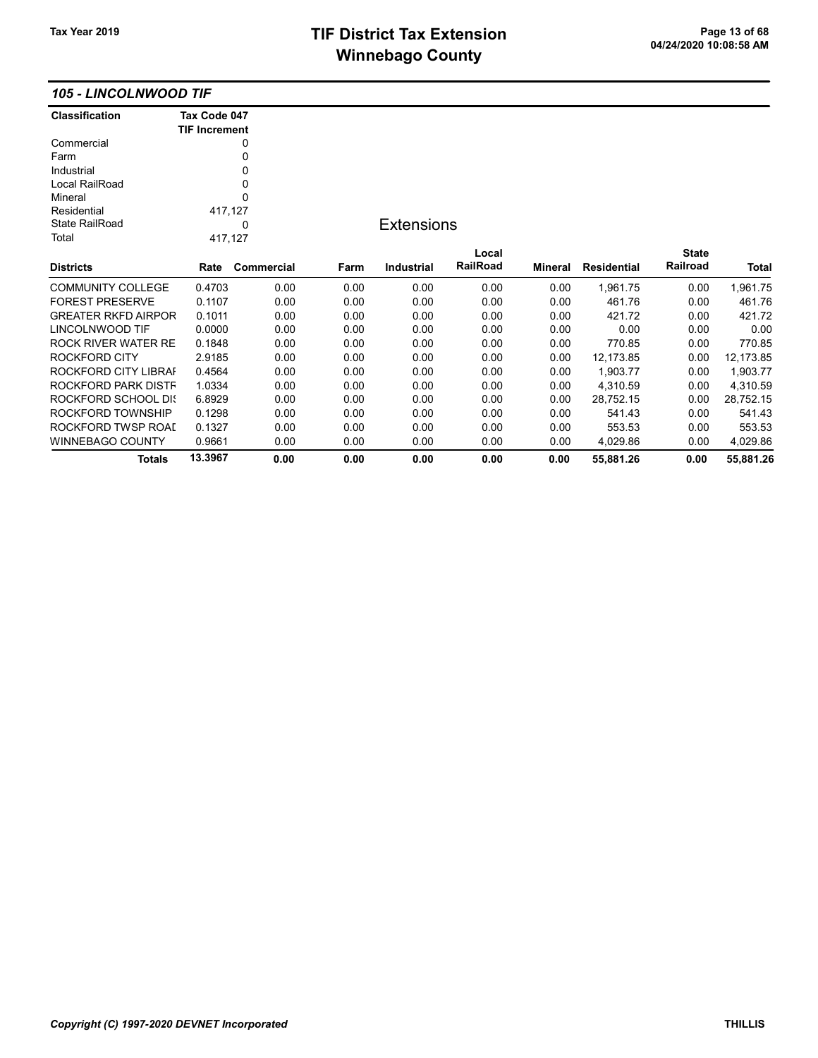## 105 - LINCOLNWOOD TIF

| Classification | Tax Code 047 TIF Increment |
|---|---|
| Commercial | 0 |
| Farm | 0 |
| Industrial | 0 |
| Local RailRoad | 0 |
| Mineral | 0 |
| Residential | 417,127 |
| State RailRoad | 0 |
| Total | 417,127 |

### Extensions

| Districts | Rate | Commercial | Farm | Industrial | Local RailRoad | Mineral | Residential | State Railroad | Total |
|---|---|---|---|---|---|---|---|---|---|
| COMMUNITY COLLEGE | 0.4703 | 0.00 | 0.00 | 0.00 | 0.00 | 0.00 | 1,961.75 | 0.00 | 1,961.75 |
| FOREST PRESERVE | 0.1107 | 0.00 | 0.00 | 0.00 | 0.00 | 0.00 | 461.76 | 0.00 | 461.76 |
| GREATER RKFD AIRPOR | 0.1011 | 0.00 | 0.00 | 0.00 | 0.00 | 0.00 | 421.72 | 0.00 | 421.72 |
| LINCOLNWOOD TIF | 0.0000 | 0.00 | 0.00 | 0.00 | 0.00 | 0.00 | 0.00 | 0.00 | 0.00 |
| ROCK RIVER WATER RE | 0.1848 | 0.00 | 0.00 | 0.00 | 0.00 | 0.00 | 770.85 | 0.00 | 770.85 |
| ROCKFORD CITY | 2.9185 | 0.00 | 0.00 | 0.00 | 0.00 | 0.00 | 12,173.85 | 0.00 | 12,173.85 |
| ROCKFORD CITY LIBRAI | 0.4564 | 0.00 | 0.00 | 0.00 | 0.00 | 0.00 | 1,903.77 | 0.00 | 1,903.77 |
| ROCKFORD PARK DISTF | 1.0334 | 0.00 | 0.00 | 0.00 | 0.00 | 0.00 | 4,310.59 | 0.00 | 4,310.59 |
| ROCKFORD SCHOOL DI! | 6.8929 | 0.00 | 0.00 | 0.00 | 0.00 | 0.00 | 28,752.15 | 0.00 | 28,752.15 |
| ROCKFORD TOWNSHIP | 0.1298 | 0.00 | 0.00 | 0.00 | 0.00 | 0.00 | 541.43 | 0.00 | 541.43 |
| ROCKFORD TWSP ROAI | 0.1327 | 0.00 | 0.00 | 0.00 | 0.00 | 0.00 | 553.53 | 0.00 | 553.53 |
| WINNEBAGO COUNTY | 0.9661 | 0.00 | 0.00 | 0.00 | 0.00 | 0.00 | 4,029.86 | 0.00 | 4,029.86 |
| **Totals** | **13.3967** | **0.00** | **0.00** | **0.00** | **0.00** | **0.00** | **55,881.26** | **0.00** | **55,881.26** |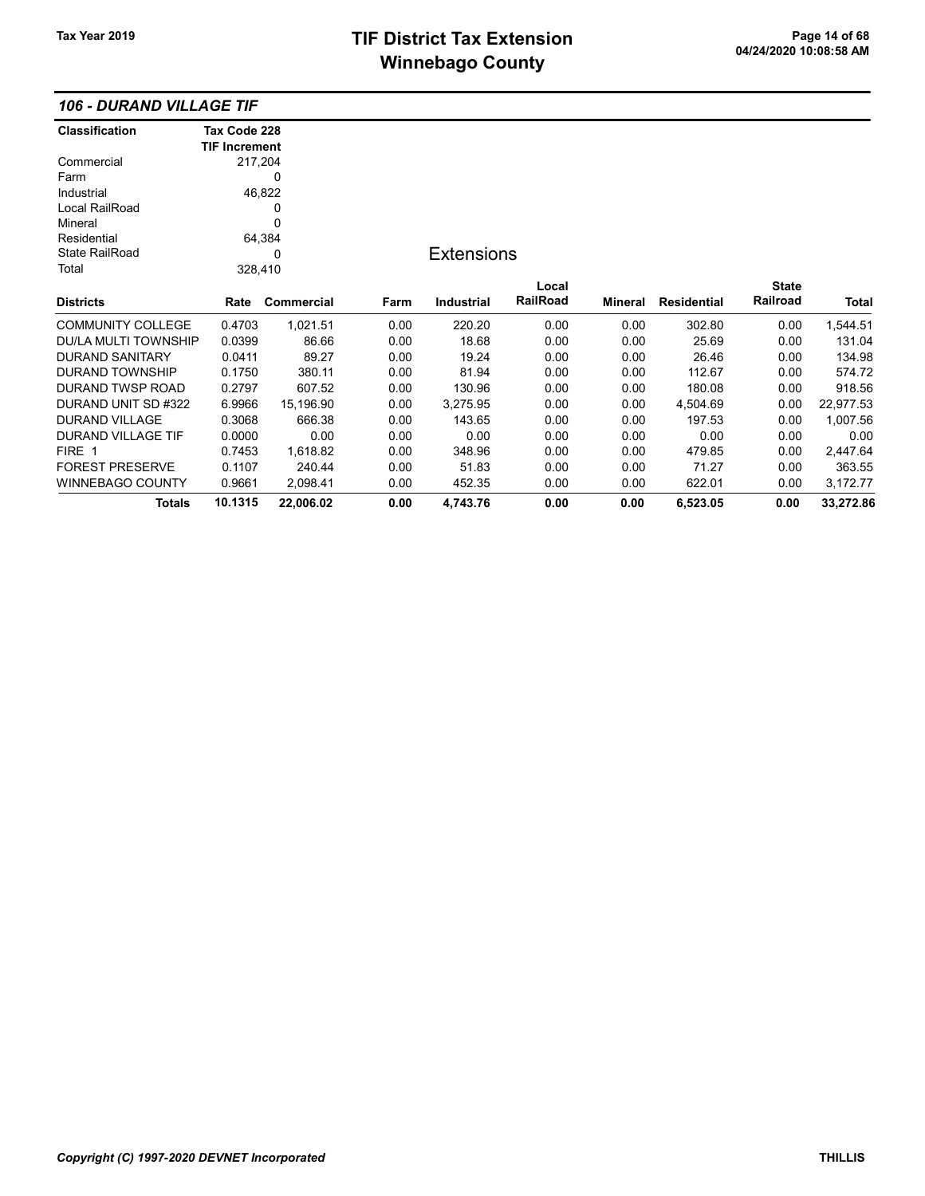### 106 - DURAND VILLAGE TIF

| Classification | Tax Code 228 TIF Increment |
|---|---|
| Commercial | 217,204 |
| Farm | 0 |
| Industrial | 46,822 |
| Local RailRoad | 0 |
| Mineral | 0 |
| Residential | 64,384 |
| State RailRoad | 0 |
| Total | 328,410 |

## Extensions

| Districts | Rate | Commercial | Farm | Industrial | Local RailRoad | Mineral | Residential | State Railroad | Total |
|---|---|---|---|---|---|---|---|---|---|
| COMMUNITY COLLEGE | 0.4703 | 1,021.51 | 0.00 | 220.20 | 0.00 | 0.00 | 302.80 | 0.00 | 1,544.51 |
| DU/LA MULTI TOWNSHIP | 0.0399 | 86.66 | 0.00 | 18.68 | 0.00 | 0.00 | 25.69 | 0.00 | 131.04 |
| DURAND SANITARY | 0.0411 | 89.27 | 0.00 | 19.24 | 0.00 | 0.00 | 26.46 | 0.00 | 134.98 |
| DURAND TOWNSHIP | 0.1750 | 380.11 | 0.00 | 81.94 | 0.00 | 0.00 | 112.67 | 0.00 | 574.72 |
| DURAND TWSP ROAD | 0.2797 | 607.52 | 0.00 | 130.96 | 0.00 | 0.00 | 180.08 | 0.00 | 918.56 |
| DURAND UNIT SD #322 | 6.9966 | 15,196.90 | 0.00 | 3,275.95 | 0.00 | 0.00 | 4,504.69 | 0.00 | 22,977.53 |
| DURAND VILLAGE | 0.3068 | 666.38 | 0.00 | 143.65 | 0.00 | 0.00 | 197.53 | 0.00 | 1,007.56 |
| DURAND VILLAGE TIF | 0.0000 | 0.00 | 0.00 | 0.00 | 0.00 | 0.00 | 0.00 | 0.00 | 0.00 |
| FIRE 1 | 0.7453 | 1,618.82 | 0.00 | 348.96 | 0.00 | 0.00 | 479.85 | 0.00 | 2,447.64 |
| FOREST PRESERVE | 0.1107 | 240.44 | 0.00 | 51.83 | 0.00 | 0.00 | 71.27 | 0.00 | 363.55 |
| WINNEBAGO COUNTY | 0.9661 | 2,098.41 | 0.00 | 452.35 | 0.00 | 0.00 | 622.01 | 0.00 | 3,172.77 |
| **Totals** | **10.1315** | **22,006.02** | **0.00** | **4,743.76** | **0.00** | **0.00** | **6,523.05** | **0.00** | **33,272.86** |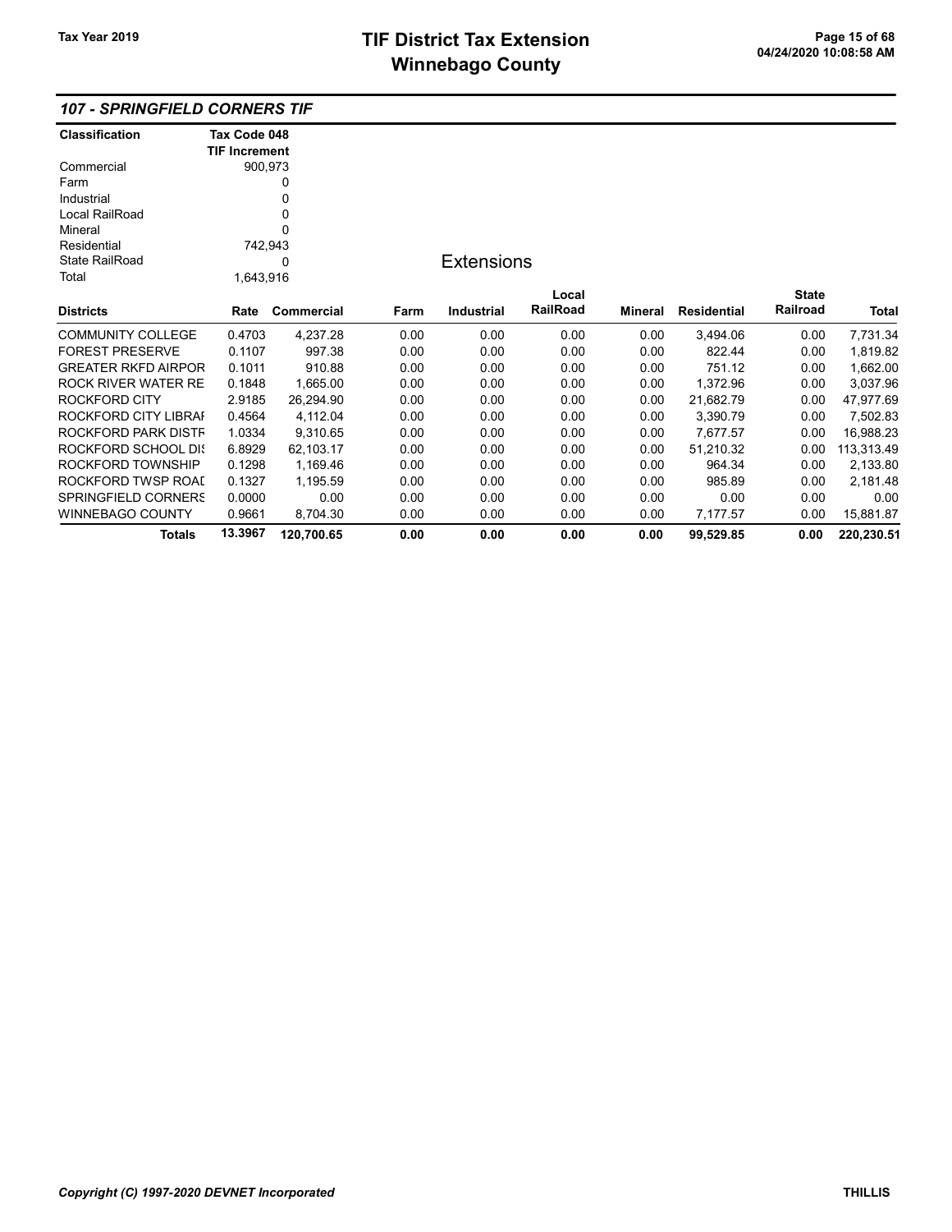## 107 - SPRINGFIELD CORNERS TIF

| Classification | Tax Code 048 TIF Increment |
|---|---|
| Commercial | 900,973 |
| Farm | 0 |
| Industrial | 0 |
| Local RailRoad | 0 |
| Mineral | 0 |
| Residential | 742,943 |
| State RailRoad | 0 |
| Total | 1,643,916 |

### Extensions

| Districts | Rate | Commercial | Farm | Industrial | Local RailRoad | Mineral | Residential | State Railroad | Total |
|---|---|---|---|---|---|---|---|---|---|
| COMMUNITY COLLEGE | 0.4703 | 4,237.28 | 0.00 | 0.00 | 0.00 | 0.00 | 3,494.06 | 0.00 | 7,731.34 |
| FOREST PRESERVE | 0.1107 | 997.38 | 0.00 | 0.00 | 0.00 | 0.00 | 822.44 | 0.00 | 1,819.82 |
| GREATER RKFD AIRPOR | 0.1011 | 910.88 | 0.00 | 0.00 | 0.00 | 0.00 | 751.12 | 0.00 | 1,662.00 |
| ROCK RIVER WATER RE | 0.1848 | 1,665.00 | 0.00 | 0.00 | 0.00 | 0.00 | 1,372.96 | 0.00 | 3,037.96 |
| ROCKFORD CITY | 2.9185 | 26,294.90 | 0.00 | 0.00 | 0.00 | 0.00 | 21,682.79 | 0.00 | 47,977.69 |
| ROCKFORD CITY LIBRAI | 0.4564 | 4,112.04 | 0.00 | 0.00 | 0.00 | 0.00 | 3,390.79 | 0.00 | 7,502.83 |
| ROCKFORD PARK DISTR | 1.0334 | 9,310.65 | 0.00 | 0.00 | 0.00 | 0.00 | 7,677.57 | 0.00 | 16,988.23 |
| ROCKFORD SCHOOL DIS | 6.8929 | 62,103.17 | 0.00 | 0.00 | 0.00 | 0.00 | 51,210.32 | 0.00 | 113,313.49 |
| ROCKFORD TOWNSHIP | 0.1298 | 1,169.46 | 0.00 | 0.00 | 0.00 | 0.00 | 964.34 | 0.00 | 2,133.80 |
| ROCKFORD TWSP ROAD | 0.1327 | 1,195.59 | 0.00 | 0.00 | 0.00 | 0.00 | 985.89 | 0.00 | 2,181.48 |
| SPRINGFIELD CORNERS | 0.0000 | 0.00 | 0.00 | 0.00 | 0.00 | 0.00 | 0.00 | 0.00 | 0.00 |
| WINNEBAGO COUNTY | 0.9661 | 8,704.30 | 0.00 | 0.00 | 0.00 | 0.00 | 7,177.57 | 0.00 | 15,881.87 |
| **Totals** | **13.3967** | **120,700.65** | **0.00** | **0.00** | **0.00** | **0.00** | **99,529.85** | **0.00** | **220,230.51** |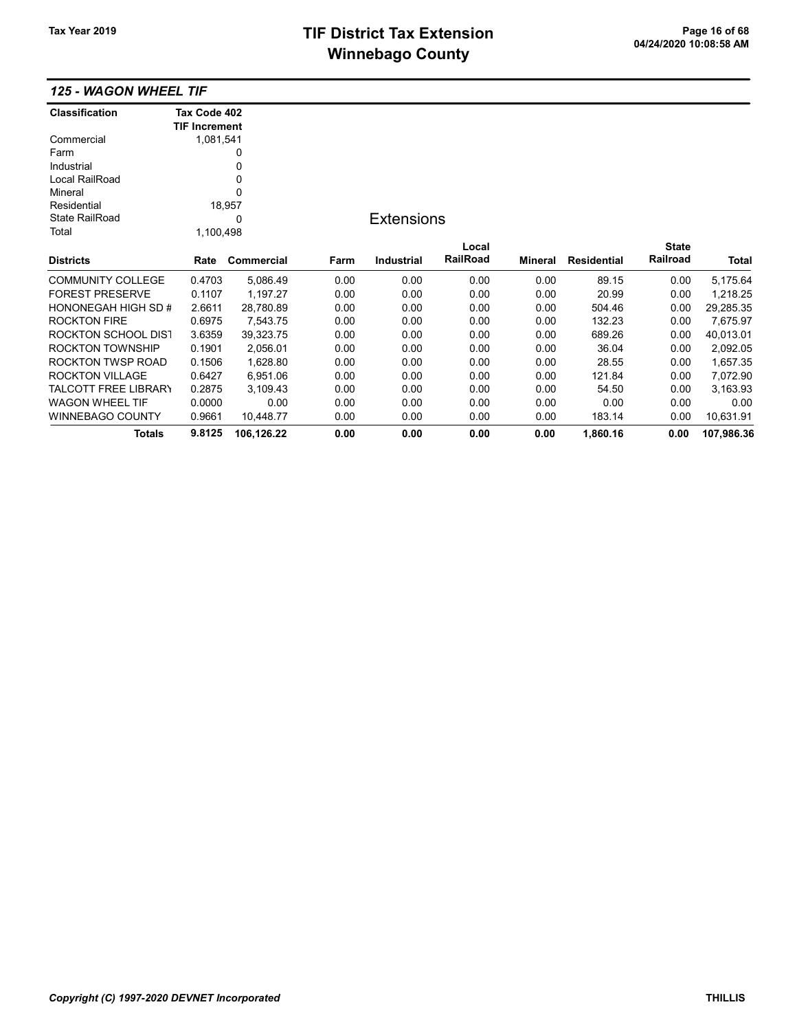## 125 - WAGON WHEEL TIF

| Classification | Tax Code 402 TIF Increment |
|---|---|
| Commercial | 1,081,541 |
| Farm | 0 |
| Industrial | 0 |
| Local RailRoad | 0 |
| Mineral | 0 |
| Residential | 18,957 |
| State RailRoad | 0 |
| Total | 1,100,498 |

### Extensions

| Districts | Rate | Commercial | Farm | Industrial | Local RailRoad | Mineral | Residential | State Railroad | Total |
|---|---|---|---|---|---|---|---|---|---|
| COMMUNITY COLLEGE | 0.4703 | 5,086.49 | 0.00 | 0.00 | 0.00 | 0.00 | 89.15 | 0.00 | 5,175.64 |
| FOREST PRESERVE | 0.1107 | 1,197.27 | 0.00 | 0.00 | 0.00 | 0.00 | 20.99 | 0.00 | 1,218.25 |
| HONONEGAH HIGH SD # | 2.6611 | 28,780.89 | 0.00 | 0.00 | 0.00 | 0.00 | 504.46 | 0.00 | 29,285.35 |
| ROCKTON FIRE | 0.6975 | 7,543.75 | 0.00 | 0.00 | 0.00 | 0.00 | 132.23 | 0.00 | 7,675.97 |
| ROCKTON SCHOOL DIST | 3.6359 | 39,323.75 | 0.00 | 0.00 | 0.00 | 0.00 | 689.26 | 0.00 | 40,013.01 |
| ROCKTON TOWNSHIP | 0.1901 | 2,056.01 | 0.00 | 0.00 | 0.00 | 0.00 | 36.04 | 0.00 | 2,092.05 |
| ROCKTON TWSP ROAD | 0.1506 | 1,628.80 | 0.00 | 0.00 | 0.00 | 0.00 | 28.55 | 0.00 | 1,657.35 |
| ROCKTON VILLAGE | 0.6427 | 6,951.06 | 0.00 | 0.00 | 0.00 | 0.00 | 121.84 | 0.00 | 7,072.90 |
| TALCOTT FREE LIBRARY | 0.2875 | 3,109.43 | 0.00 | 0.00 | 0.00 | 0.00 | 54.50 | 0.00 | 3,163.93 |
| WAGON WHEEL TIF | 0.0000 | 0.00 | 0.00 | 0.00 | 0.00 | 0.00 | 0.00 | 0.00 | 0.00 |
| WINNEBAGO COUNTY | 0.9661 | 10,448.77 | 0.00 | 0.00 | 0.00 | 0.00 | 183.14 | 0.00 | 10,631.91 |
| **Totals** | **9.8125** | **106,126.22** | **0.00** | **0.00** | **0.00** | **0.00** | **1,860.16** | **0.00** | **107,986.36** |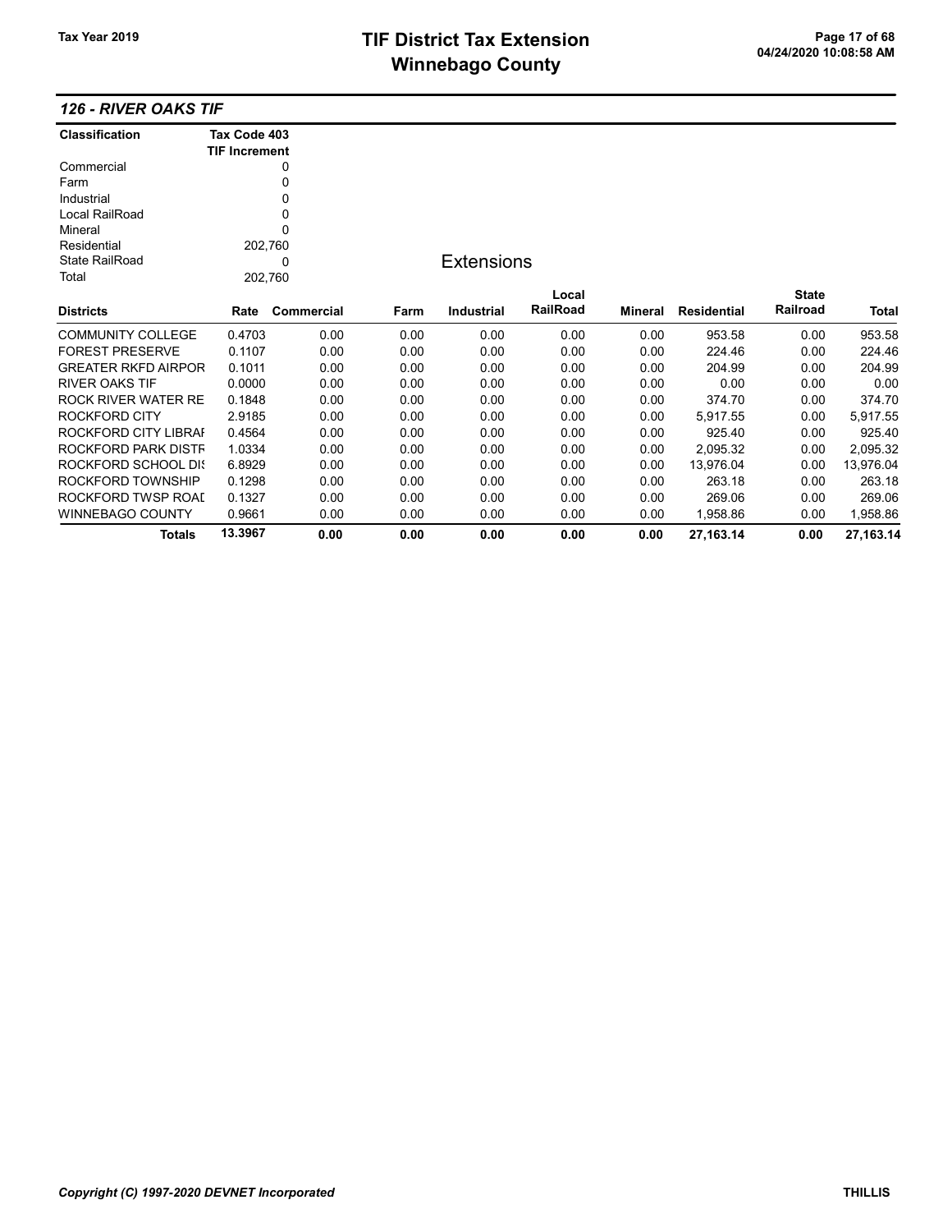# TIF District Tax Extension
# Winnebago County

Tax Year 2019

## 126 - RIVER OAKS TIF

| Classification | Tax Code 403 TIF Increment |
|---|---|
| Commercial | 0 |
| Farm | 0 |
| Industrial | 0 |
| Local RailRoad | 0 |
| Mineral | 0 |
| Residential | 202,760 |
| State RailRoad | 0 |
| Total | 202,760 |

### Extensions

| Districts | Rate | Commercial | Farm | Industrial | Local RailRoad | Mineral | Residential | State Railroad | Total |
|---|---|---|---|---|---|---|---|---|---|
| COMMUNITY COLLEGE | 0.4703 | 0.00 | 0.00 | 0.00 | 0.00 | 0.00 | 953.58 | 0.00 | 953.58 |
| FOREST PRESERVE | 0.1107 | 0.00 | 0.00 | 0.00 | 0.00 | 0.00 | 224.46 | 0.00 | 224.46 |
| GREATER RKFD AIRPOR | 0.1011 | 0.00 | 0.00 | 0.00 | 0.00 | 0.00 | 204.99 | 0.00 | 204.99 |
| RIVER OAKS TIF | 0.0000 | 0.00 | 0.00 | 0.00 | 0.00 | 0.00 | 0.00 | 0.00 | 0.00 |
| ROCK RIVER WATER RE | 0.1848 | 0.00 | 0.00 | 0.00 | 0.00 | 0.00 | 374.70 | 0.00 | 374.70 |
| ROCKFORD CITY | 2.9185 | 0.00 | 0.00 | 0.00 | 0.00 | 0.00 | 5,917.55 | 0.00 | 5,917.55 |
| ROCKFORD CITY LIBRAI | 0.4564 | 0.00 | 0.00 | 0.00 | 0.00 | 0.00 | 925.40 | 0.00 | 925.40 |
| ROCKFORD PARK DISTF | 1.0334 | 0.00 | 0.00 | 0.00 | 0.00 | 0.00 | 2,095.32 | 0.00 | 2,095.32 |
| ROCKFORD SCHOOL DI! | 6.8929 | 0.00 | 0.00 | 0.00 | 0.00 | 0.00 | 13,976.04 | 0.00 | 13,976.04 |
| ROCKFORD TOWNSHIP | 0.1298 | 0.00 | 0.00 | 0.00 | 0.00 | 0.00 | 263.18 | 0.00 | 263.18 |
| ROCKFORD TWSP ROAI | 0.1327 | 0.00 | 0.00 | 0.00 | 0.00 | 0.00 | 269.06 | 0.00 | 269.06 |
| WINNEBAGO COUNTY | 0.9661 | 0.00 | 0.00 | 0.00 | 0.00 | 0.00 | 1,958.86 | 0.00 | 1,958.86 |
| **Totals** | **13.3967** | **0.00** | **0.00** | **0.00** | **0.00** | **0.00** | **27,163.14** | **0.00** | **27,163.14** |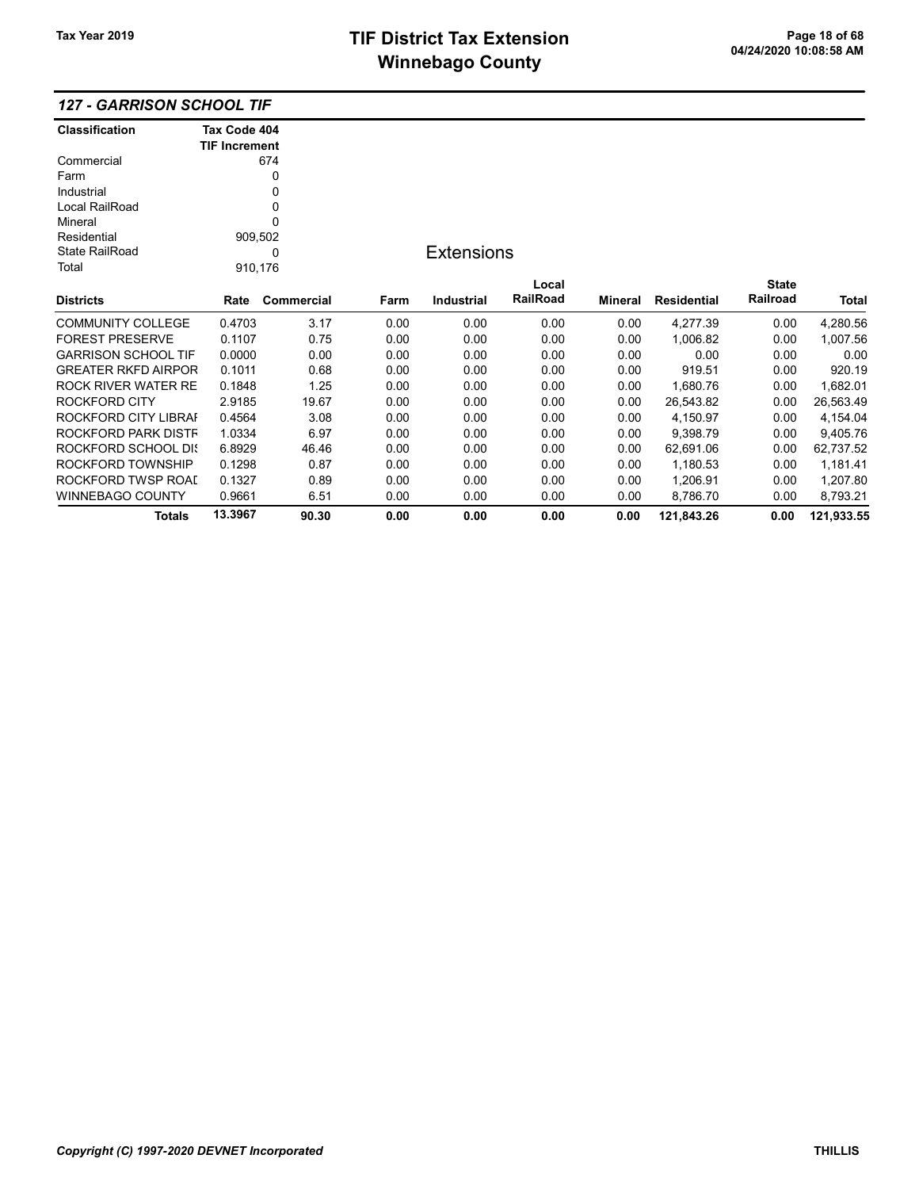## 127 - GARRISON SCHOOL TIF

| Classification | Tax Code 404 TIF Increment |
|---|---|
| Commercial | 674 |
| Farm | 0 |
| Industrial | 0 |
| Local RailRoad | 0 |
| Mineral | 0 |
| Residential | 909,502 |
| State RailRoad | 0 |
| Total | 910,176 |

### Extensions

| Districts | Rate | Commercial | Farm | Industrial | Local RailRoad | Mineral | Residential | State Railroad | Total |
|---|---|---|---|---|---|---|---|---|---|
| COMMUNITY COLLEGE | 0.4703 | 3.17 | 0.00 | 0.00 | 0.00 | 0.00 | 4,277.39 | 0.00 | 4,280.56 |
| FOREST PRESERVE | 0.1107 | 0.75 | 0.00 | 0.00 | 0.00 | 0.00 | 1,006.82 | 0.00 | 1,007.56 |
| GARRISON SCHOOL TIF | 0.0000 | 0.00 | 0.00 | 0.00 | 0.00 | 0.00 | 0.00 | 0.00 | 0.00 |
| GREATER RKFD AIRPOR | 0.1011 | 0.68 | 0.00 | 0.00 | 0.00 | 0.00 | 919.51 | 0.00 | 920.19 |
| ROCK RIVER WATER RE | 0.1848 | 1.25 | 0.00 | 0.00 | 0.00 | 0.00 | 1,680.76 | 0.00 | 1,682.01 |
| ROCKFORD CITY | 2.9185 | 19.67 | 0.00 | 0.00 | 0.00 | 0.00 | 26,543.82 | 0.00 | 26,563.49 |
| ROCKFORD CITY LIBRAI | 0.4564 | 3.08 | 0.00 | 0.00 | 0.00 | 0.00 | 4,150.97 | 0.00 | 4,154.04 |
| ROCKFORD PARK DISTF | 1.0334 | 6.97 | 0.00 | 0.00 | 0.00 | 0.00 | 9,398.79 | 0.00 | 9,405.76 |
| ROCKFORD SCHOOL DIS | 6.8929 | 46.46 | 0.00 | 0.00 | 0.00 | 0.00 | 62,691.06 | 0.00 | 62,737.52 |
| ROCKFORD TOWNSHIP | 0.1298 | 0.87 | 0.00 | 0.00 | 0.00 | 0.00 | 1,180.53 | 0.00 | 1,181.41 |
| ROCKFORD TWSP ROAI | 0.1327 | 0.89 | 0.00 | 0.00 | 0.00 | 0.00 | 1,206.91 | 0.00 | 1,207.80 |
| WINNEBAGO COUNTY | 0.9661 | 6.51 | 0.00 | 0.00 | 0.00 | 0.00 | 8,786.70 | 0.00 | 8,793.21 |
| **Totals** | **13.3967** | **90.30** | **0.00** | **0.00** | **0.00** | **0.00** | **121,843.26** | **0.00** | **121,933.55** |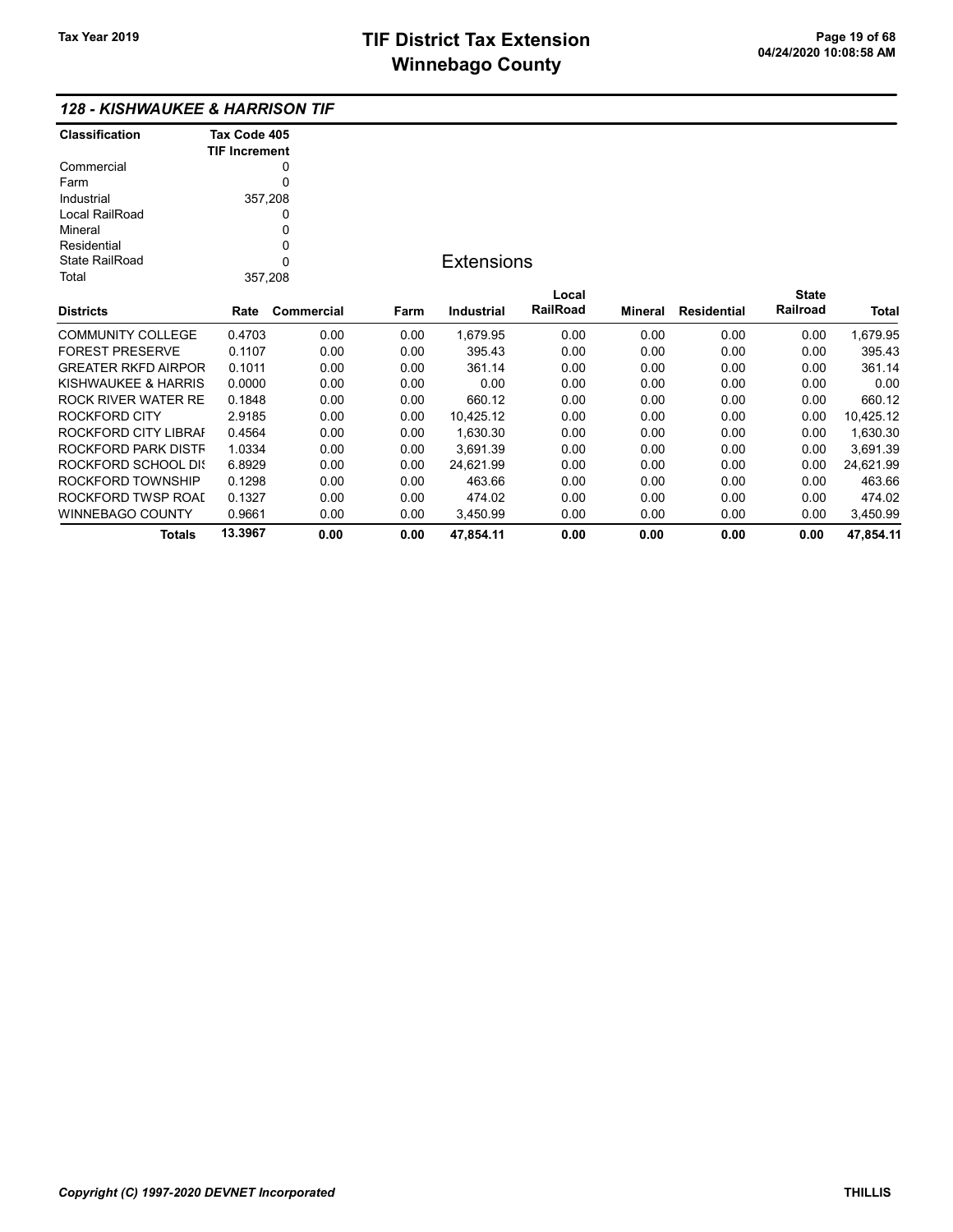## 128 - KISHWAUKEE & HARRISON TIF

| Classification | Tax Code 405 TIF Increment |
|---|---|
| Commercial | 0 |
| Farm | 0 |
| Industrial | 357,208 |
| Local RailRoad | 0 |
| Mineral | 0 |
| Residential | 0 |
| State RailRoad | 0 |
| Total | 357,208 |

### Extensions

| Districts | Rate | Commercial | Farm | Industrial | Local RailRoad | Mineral | Residential | State Railroad | Total |
|---|---|---|---|---|---|---|---|---|---|
| COMMUNITY COLLEGE | 0.4703 | 0.00 | 0.00 | 1,679.95 | 0.00 | 0.00 | 0.00 | 0.00 | 1,679.95 |
| FOREST PRESERVE | 0.1107 | 0.00 | 0.00 | 395.43 | 0.00 | 0.00 | 0.00 | 0.00 | 395.43 |
| GREATER RKFD AIRPOR | 0.1011 | 0.00 | 0.00 | 361.14 | 0.00 | 0.00 | 0.00 | 0.00 | 361.14 |
| KISHWAUKEE & HARRIS | 0.0000 | 0.00 | 0.00 | 0.00 | 0.00 | 0.00 | 0.00 | 0.00 | 0.00 |
| ROCK RIVER WATER RE | 0.1848 | 0.00 | 0.00 | 660.12 | 0.00 | 0.00 | 0.00 | 0.00 | 660.12 |
| ROCKFORD CITY | 2.9185 | 0.00 | 0.00 | 10,425.12 | 0.00 | 0.00 | 0.00 | 0.00 | 10,425.12 |
| ROCKFORD CITY LIBRAI | 0.4564 | 0.00 | 0.00 | 1,630.30 | 0.00 | 0.00 | 0.00 | 0.00 | 1,630.30 |
| ROCKFORD PARK DISTF | 1.0334 | 0.00 | 0.00 | 3,691.39 | 0.00 | 0.00 | 0.00 | 0.00 | 3,691.39 |
| ROCKFORD SCHOOL DIS | 6.8929 | 0.00 | 0.00 | 24,621.99 | 0.00 | 0.00 | 0.00 | 0.00 | 24,621.99 |
| ROCKFORD TOWNSHIP | 0.1298 | 0.00 | 0.00 | 463.66 | 0.00 | 0.00 | 0.00 | 0.00 | 463.66 |
| ROCKFORD TWSP ROAI | 0.1327 | 0.00 | 0.00 | 474.02 | 0.00 | 0.00 | 0.00 | 0.00 | 474.02 |
| WINNEBAGO COUNTY | 0.9661 | 0.00 | 0.00 | 3,450.99 | 0.00 | 0.00 | 0.00 | 0.00 | 3,450.99 |
| **Totals** | **13.3967** | **0.00** | **0.00** | **47,854.11** | **0.00** | **0.00** | **0.00** | **0.00** | **47,854.11** |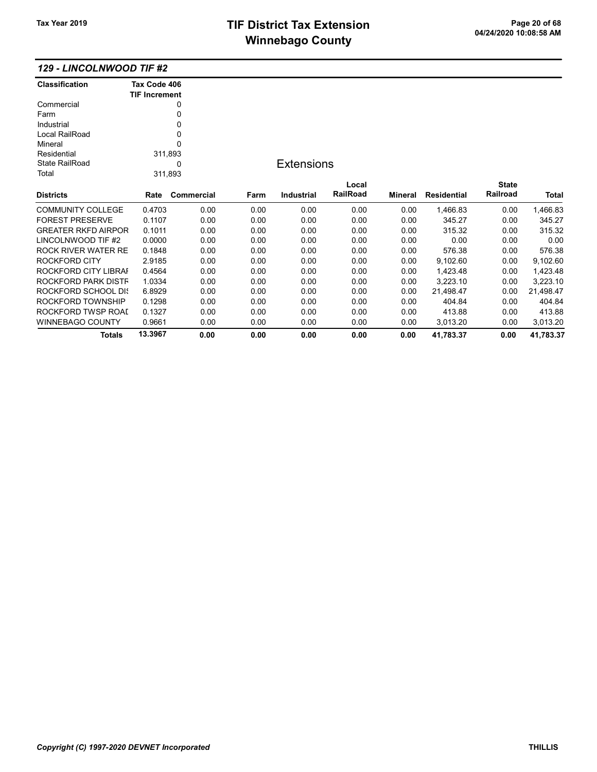# TIF District Tax Extension
# Winnebago County

Tax Year 2019

## 129 - LINCOLNWOOD TIF #2

| Classification | Tax Code 406 TIF Increment |
|---|---|
| Commercial | 0 |
| Farm | 0 |
| Industrial | 0 |
| Local RailRoad | 0 |
| Mineral | 0 |
| Residential | 311,893 |
| State RailRoad | 0 |
| Total | 311,893 |

### Extensions

| Districts | Rate | Commercial | Farm | Industrial | Local RailRoad | Mineral | Residential | State Railroad | Total |
|---|---|---|---|---|---|---|---|---|---|
| COMMUNITY COLLEGE | 0.4703 | 0.00 | 0.00 | 0.00 | 0.00 | 0.00 | 1,466.83 | 0.00 | 1,466.83 |
| FOREST PRESERVE | 0.1107 | 0.00 | 0.00 | 0.00 | 0.00 | 0.00 | 345.27 | 0.00 | 345.27 |
| GREATER RKFD AIRPOR | 0.1011 | 0.00 | 0.00 | 0.00 | 0.00 | 0.00 | 315.32 | 0.00 | 315.32 |
| LINCOLNWOOD TIF #2 | 0.0000 | 0.00 | 0.00 | 0.00 | 0.00 | 0.00 | 0.00 | 0.00 | 0.00 |
| ROCK RIVER WATER RE | 0.1848 | 0.00 | 0.00 | 0.00 | 0.00 | 0.00 | 576.38 | 0.00 | 576.38 |
| ROCKFORD CITY | 2.9185 | 0.00 | 0.00 | 0.00 | 0.00 | 0.00 | 9,102.60 | 0.00 | 9,102.60 |
| ROCKFORD CITY LIBRAI | 0.4564 | 0.00 | 0.00 | 0.00 | 0.00 | 0.00 | 1,423.48 | 0.00 | 1,423.48 |
| ROCKFORD PARK DISTF | 1.0334 | 0.00 | 0.00 | 0.00 | 0.00 | 0.00 | 3,223.10 | 0.00 | 3,223.10 |
| ROCKFORD SCHOOL DIS | 6.8929 | 0.00 | 0.00 | 0.00 | 0.00 | 0.00 | 21,498.47 | 0.00 | 21,498.47 |
| ROCKFORD TOWNSHIP | 0.1298 | 0.00 | 0.00 | 0.00 | 0.00 | 0.00 | 404.84 | 0.00 | 404.84 |
| ROCKFORD TWSP ROAI | 0.1327 | 0.00 | 0.00 | 0.00 | 0.00 | 0.00 | 413.88 | 0.00 | 413.88 |
| WINNEBAGO COUNTY | 0.9661 | 0.00 | 0.00 | 0.00 | 0.00 | 0.00 | 3,013.20 | 0.00 | 3,013.20 |
| **Totals** | **13.3967** | **0.00** | **0.00** | **0.00** | **0.00** | **0.00** | **41,783.37** | **0.00** | **41,783.37** |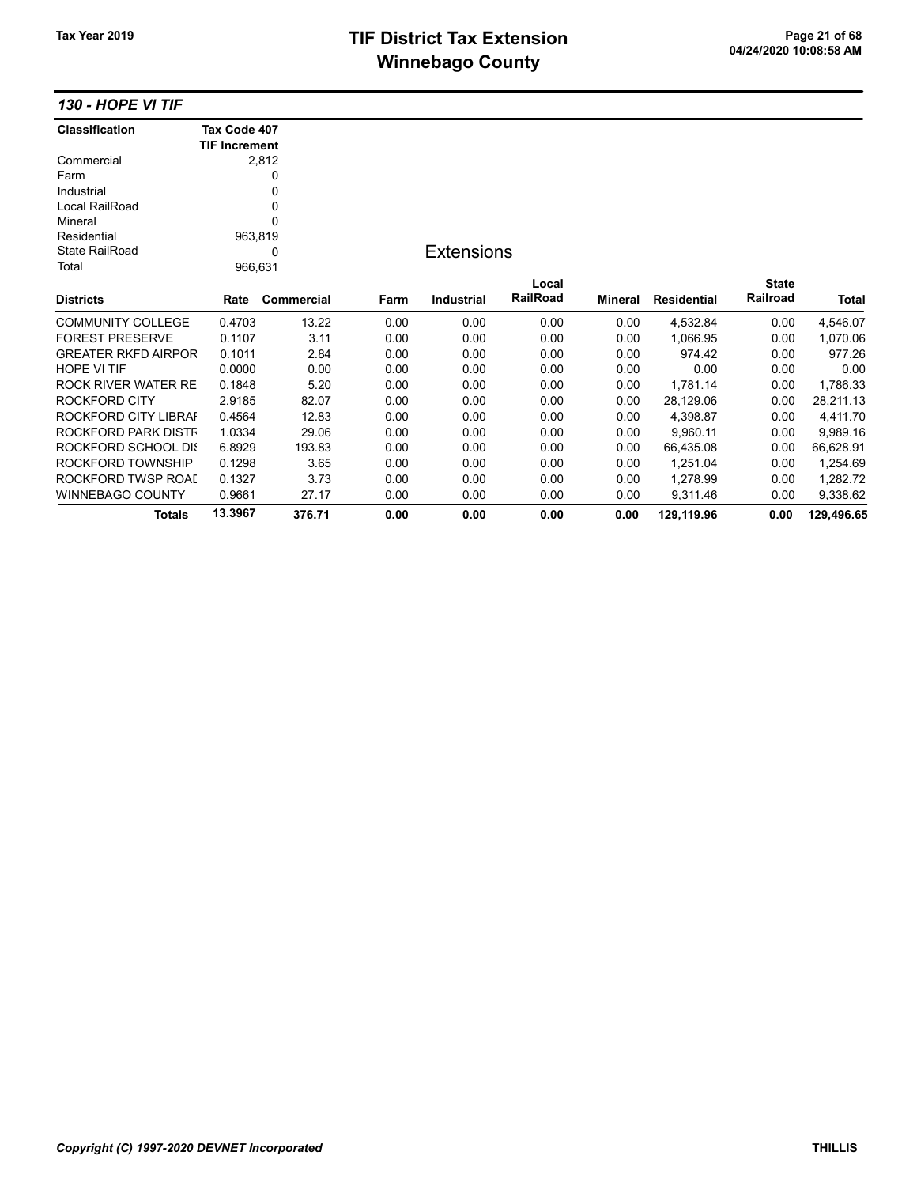# TIF District Tax Extension
# Winnebago County

Tax Year 2019

## 130 - HOPE VI TIF

| Classification | Tax Code 407 TIF Increment |
|---|---|
| Commercial | 2,812 |
| Farm | 0 |
| Industrial | 0 |
| Local RailRoad | 0 |
| Mineral | 0 |
| Residential | 963,819 |
| State RailRoad | 0 |
| Total | 966,631 |

### Extensions

| Districts | Rate | Commercial | Farm | Industrial | Local RailRoad | Mineral | Residential | State Railroad | Total |
|---|---|---|---|---|---|---|---|---|---|
| COMMUNITY COLLEGE | 0.4703 | 13.22 | 0.00 | 0.00 | 0.00 | 0.00 | 4,532.84 | 0.00 | 4,546.07 |
| FOREST PRESERVE | 0.1107 | 3.11 | 0.00 | 0.00 | 0.00 | 0.00 | 1,066.95 | 0.00 | 1,070.06 |
| GREATER RKFD AIRPOR | 0.1011 | 2.84 | 0.00 | 0.00 | 0.00 | 0.00 | 974.42 | 0.00 | 977.26 |
| HOPE VI TIF | 0.0000 | 0.00 | 0.00 | 0.00 | 0.00 | 0.00 | 0.00 | 0.00 | 0.00 |
| ROCK RIVER WATER RE | 0.1848 | 5.20 | 0.00 | 0.00 | 0.00 | 0.00 | 1,781.14 | 0.00 | 1,786.33 |
| ROCKFORD CITY | 2.9185 | 82.07 | 0.00 | 0.00 | 0.00 | 0.00 | 28,129.06 | 0.00 | 28,211.13 |
| ROCKFORD CITY LIBRAI | 0.4564 | 12.83 | 0.00 | 0.00 | 0.00 | 0.00 | 4,398.87 | 0.00 | 4,411.70 |
| ROCKFORD PARK DISTF | 1.0334 | 29.06 | 0.00 | 0.00 | 0.00 | 0.00 | 9,960.11 | 0.00 | 9,989.16 |
| ROCKFORD SCHOOL DIS | 6.8929 | 193.83 | 0.00 | 0.00 | 0.00 | 0.00 | 66,435.08 | 0.00 | 66,628.91 |
| ROCKFORD TOWNSHIP | 0.1298 | 3.65 | 0.00 | 0.00 | 0.00 | 0.00 | 1,251.04 | 0.00 | 1,254.69 |
| ROCKFORD TWSP ROAD | 0.1327 | 3.73 | 0.00 | 0.00 | 0.00 | 0.00 | 1,278.99 | 0.00 | 1,282.72 |
| WINNEBAGO COUNTY | 0.9661 | 27.17 | 0.00 | 0.00 | 0.00 | 0.00 | 9,311.46 | 0.00 | 9,338.62 |
| **Totals** | **13.3967** | **376.71** | **0.00** | **0.00** | **0.00** | **0.00** | **129,119.96** | **0.00** | **129,496.65** |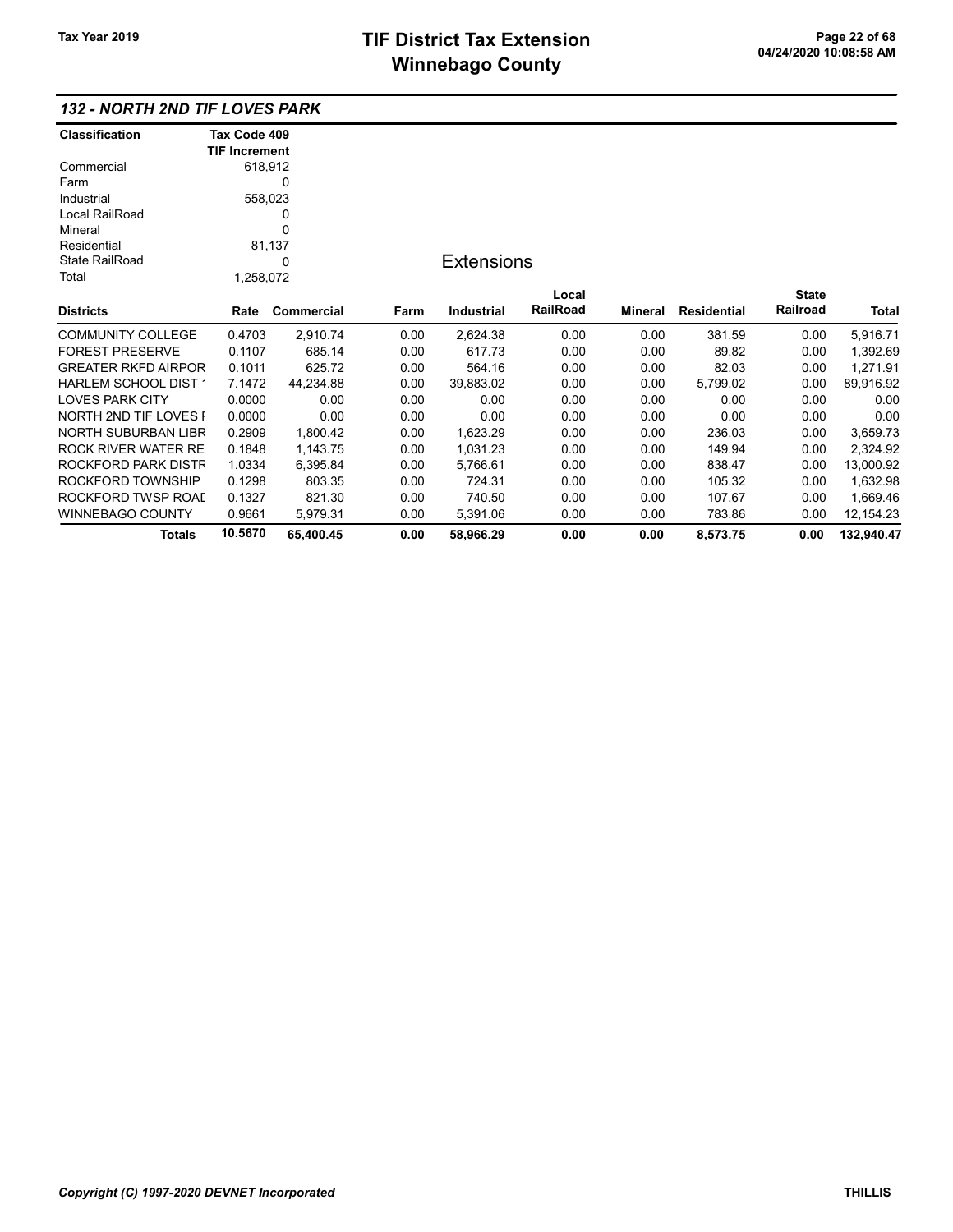## 132 - NORTH 2ND TIF LOVES PARK

| Classification | Tax Code 409 TIF Increment |
|---|---|
| Commercial | 618,912 |
| Farm | 0 |
| Industrial | 558,023 |
| Local RailRoad | 0 |
| Mineral | 0 |
| Residential | 81,137 |
| State RailRoad | 0 |
| Total | 1,258,072 |

### Extensions

| Districts | Rate | Commercial | Farm | Industrial | Local RailRoad | Mineral | Residential | State Railroad | Total |
|---|---|---|---|---|---|---|---|---|---|
| COMMUNITY COLLEGE | 0.4703 | 2,910.74 | 0.00 | 2,624.38 | 0.00 | 0.00 | 381.59 | 0.00 | 5,916.71 |
| FOREST PRESERVE | 0.1107 | 685.14 | 0.00 | 617.73 | 0.00 | 0.00 | 89.82 | 0.00 | 1,392.69 |
| GREATER RKFD AIRPOR | 0.1011 | 625.72 | 0.00 | 564.16 | 0.00 | 0.00 | 82.03 | 0.00 | 1,271.91 |
| HARLEM SCHOOL DIST 1 | 7.1472 | 44,234.88 | 0.00 | 39,883.02 | 0.00 | 0.00 | 5,799.02 | 0.00 | 89,916.92 |
| LOVES PARK CITY | 0.0000 | 0.00 | 0.00 | 0.00 | 0.00 | 0.00 | 0.00 | 0.00 | 0.00 |
| NORTH 2ND TIF LOVES I | 0.0000 | 0.00 | 0.00 | 0.00 | 0.00 | 0.00 | 0.00 | 0.00 | 0.00 |
| NORTH SUBURBAN LIBR | 0.2909 | 1,800.42 | 0.00 | 1,623.29 | 0.00 | 0.00 | 236.03 | 0.00 | 3,659.73 |
| ROCK RIVER WATER RE | 0.1848 | 1,143.75 | 0.00 | 1,031.23 | 0.00 | 0.00 | 149.94 | 0.00 | 2,324.92 |
| ROCKFORD PARK DISTR | 1.0334 | 6,395.84 | 0.00 | 5,766.61 | 0.00 | 0.00 | 838.47 | 0.00 | 13,000.92 |
| ROCKFORD TOWNSHIP | 0.1298 | 803.35 | 0.00 | 724.31 | 0.00 | 0.00 | 105.32 | 0.00 | 1,632.98 |
| ROCKFORD TWSP ROAD | 0.1327 | 821.30 | 0.00 | 740.50 | 0.00 | 0.00 | 107.67 | 0.00 | 1,669.46 |
| WINNEBAGO COUNTY | 0.9661 | 5,979.31 | 0.00 | 5,391.06 | 0.00 | 0.00 | 783.86 | 0.00 | 12,154.23 |
| **Totals** | **10.5670** | **65,400.45** | **0.00** | **58,966.29** | **0.00** | **0.00** | **8,573.75** | **0.00** | **132,940.47** |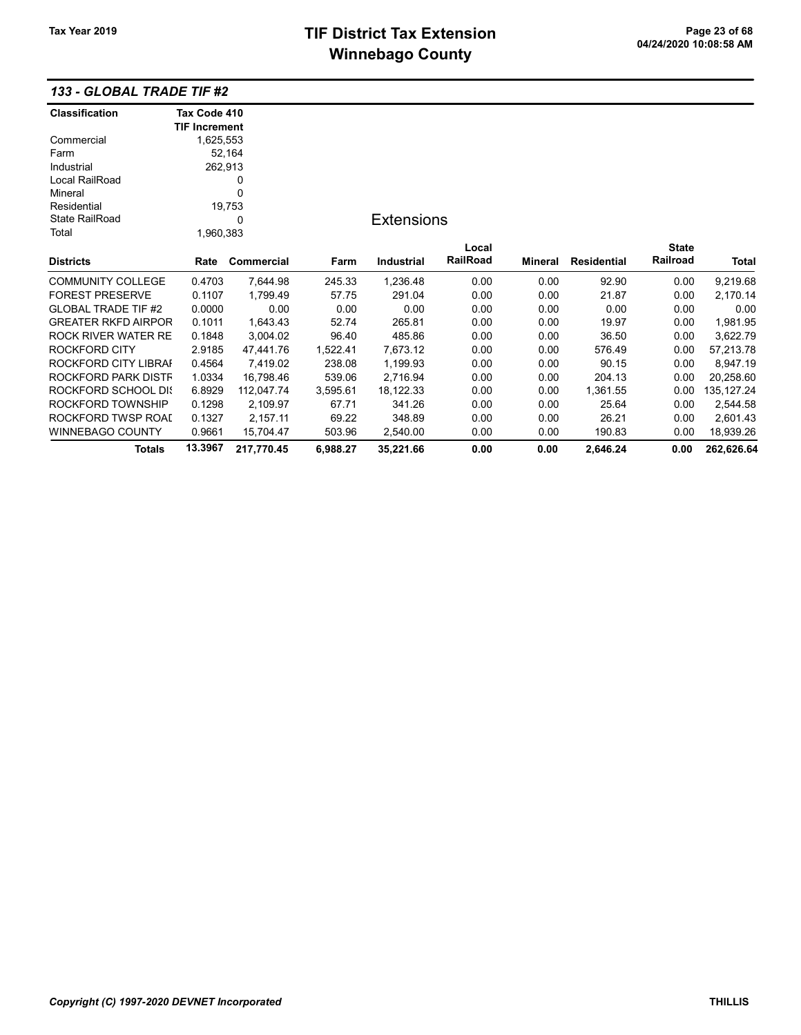# TIF District Tax Extension
# Winnebago County

Tax Year 2019

## 133 - GLOBAL TRADE TIF #2

| Classification | Tax Code 410 TIF Increment |
|---|---|
| Commercial | 1,625,553 |
| Farm | 52,164 |
| Industrial | 262,913 |
| Local RailRoad | 0 |
| Mineral | 0 |
| Residential | 19,753 |
| State RailRoad | 0 |
| Total | 1,960,383 |

### Extensions

| Districts | Rate | Commercial | Farm | Industrial | Local RailRoad | Mineral | Residential | State Railroad | Total |
|---|---|---|---|---|---|---|---|---|---|
| COMMUNITY COLLEGE | 0.4703 | 7,644.98 | 245.33 | 1,236.48 | 0.00 | 0.00 | 92.90 | 0.00 | 9,219.68 |
| FOREST PRESERVE | 0.1107 | 1,799.49 | 57.75 | 291.04 | 0.00 | 0.00 | 21.87 | 0.00 | 2,170.14 |
| GLOBAL TRADE TIF #2 | 0.0000 | 0.00 | 0.00 | 0.00 | 0.00 | 0.00 | 0.00 | 0.00 | 0.00 |
| GREATER RKFD AIRPOR | 0.1011 | 1,643.43 | 52.74 | 265.81 | 0.00 | 0.00 | 19.97 | 0.00 | 1,981.95 |
| ROCK RIVER WATER RE | 0.1848 | 3,004.02 | 96.40 | 485.86 | 0.00 | 0.00 | 36.50 | 0.00 | 3,622.79 |
| ROCKFORD CITY | 2.9185 | 47,441.76 | 1,522.41 | 7,673.12 | 0.00 | 0.00 | 576.49 | 0.00 | 57,213.78 |
| ROCKFORD CITY LIBRAI | 0.4564 | 7,419.02 | 238.08 | 1,199.93 | 0.00 | 0.00 | 90.15 | 0.00 | 8,947.19 |
| ROCKFORD PARK DISTF | 1.0334 | 16,798.46 | 539.06 | 2,716.94 | 0.00 | 0.00 | 204.13 | 0.00 | 20,258.60 |
| ROCKFORD SCHOOL DI: | 6.8929 | 112,047.74 | 3,595.61 | 18,122.33 | 0.00 | 0.00 | 1,361.55 | 0.00 | 135,127.24 |
| ROCKFORD TOWNSHIP | 0.1298 | 2,109.97 | 67.71 | 341.26 | 0.00 | 0.00 | 25.64 | 0.00 | 2,544.58 |
| ROCKFORD TWSP ROAI | 0.1327 | 2,157.11 | 69.22 | 348.89 | 0.00 | 0.00 | 26.21 | 0.00 | 2,601.43 |
| WINNEBAGO COUNTY | 0.9661 | 15,704.47 | 503.96 | 2,540.00 | 0.00 | 0.00 | 190.83 | 0.00 | 18,939.26 |
| **Totals** | **13.3967** | **217,770.45** | **6,988.27** | **35,221.66** | **0.00** | **0.00** | **2,646.24** | **0.00** | **262,626.64** |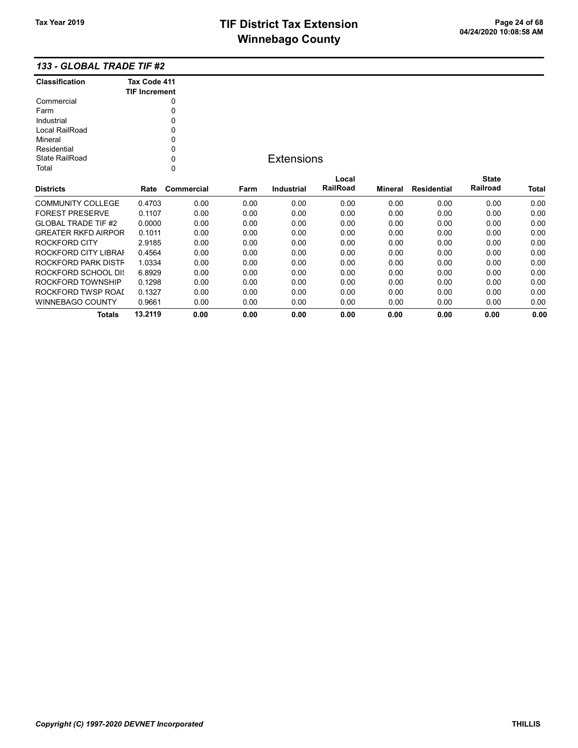## 133 - GLOBAL TRADE TIF #2

| Classification | Tax Code 411 TIF Increment |
|---|---|
| Commercial | 0 |
| Farm | 0 |
| Industrial | 0 |
| Local RailRoad | 0 |
| Mineral | 0 |
| Residential | 0 |
| State RailRoad | 0 |
| Total | 0 |

### Extensions

| Districts | Rate | Commercial | Farm | Industrial | Local RailRoad | Mineral | Residential | State Railroad | Total |
|---|---|---|---|---|---|---|---|---|---|
| COMMUNITY COLLEGE | 0.4703 | 0.00 | 0.00 | 0.00 | 0.00 | 0.00 | 0.00 | 0.00 | 0.00 |
| FOREST PRESERVE | 0.1107 | 0.00 | 0.00 | 0.00 | 0.00 | 0.00 | 0.00 | 0.00 | 0.00 |
| GLOBAL TRADE TIF #2 | 0.0000 | 0.00 | 0.00 | 0.00 | 0.00 | 0.00 | 0.00 | 0.00 | 0.00 |
| GREATER RKFD AIRPOR | 0.1011 | 0.00 | 0.00 | 0.00 | 0.00 | 0.00 | 0.00 | 0.00 | 0.00 |
| ROCKFORD CITY | 2.9185 | 0.00 | 0.00 | 0.00 | 0.00 | 0.00 | 0.00 | 0.00 | 0.00 |
| ROCKFORD CITY LIBRAI | 0.4564 | 0.00 | 0.00 | 0.00 | 0.00 | 0.00 | 0.00 | 0.00 | 0.00 |
| ROCKFORD PARK DISTF | 1.0334 | 0.00 | 0.00 | 0.00 | 0.00 | 0.00 | 0.00 | 0.00 | 0.00 |
| ROCKFORD SCHOOL DIS | 6.8929 | 0.00 | 0.00 | 0.00 | 0.00 | 0.00 | 0.00 | 0.00 | 0.00 |
| ROCKFORD TOWNSHIP | 0.1298 | 0.00 | 0.00 | 0.00 | 0.00 | 0.00 | 0.00 | 0.00 | 0.00 |
| ROCKFORD TWSP ROAL | 0.1327 | 0.00 | 0.00 | 0.00 | 0.00 | 0.00 | 0.00 | 0.00 | 0.00 |
| WINNEBAGO COUNTY | 0.9661 | 0.00 | 0.00 | 0.00 | 0.00 | 0.00 | 0.00 | 0.00 | 0.00 |
| **Totals** | **13.2119** | **0.00** | **0.00** | **0.00** | **0.00** | **0.00** | **0.00** | **0.00** | **0.00** |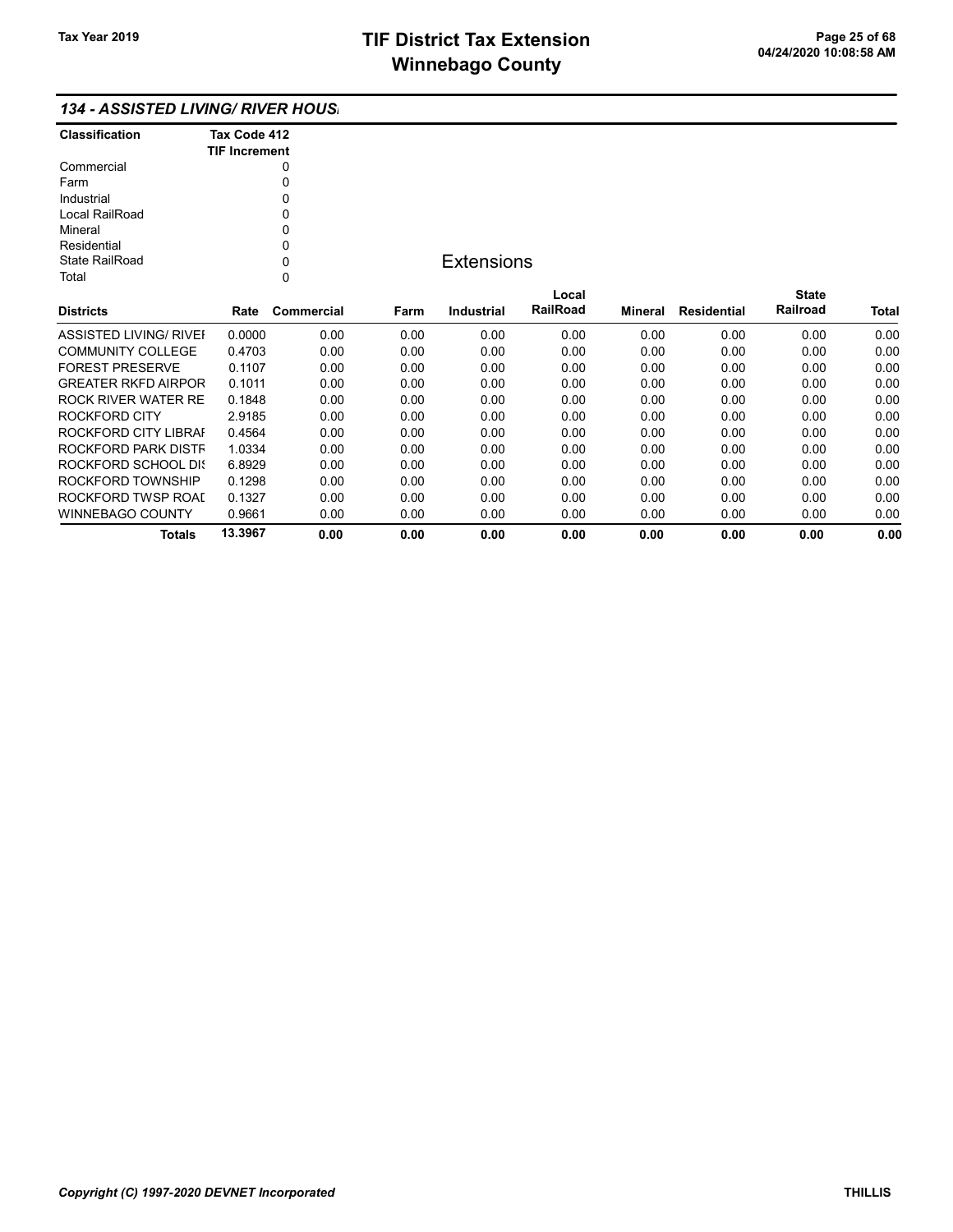## 134 - ASSISTED LIVING/ RIVER HOUS

| Classification | Tax Code 412 TIF Increment |
|---|---|
| Commercial | 0 |
| Farm | 0 |
| Industrial | 0 |
| Local RailRoad | 0 |
| Mineral | 0 |
| Residential | 0 |
| State RailRoad | 0 |
| Total | 0 |

### Extensions

| Districts | Rate | Commercial | Farm | Industrial | Local RailRoad | Mineral | Residential | State Railroad | Total |
|---|---|---|---|---|---|---|---|---|---|
| ASSISTED LIVING/ RIVEI | 0.0000 | 0.00 | 0.00 | 0.00 | 0.00 | 0.00 | 0.00 | 0.00 | 0.00 |
| COMMUNITY COLLEGE | 0.4703 | 0.00 | 0.00 | 0.00 | 0.00 | 0.00 | 0.00 | 0.00 | 0.00 |
| FOREST PRESERVE | 0.1107 | 0.00 | 0.00 | 0.00 | 0.00 | 0.00 | 0.00 | 0.00 | 0.00 |
| GREATER RKFD AIRPOR | 0.1011 | 0.00 | 0.00 | 0.00 | 0.00 | 0.00 | 0.00 | 0.00 | 0.00 |
| ROCK RIVER WATER RE | 0.1848 | 0.00 | 0.00 | 0.00 | 0.00 | 0.00 | 0.00 | 0.00 | 0.00 |
| ROCKFORD CITY | 2.9185 | 0.00 | 0.00 | 0.00 | 0.00 | 0.00 | 0.00 | 0.00 | 0.00 |
| ROCKFORD CITY LIBRAI | 0.4564 | 0.00 | 0.00 | 0.00 | 0.00 | 0.00 | 0.00 | 0.00 | 0.00 |
| ROCKFORD PARK DISTF | 1.0334 | 0.00 | 0.00 | 0.00 | 0.00 | 0.00 | 0.00 | 0.00 | 0.00 |
| ROCKFORD SCHOOL DIS | 6.8929 | 0.00 | 0.00 | 0.00 | 0.00 | 0.00 | 0.00 | 0.00 | 0.00 |
| ROCKFORD TOWNSHIP | 0.1298 | 0.00 | 0.00 | 0.00 | 0.00 | 0.00 | 0.00 | 0.00 | 0.00 |
| ROCKFORD TWSP ROAI | 0.1327 | 0.00 | 0.00 | 0.00 | 0.00 | 0.00 | 0.00 | 0.00 | 0.00 |
| WINNEBAGO COUNTY | 0.9661 | 0.00 | 0.00 | 0.00 | 0.00 | 0.00 | 0.00 | 0.00 | 0.00 |
| **Totals** | **13.3967** | **0.00** | **0.00** | **0.00** | **0.00** | **0.00** | **0.00** | **0.00** | **0.00** |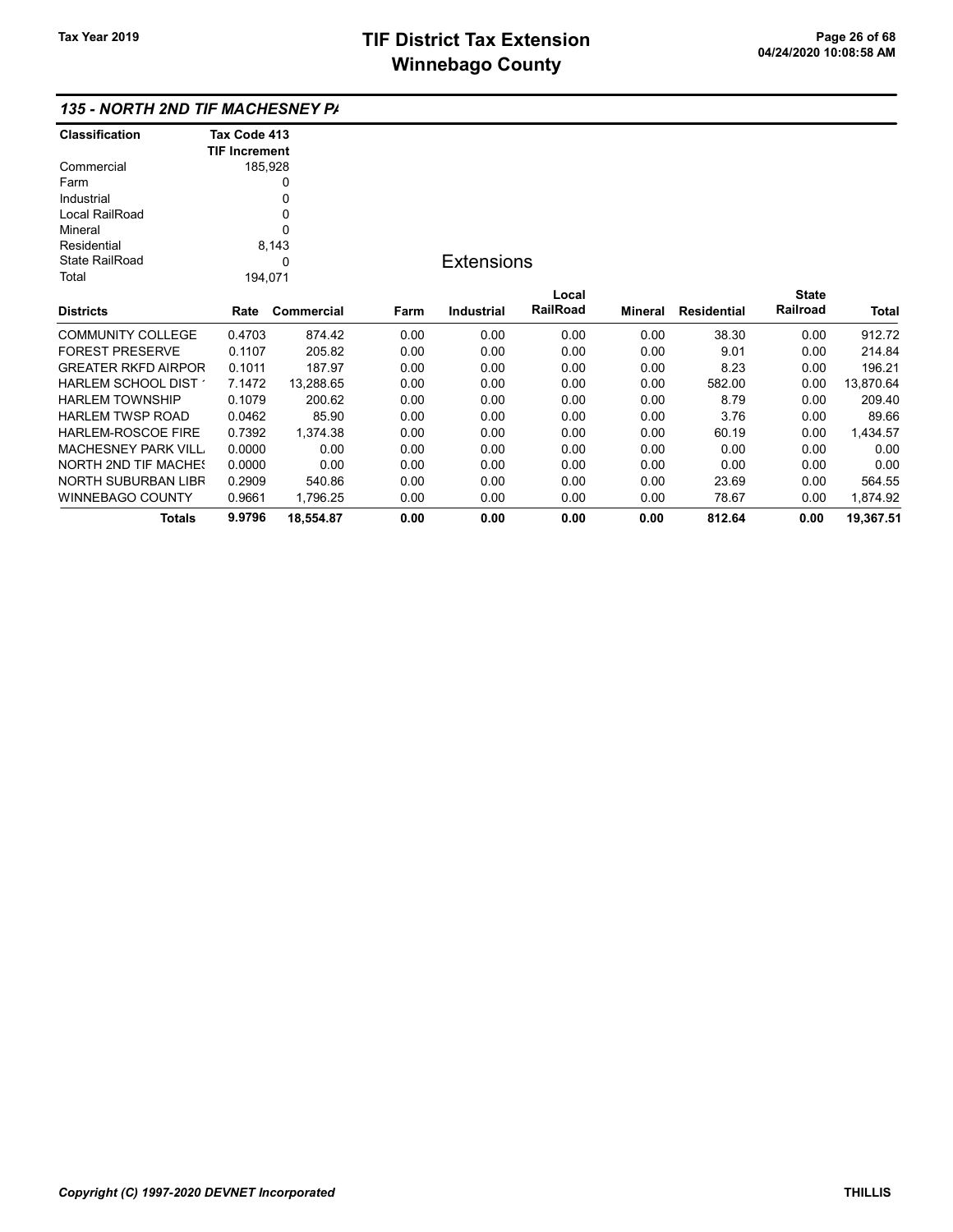## 135 - NORTH 2ND TIF MACHESNEY PA

| Classification | Tax Code 413 TIF Increment |
|---|---|
| Commercial | 185,928 |
| Farm | 0 |
| Industrial | 0 |
| Local RailRoad | 0 |
| Mineral | 0 |
| Residential | 8,143 |
| State RailRoad | 0 |
| Total | 194,071 |

### Extensions

| Districts | Rate | Commercial | Farm | Industrial | Local RailRoad | Mineral | Residential | State Railroad | Total |
|---|---|---|---|---|---|---|---|---|---|
| COMMUNITY COLLEGE | 0.4703 | 874.42 | 0.00 | 0.00 | 0.00 | 0.00 | 38.30 | 0.00 | 912.72 |
| FOREST PRESERVE | 0.1107 | 205.82 | 0.00 | 0.00 | 0.00 | 0.00 | 9.01 | 0.00 | 214.84 |
| GREATER RKFD AIRPOR | 0.1011 | 187.97 | 0.00 | 0.00 | 0.00 | 0.00 | 8.23 | 0.00 | 196.21 |
| HARLEM SCHOOL DIST 1 | 7.1472 | 13,288.65 | 0.00 | 0.00 | 0.00 | 0.00 | 582.00 | 0.00 | 13,870.64 |
| HARLEM TOWNSHIP | 0.1079 | 200.62 | 0.00 | 0.00 | 0.00 | 0.00 | 8.79 | 0.00 | 209.40 |
| HARLEM TWSP ROAD | 0.0462 | 85.90 | 0.00 | 0.00 | 0.00 | 0.00 | 3.76 | 0.00 | 89.66 |
| HARLEM-ROSCOE FIRE | 0.7392 | 1,374.38 | 0.00 | 0.00 | 0.00 | 0.00 | 60.19 | 0.00 | 1,434.57 |
| MACHESNEY PARK VILL | 0.0000 | 0.00 | 0.00 | 0.00 | 0.00 | 0.00 | 0.00 | 0.00 | 0.00 |
| NORTH 2ND TIF MACHES | 0.0000 | 0.00 | 0.00 | 0.00 | 0.00 | 0.00 | 0.00 | 0.00 | 0.00 |
| NORTH SUBURBAN LIBR | 0.2909 | 540.86 | 0.00 | 0.00 | 0.00 | 0.00 | 23.69 | 0.00 | 564.55 |
| WINNEBAGO COUNTY | 0.9661 | 1,796.25 | 0.00 | 0.00 | 0.00 | 0.00 | 78.67 | 0.00 | 1,874.92 |
| **Totals** | **9.9796** | **18,554.87** | **0.00** | **0.00** | **0.00** | **0.00** | **812.64** | **0.00** | **19,367.51** |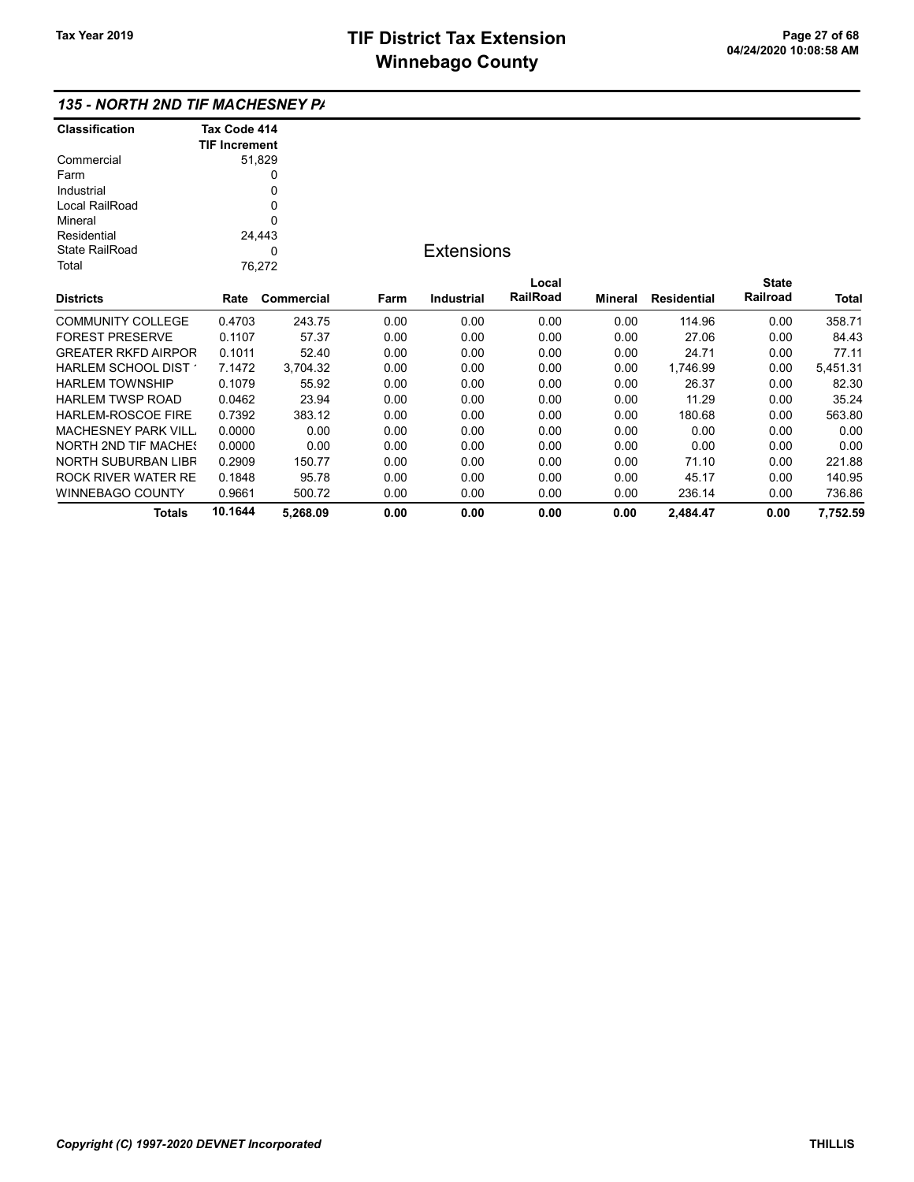### 135 - NORTH 2ND TIF MACHESNEY PA

| Classification | Tax Code 414 TIF Increment |
|---|---|
| Commercial | 51,829 |
| Farm | 0 |
| Industrial | 0 |
| Local RailRoad | 0 |
| Mineral | 0 |
| Residential | 24,443 |
| State RailRoad | 0 |
| Total | 76,272 |

**Extensions**

| Districts | Rate | Commercial | Farm | Industrial | Local RailRoad | Mineral | Residential | State Railroad | Total |
|---|---|---|---|---|---|---|---|---|---|
| COMMUNITY COLLEGE | 0.4703 | 243.75 | 0.00 | 0.00 | 0.00 | 0.00 | 114.96 | 0.00 | 358.71 |
| FOREST PRESERVE | 0.1107 | 57.37 | 0.00 | 0.00 | 0.00 | 0.00 | 27.06 | 0.00 | 84.43 |
| GREATER RKFD AIRPOR | 0.1011 | 52.40 | 0.00 | 0.00 | 0.00 | 0.00 | 24.71 | 0.00 | 77.11 |
| HARLEM SCHOOL DIST 1 | 7.1472 | 3,704.32 | 0.00 | 0.00 | 0.00 | 0.00 | 1,746.99 | 0.00 | 5,451.31 |
| HARLEM TOWNSHIP | 0.1079 | 55.92 | 0.00 | 0.00 | 0.00 | 0.00 | 26.37 | 0.00 | 82.30 |
| HARLEM TWSP ROAD | 0.0462 | 23.94 | 0.00 | 0.00 | 0.00 | 0.00 | 11.29 | 0.00 | 35.24 |
| HARLEM-ROSCOE FIRE | 0.7392 | 383.12 | 0.00 | 0.00 | 0.00 | 0.00 | 180.68 | 0.00 | 563.80 |
| MACHESNEY PARK VILL | 0.0000 | 0.00 | 0.00 | 0.00 | 0.00 | 0.00 | 0.00 | 0.00 | 0.00 |
| NORTH 2ND TIF MACHES | 0.0000 | 0.00 | 0.00 | 0.00 | 0.00 | 0.00 | 0.00 | 0.00 | 0.00 |
| NORTH SUBURBAN LIBR | 0.2909 | 150.77 | 0.00 | 0.00 | 0.00 | 0.00 | 71.10 | 0.00 | 221.88 |
| ROCK RIVER WATER RE | 0.1848 | 95.78 | 0.00 | 0.00 | 0.00 | 0.00 | 45.17 | 0.00 | 140.95 |
| WINNEBAGO COUNTY | 0.9661 | 500.72 | 0.00 | 0.00 | 0.00 | 0.00 | 236.14 | 0.00 | 736.86 |
| **Totals** | **10.1644** | **5,268.09** | **0.00** | **0.00** | **0.00** | **0.00** | **2,484.47** | **0.00** | **7,752.59** |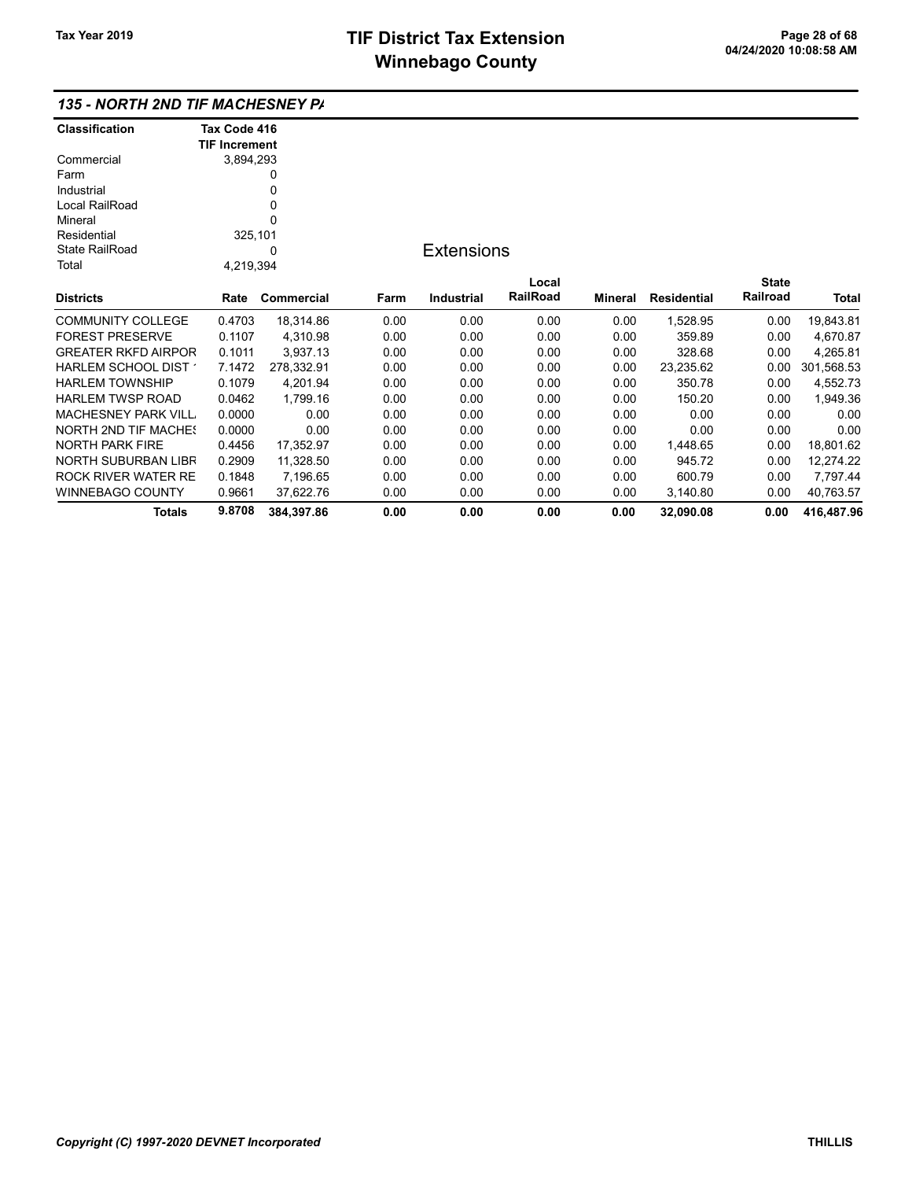# TIF District Tax Extension
# Winnebago County

Tax Year 2019

### 135 - NORTH 2ND TIF MACHESNEY PA

| Classification | Tax Code 416 TIF Increment |
|---|---|
| Commercial | 3,894,293 |
| Farm | 0 |
| Industrial | 0 |
| Local RailRoad | 0 |
| Mineral | 0 |
| Residential | 325,101 |
| State RailRoad | 0 |
| Total | 4,219,394 |

**Extensions**

| Districts | Rate | Commercial | Farm | Industrial | Local RailRoad | Mineral | Residential | State Railroad | Total |
|---|---|---|---|---|---|---|---|---|---|
| COMMUNITY COLLEGE | 0.4703 | 18,314.86 | 0.00 | 0.00 | 0.00 | 0.00 | 1,528.95 | 0.00 | 19,843.81 |
| FOREST PRESERVE | 0.1107 | 4,310.98 | 0.00 | 0.00 | 0.00 | 0.00 | 359.89 | 0.00 | 4,670.87 |
| GREATER RKFD AIRPOR | 0.1011 | 3,937.13 | 0.00 | 0.00 | 0.00 | 0.00 | 328.68 | 0.00 | 4,265.81 |
| HARLEM SCHOOL DIST 1 | 7.1472 | 278,332.91 | 0.00 | 0.00 | 0.00 | 0.00 | 23,235.62 | 0.00 | 301,568.53 |
| HARLEM TOWNSHIP | 0.1079 | 4,201.94 | 0.00 | 0.00 | 0.00 | 0.00 | 350.78 | 0.00 | 4,552.73 |
| HARLEM TWSP ROAD | 0.0462 | 1,799.16 | 0.00 | 0.00 | 0.00 | 0.00 | 150.20 | 0.00 | 1,949.36 |
| MACHESNEY PARK VILL | 0.0000 | 0.00 | 0.00 | 0.00 | 0.00 | 0.00 | 0.00 | 0.00 | 0.00 |
| NORTH 2ND TIF MACHES | 0.0000 | 0.00 | 0.00 | 0.00 | 0.00 | 0.00 | 0.00 | 0.00 | 0.00 |
| NORTH PARK FIRE | 0.4456 | 17,352.97 | 0.00 | 0.00 | 0.00 | 0.00 | 1,448.65 | 0.00 | 18,801.62 |
| NORTH SUBURBAN LIBR | 0.2909 | 11,328.50 | 0.00 | 0.00 | 0.00 | 0.00 | 945.72 | 0.00 | 12,274.22 |
| ROCK RIVER WATER RE | 0.1848 | 7,196.65 | 0.00 | 0.00 | 0.00 | 0.00 | 600.79 | 0.00 | 7,797.44 |
| WINNEBAGO COUNTY | 0.9661 | 37,622.76 | 0.00 | 0.00 | 0.00 | 0.00 | 3,140.80 | 0.00 | 40,763.57 |
| **Totals** | **9.8708** | **384,397.86** | **0.00** | **0.00** | **0.00** | **0.00** | **32,090.08** | **0.00** | **416,487.96** |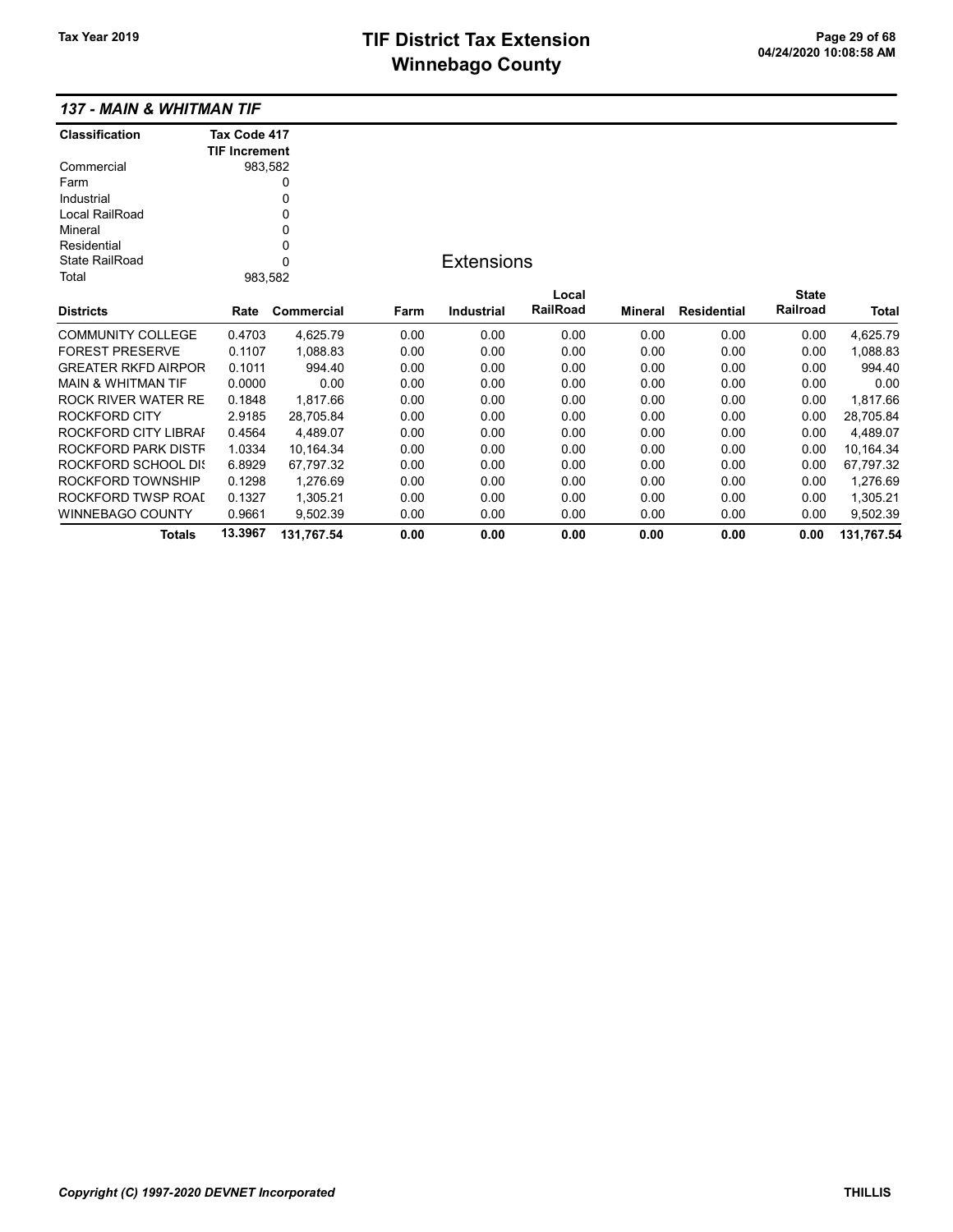# TIF District Tax Extension
# Winnebago County

Tax Year 2019

### 137 - MAIN & WHITMAN TIF

| Classification | Tax Code 417 TIF Increment |
|---|---|
| Commercial | 983,582 |
| Farm | 0 |
| Industrial | 0 |
| Local RailRoad | 0 |
| Mineral | 0 |
| Residential | 0 |
| State RailRoad | 0 |
| Total | 983,582 |

**Extensions**

| Districts | Rate | Commercial | Farm | Industrial | Local RailRoad | Mineral | Residential | State Railroad | Total |
|---|---|---|---|---|---|---|---|---|---|
| COMMUNITY COLLEGE | 0.4703 | 4,625.79 | 0.00 | 0.00 | 0.00 | 0.00 | 0.00 | 0.00 | 4,625.79 |
| FOREST PRESERVE | 0.1107 | 1,088.83 | 0.00 | 0.00 | 0.00 | 0.00 | 0.00 | 0.00 | 1,088.83 |
| GREATER RKFD AIRPOR | 0.1011 | 994.40 | 0.00 | 0.00 | 0.00 | 0.00 | 0.00 | 0.00 | 994.40 |
| MAIN & WHITMAN TIF | 0.0000 | 0.00 | 0.00 | 0.00 | 0.00 | 0.00 | 0.00 | 0.00 | 0.00 |
| ROCK RIVER WATER RE | 0.1848 | 1,817.66 | 0.00 | 0.00 | 0.00 | 0.00 | 0.00 | 0.00 | 1,817.66 |
| ROCKFORD CITY | 2.9185 | 28,705.84 | 0.00 | 0.00 | 0.00 | 0.00 | 0.00 | 0.00 | 28,705.84 |
| ROCKFORD CITY LIBRAI | 0.4564 | 4,489.07 | 0.00 | 0.00 | 0.00 | 0.00 | 0.00 | 0.00 | 4,489.07 |
| ROCKFORD PARK DISTF | 1.0334 | 10,164.34 | 0.00 | 0.00 | 0.00 | 0.00 | 0.00 | 0.00 | 10,164.34 |
| ROCKFORD SCHOOL DIS | 6.8929 | 67,797.32 | 0.00 | 0.00 | 0.00 | 0.00 | 0.00 | 0.00 | 67,797.32 |
| ROCKFORD TOWNSHIP | 0.1298 | 1,276.69 | 0.00 | 0.00 | 0.00 | 0.00 | 0.00 | 0.00 | 1,276.69 |
| ROCKFORD TWSP ROAD | 0.1327 | 1,305.21 | 0.00 | 0.00 | 0.00 | 0.00 | 0.00 | 0.00 | 1,305.21 |
| WINNEBAGO COUNTY | 0.9661 | 9,502.39 | 0.00 | 0.00 | 0.00 | 0.00 | 0.00 | 0.00 | 9,502.39 |
| **Totals** | **13.3967** | **131,767.54** | **0.00** | **0.00** | **0.00** | **0.00** | **0.00** | **0.00** | **131,767.54** |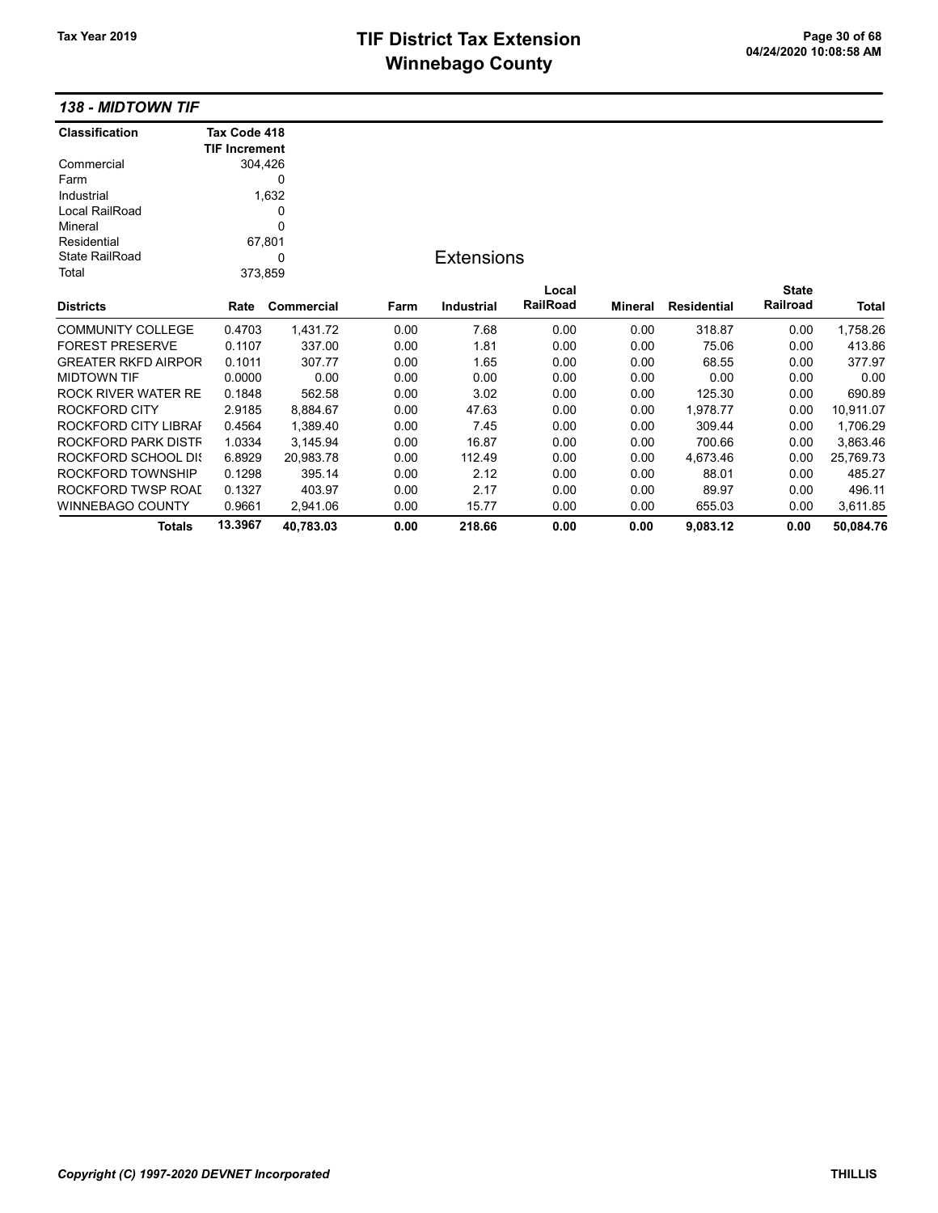# TIF District Tax Extension
# Winnebago County

Tax Year 2019

### *138 - MIDTOWN TIF*

| Classification | Tax Code 418 TIF Increment |
|---|---|
| Commercial | 304,426 |
| Farm | 0 |
| Industrial | 1,632 |
| Local RailRoad | 0 |
| Mineral | 0 |
| Residential | 67,801 |
| State RailRoad | 0 |
| Total | 373,859 |

## Extensions

| Districts | Rate | Commercial | Farm | Industrial | Local RailRoad | Mineral | Residential | State Railroad | Total |
|---|---|---|---|---|---|---|---|---|---|
| COMMUNITY COLLEGE | 0.4703 | 1,431.72 | 0.00 | 7.68 | 0.00 | 0.00 | 318.87 | 0.00 | 1,758.26 |
| FOREST PRESERVE | 0.1107 | 337.00 | 0.00 | 1.81 | 0.00 | 0.00 | 75.06 | 0.00 | 413.86 |
| GREATER RKFD AIRPOR | 0.1011 | 307.77 | 0.00 | 1.65 | 0.00 | 0.00 | 68.55 | 0.00 | 377.97 |
| MIDTOWN TIF | 0.0000 | 0.00 | 0.00 | 0.00 | 0.00 | 0.00 | 0.00 | 0.00 | 0.00 |
| ROCK RIVER WATER RE | 0.1848 | 562.58 | 0.00 | 3.02 | 0.00 | 0.00 | 125.30 | 0.00 | 690.89 |
| ROCKFORD CITY | 2.9185 | 8,884.67 | 0.00 | 47.63 | 0.00 | 0.00 | 1,978.77 | 0.00 | 10,911.07 |
| ROCKFORD CITY LIBRAI | 0.4564 | 1,389.40 | 0.00 | 7.45 | 0.00 | 0.00 | 309.44 | 0.00 | 1,706.29 |
| ROCKFORD PARK DISTF | 1.0334 | 3,145.94 | 0.00 | 16.87 | 0.00 | 0.00 | 700.66 | 0.00 | 3,863.46 |
| ROCKFORD SCHOOL DI: | 6.8929 | 20,983.78 | 0.00 | 112.49 | 0.00 | 0.00 | 4,673.46 | 0.00 | 25,769.73 |
| ROCKFORD TOWNSHIP | 0.1298 | 395.14 | 0.00 | 2.12 | 0.00 | 0.00 | 88.01 | 0.00 | 485.27 |
| ROCKFORD TWSP ROAI | 0.1327 | 403.97 | 0.00 | 2.17 | 0.00 | 0.00 | 89.97 | 0.00 | 496.11 |
| WINNEBAGO COUNTY | 0.9661 | 2,941.06 | 0.00 | 15.77 | 0.00 | 0.00 | 655.03 | 0.00 | 3,611.85 |
| **Totals** | **13.3967** | **40,783.03** | **0.00** | **218.66** | **0.00** | **0.00** | **9,083.12** | **0.00** | **50,084.76** |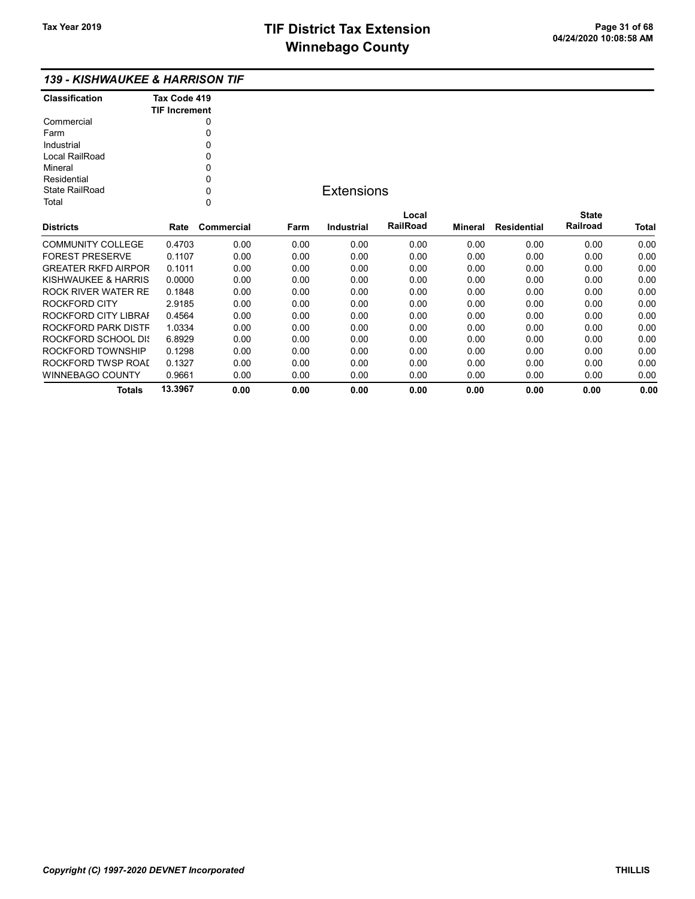## 139 - KISHWAUKEE & HARRISON TIF

| Classification | Tax Code 419 TIF Increment |
|---|---|
| Commercial | 0 |
| Farm | 0 |
| Industrial | 0 |
| Local RailRoad | 0 |
| Mineral | 0 |
| Residential | 0 |
| State RailRoad | 0 |
| Total | 0 |

### Extensions

| Districts | Rate | Commercial | Farm | Industrial | Local RailRoad | Mineral | Residential | State Railroad | Total |
|---|---|---|---|---|---|---|---|---|---|
| COMMUNITY COLLEGE | 0.4703 | 0.00 | 0.00 | 0.00 | 0.00 | 0.00 | 0.00 | 0.00 | 0.00 |
| FOREST PRESERVE | 0.1107 | 0.00 | 0.00 | 0.00 | 0.00 | 0.00 | 0.00 | 0.00 | 0.00 |
| GREATER RKFD AIRPOR | 0.1011 | 0.00 | 0.00 | 0.00 | 0.00 | 0.00 | 0.00 | 0.00 | 0.00 |
| KISHWAUKEE & HARRIS | 0.0000 | 0.00 | 0.00 | 0.00 | 0.00 | 0.00 | 0.00 | 0.00 | 0.00 |
| ROCK RIVER WATER RE | 0.1848 | 0.00 | 0.00 | 0.00 | 0.00 | 0.00 | 0.00 | 0.00 | 0.00 |
| ROCKFORD CITY | 2.9185 | 0.00 | 0.00 | 0.00 | 0.00 | 0.00 | 0.00 | 0.00 | 0.00 |
| ROCKFORD CITY LIBRAI | 0.4564 | 0.00 | 0.00 | 0.00 | 0.00 | 0.00 | 0.00 | 0.00 | 0.00 |
| ROCKFORD PARK DISTF | 1.0334 | 0.00 | 0.00 | 0.00 | 0.00 | 0.00 | 0.00 | 0.00 | 0.00 |
| ROCKFORD SCHOOL DIS | 6.8929 | 0.00 | 0.00 | 0.00 | 0.00 | 0.00 | 0.00 | 0.00 | 0.00 |
| ROCKFORD TOWNSHIP | 0.1298 | 0.00 | 0.00 | 0.00 | 0.00 | 0.00 | 0.00 | 0.00 | 0.00 |
| ROCKFORD TWSP ROAD | 0.1327 | 0.00 | 0.00 | 0.00 | 0.00 | 0.00 | 0.00 | 0.00 | 0.00 |
| WINNEBAGO COUNTY | 0.9661 | 0.00 | 0.00 | 0.00 | 0.00 | 0.00 | 0.00 | 0.00 | 0.00 |
| **Totals** | **13.3967** | **0.00** | **0.00** | **0.00** | **0.00** | **0.00** | **0.00** | **0.00** | **0.00** |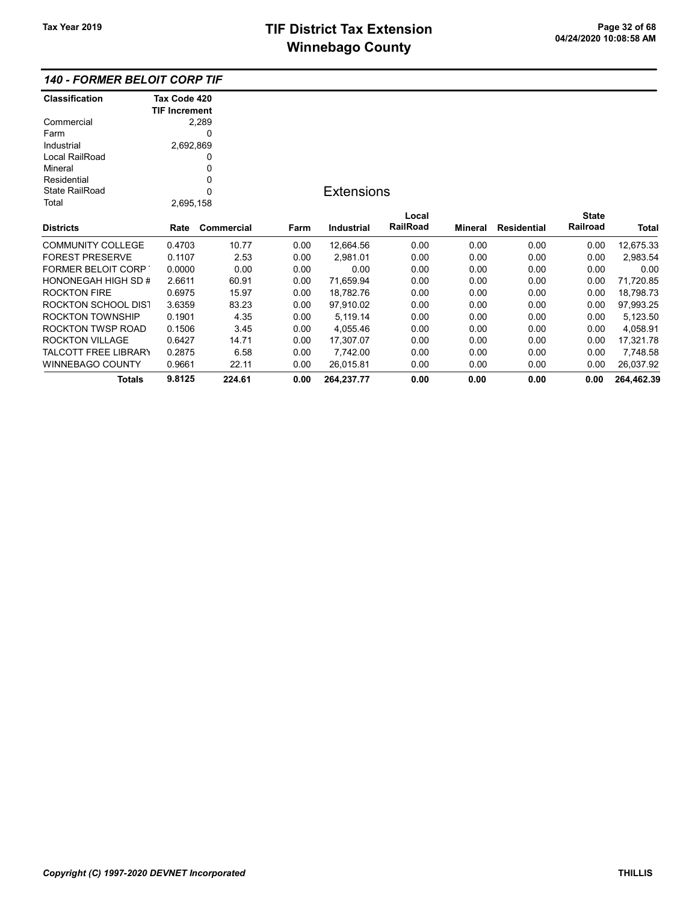# TIF District Tax Extension
# Winnebago County

Tax Year 2019

## 140 - FORMER BELOIT CORP TIF

| Classification | Tax Code 420 TIF Increment |
|---|---|
| Commercial | 2,289 |
| Farm | 0 |
| Industrial | 2,692,869 |
| Local RailRoad | 0 |
| Mineral | 0 |
| Residential | 0 |
| State RailRoad | 0 |
| Total | 2,695,158 |

### Extensions

| Districts | Rate | Commercial | Farm | Industrial | Local RailRoad | Mineral | Residential | State Railroad | Total |
|---|---|---|---|---|---|---|---|---|---|
| COMMUNITY COLLEGE | 0.4703 | 10.77 | 0.00 | 12,664.56 | 0.00 | 0.00 | 0.00 | 0.00 | 12,675.33 |
| FOREST PRESERVE | 0.1107 | 2.53 | 0.00 | 2,981.01 | 0.00 | 0.00 | 0.00 | 0.00 | 2,983.54 |
| FORMER BELOIT CORP | 0.0000 | 0.00 | 0.00 | 0.00 | 0.00 | 0.00 | 0.00 | 0.00 | 0.00 |
| HONONEGAH HIGH SD # | 2.6611 | 60.91 | 0.00 | 71,659.94 | 0.00 | 0.00 | 0.00 | 0.00 | 71,720.85 |
| ROCKTON FIRE | 0.6975 | 15.97 | 0.00 | 18,782.76 | 0.00 | 0.00 | 0.00 | 0.00 | 18,798.73 |
| ROCKTON SCHOOL DIST | 3.6359 | 83.23 | 0.00 | 97,910.02 | 0.00 | 0.00 | 0.00 | 0.00 | 97,993.25 |
| ROCKTON TOWNSHIP | 0.1901 | 4.35 | 0.00 | 5,119.14 | 0.00 | 0.00 | 0.00 | 0.00 | 5,123.50 |
| ROCKTON TWSP ROAD | 0.1506 | 3.45 | 0.00 | 4,055.46 | 0.00 | 0.00 | 0.00 | 0.00 | 4,058.91 |
| ROCKTON VILLAGE | 0.6427 | 14.71 | 0.00 | 17,307.07 | 0.00 | 0.00 | 0.00 | 0.00 | 17,321.78 |
| TALCOTT FREE LIBRARY | 0.2875 | 6.58 | 0.00 | 7,742.00 | 0.00 | 0.00 | 0.00 | 0.00 | 7,748.58 |
| WINNEBAGO COUNTY | 0.9661 | 22.11 | 0.00 | 26,015.81 | 0.00 | 0.00 | 0.00 | 0.00 | 26,037.92 |
| **Totals** | **9.8125** | **224.61** | **0.00** | **264,237.77** | **0.00** | **0.00** | **0.00** | **0.00** | **264,462.39** |

*Copyright (C) 1997-2020 DEVNET Incorporated* THILLIS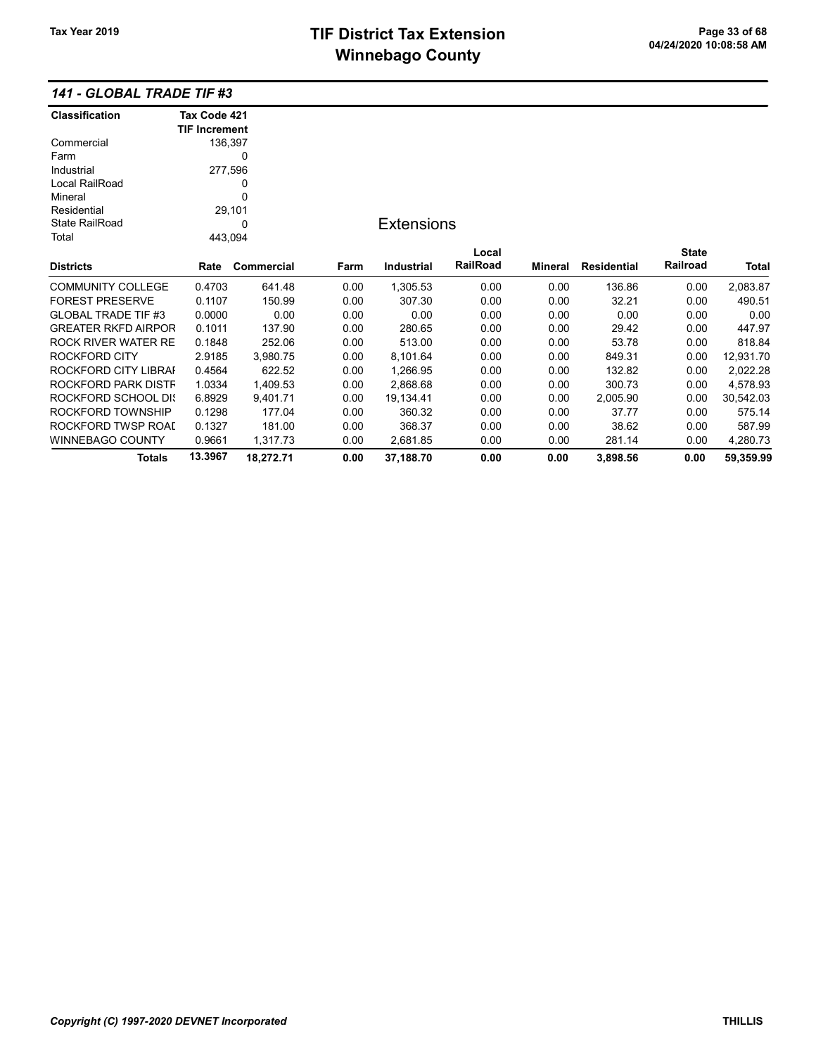# TIF District Tax Extension
# Winnebago County

Tax Year 2019

## 141 - GLOBAL TRADE TIF #3

| Classification | Tax Code 421 TIF Increment |
|---|---|
| Commercial | 136,397 |
| Farm | 0 |
| Industrial | 277,596 |
| Local RailRoad | 0 |
| Mineral | 0 |
| Residential | 29,101 |
| State RailRoad | 0 |
| Total | 443,094 |

### Extensions

| Districts | Rate | Commercial | Farm | Industrial | Local RailRoad | Mineral | Residential | State Railroad | Total |
|---|---|---|---|---|---|---|---|---|---|
| COMMUNITY COLLEGE | 0.4703 | 641.48 | 0.00 | 1,305.53 | 0.00 | 0.00 | 136.86 | 0.00 | 2,083.87 |
| FOREST PRESERVE | 0.1107 | 150.99 | 0.00 | 307.30 | 0.00 | 0.00 | 32.21 | 0.00 | 490.51 |
| GLOBAL TRADE TIF #3 | 0.0000 | 0.00 | 0.00 | 0.00 | 0.00 | 0.00 | 0.00 | 0.00 | 0.00 |
| GREATER RKFD AIRPOR | 0.1011 | 137.90 | 0.00 | 280.65 | 0.00 | 0.00 | 29.42 | 0.00 | 447.97 |
| ROCK RIVER WATER RE | 0.1848 | 252.06 | 0.00 | 513.00 | 0.00 | 0.00 | 53.78 | 0.00 | 818.84 |
| ROCKFORD CITY | 2.9185 | 3,980.75 | 0.00 | 8,101.64 | 0.00 | 0.00 | 849.31 | 0.00 | 12,931.70 |
| ROCKFORD CITY LIBRAI | 0.4564 | 622.52 | 0.00 | 1,266.95 | 0.00 | 0.00 | 132.82 | 0.00 | 2,022.28 |
| ROCKFORD PARK DISTF | 1.0334 | 1,409.53 | 0.00 | 2,868.68 | 0.00 | 0.00 | 300.73 | 0.00 | 4,578.93 |
| ROCKFORD SCHOOL DI‹ | 6.8929 | 9,401.71 | 0.00 | 19,134.41 | 0.00 | 0.00 | 2,005.90 | 0.00 | 30,542.03 |
| ROCKFORD TOWNSHIP | 0.1298 | 177.04 | 0.00 | 360.32 | 0.00 | 0.00 | 37.77 | 0.00 | 575.14 |
| ROCKFORD TWSP ROAI | 0.1327 | 181.00 | 0.00 | 368.37 | 0.00 | 0.00 | 38.62 | 0.00 | 587.99 |
| WINNEBAGO COUNTY | 0.9661 | 1,317.73 | 0.00 | 2,681.85 | 0.00 | 0.00 | 281.14 | 0.00 | 4,280.73 |
| **Totals** | **13.3967** | **18,272.71** | **0.00** | **37,188.70** | **0.00** | **0.00** | **3,898.56** | **0.00** | **59,359.99** |

*Copyright (C) 1997-2020 DEVNET Incorporated*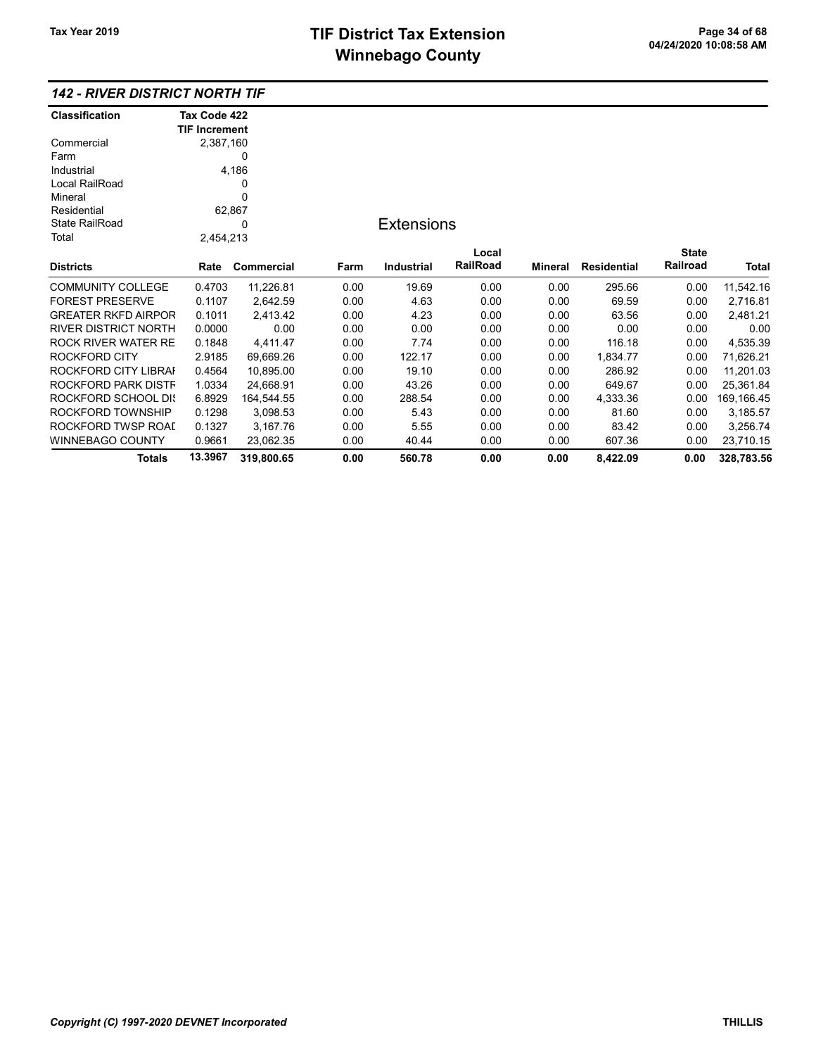# TIF District Tax Extension
# Winnebago County

Tax Year 2019

04/24/2020 10:08:58 AM

## 142 - RIVER DISTRICT NORTH TIF

| Classification | Tax Code 422 TIF Increment |
|---|---|
| Commercial | 2,387,160 |
| Farm | 0 |
| Industrial | 4,186 |
| Local RailRoad | 0 |
| Mineral | 0 |
| Residential | 62,867 |
| State RailRoad | 0 |
| Total | 2,454,213 |

### Extensions

| Districts | Rate | Commercial | Farm | Industrial | Local RailRoad | Mineral | Residential | State Railroad | Total |
|---|---|---|---|---|---|---|---|---|---|
| COMMUNITY COLLEGE | 0.4703 | 11,226.81 | 0.00 | 19.69 | 0.00 | 0.00 | 295.66 | 0.00 | 11,542.16 |
| FOREST PRESERVE | 0.1107 | 2,642.59 | 0.00 | 4.63 | 0.00 | 0.00 | 69.59 | 0.00 | 2,716.81 |
| GREATER RKFD AIRPOR | 0.1011 | 2,413.42 | 0.00 | 4.23 | 0.00 | 0.00 | 63.56 | 0.00 | 2,481.21 |
| RIVER DISTRICT NORTH | 0.0000 | 0.00 | 0.00 | 0.00 | 0.00 | 0.00 | 0.00 | 0.00 | 0.00 |
| ROCK RIVER WATER RE | 0.1848 | 4,411.47 | 0.00 | 7.74 | 0.00 | 0.00 | 116.18 | 0.00 | 4,535.39 |
| ROCKFORD CITY | 2.9185 | 69,669.26 | 0.00 | 122.17 | 0.00 | 0.00 | 1,834.77 | 0.00 | 71,626.21 |
| ROCKFORD CITY LIBRAI | 0.4564 | 10,895.00 | 0.00 | 19.10 | 0.00 | 0.00 | 286.92 | 0.00 | 11,201.03 |
| ROCKFORD PARK DISTF | 1.0334 | 24,668.91 | 0.00 | 43.26 | 0.00 | 0.00 | 649.67 | 0.00 | 25,361.84 |
| ROCKFORD SCHOOL DI! | 6.8929 | 164,544.55 | 0.00 | 288.54 | 0.00 | 0.00 | 4,333.36 | 0.00 | 169,166.45 |
| ROCKFORD TOWNSHIP | 0.1298 | 3,098.53 | 0.00 | 5.43 | 0.00 | 0.00 | 81.60 | 0.00 | 3,185.57 |
| ROCKFORD TWSP ROAI | 0.1327 | 3,167.76 | 0.00 | 5.55 | 0.00 | 0.00 | 83.42 | 0.00 | 3,256.74 |
| WINNEBAGO COUNTY | 0.9661 | 23,062.35 | 0.00 | 40.44 | 0.00 | 0.00 | 607.36 | 0.00 | 23,710.15 |
| **Totals** | **13.3967** | **319,800.65** | **0.00** | **560.78** | **0.00** | **0.00** | **8,422.09** | **0.00** | **328,783.56** |

*Copyright (C) 1997-2020 DEVNET Incorporated* THILLIS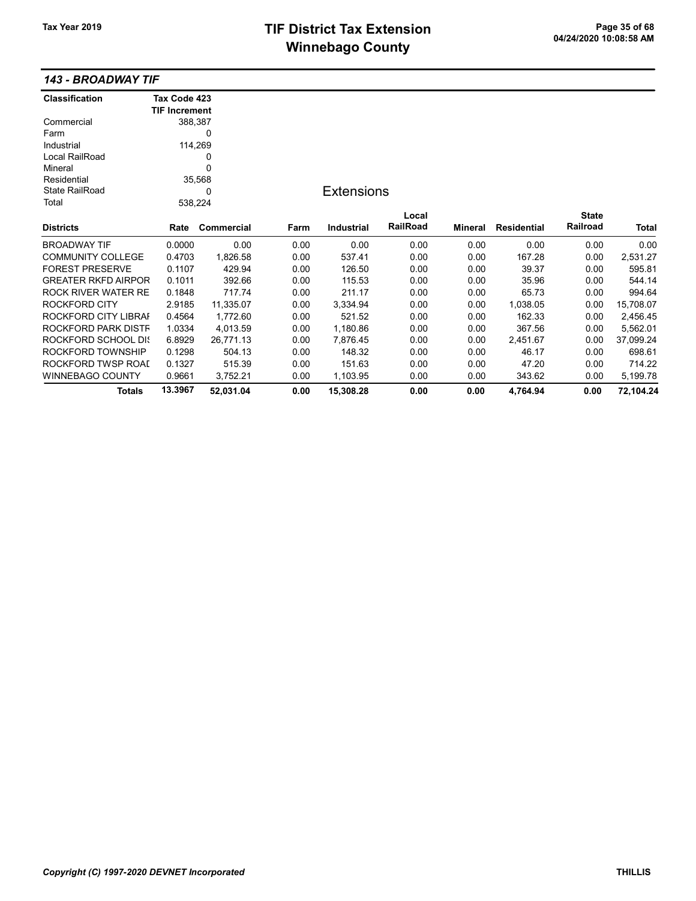## 143 - BROADWAY TIF

| Classification | Tax Code 423 TIF Increment |
|---|---|
| Commercial | 388,387 |
| Farm | 0 |
| Industrial | 114,269 |
| Local RailRoad | 0 |
| Mineral | 0 |
| Residential | 35,568 |
| State RailRoad | 0 |
| Total | 538,224 |

### Extensions

| Districts | Rate | Commercial | Farm | Industrial | Local RailRoad | Mineral | Residential | State Railroad | Total |
|---|---|---|---|---|---|---|---|---|---|
| BROADWAY TIF | 0.0000 | 0.00 | 0.00 | 0.00 | 0.00 | 0.00 | 0.00 | 0.00 | 0.00 |
| COMMUNITY COLLEGE | 0.4703 | 1,826.58 | 0.00 | 537.41 | 0.00 | 0.00 | 167.28 | 0.00 | 2,531.27 |
| FOREST PRESERVE | 0.1107 | 429.94 | 0.00 | 126.50 | 0.00 | 0.00 | 39.37 | 0.00 | 595.81 |
| GREATER RKFD AIRPOR | 0.1011 | 392.66 | 0.00 | 115.53 | 0.00 | 0.00 | 35.96 | 0.00 | 544.14 |
| ROCK RIVER WATER RE | 0.1848 | 717.74 | 0.00 | 211.17 | 0.00 | 0.00 | 65.73 | 0.00 | 994.64 |
| ROCKFORD CITY | 2.9185 | 11,335.07 | 0.00 | 3,334.94 | 0.00 | 0.00 | 1,038.05 | 0.00 | 15,708.07 |
| ROCKFORD CITY LIBRAI | 0.4564 | 1,772.60 | 0.00 | 521.52 | 0.00 | 0.00 | 162.33 | 0.00 | 2,456.45 |
| ROCKFORD PARK DISTF | 1.0334 | 4,013.59 | 0.00 | 1,180.86 | 0.00 | 0.00 | 367.56 | 0.00 | 5,562.01 |
| ROCKFORD SCHOOL DIS | 6.8929 | 26,771.13 | 0.00 | 7,876.45 | 0.00 | 0.00 | 2,451.67 | 0.00 | 37,099.24 |
| ROCKFORD TOWNSHIP | 0.1298 | 504.13 | 0.00 | 148.32 | 0.00 | 0.00 | 46.17 | 0.00 | 698.61 |
| ROCKFORD TWSP ROAI | 0.1327 | 515.39 | 0.00 | 151.63 | 0.00 | 0.00 | 47.20 | 0.00 | 714.22 |
| WINNEBAGO COUNTY | 0.9661 | 3,752.21 | 0.00 | 1,103.95 | 0.00 | 0.00 | 343.62 | 0.00 | 5,199.78 |
| **Totals** | **13.3967** | **52,031.04** | **0.00** | **15,308.28** | **0.00** | **0.00** | **4,764.94** | **0.00** | **72,104.24** |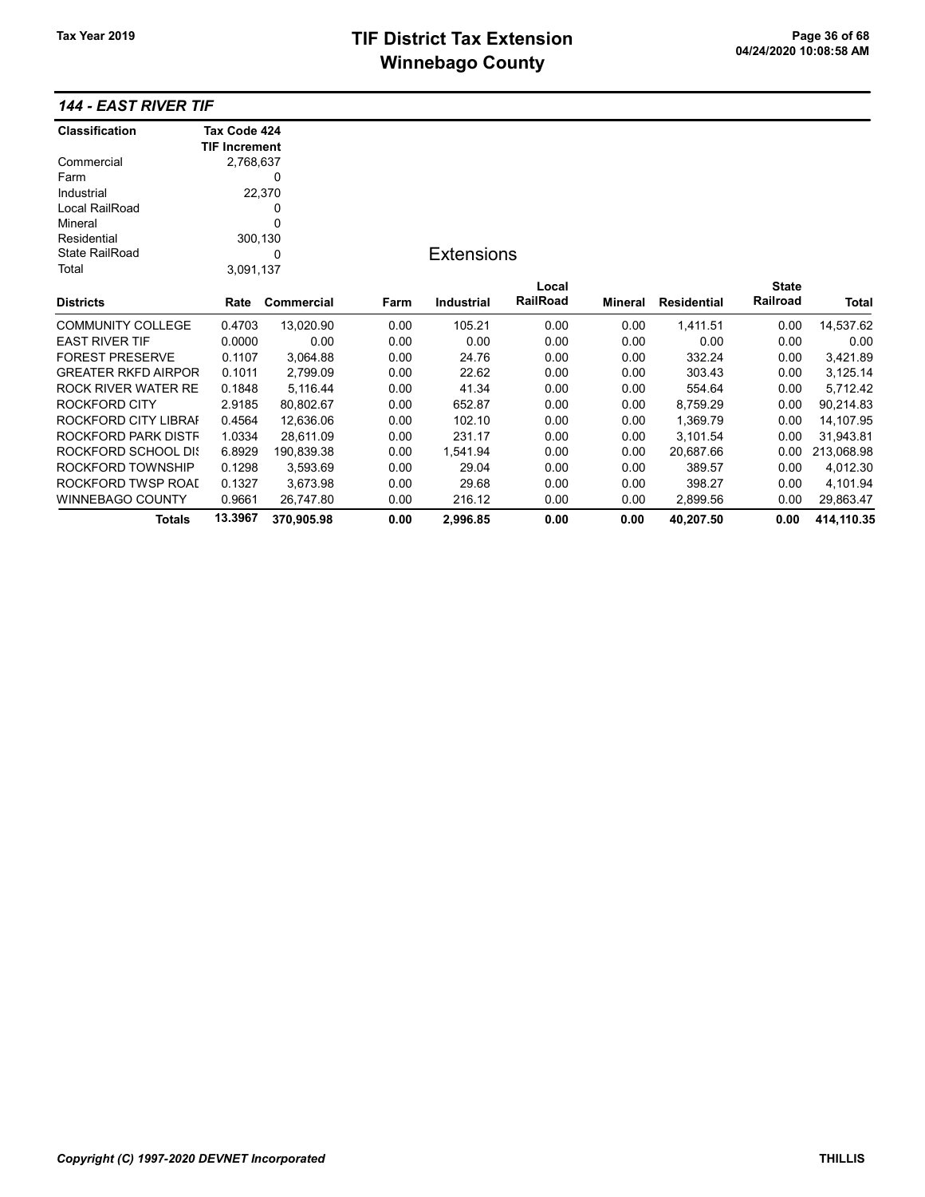# TIF District Tax Extension
# Winnebago County

Tax Year 2019

## 144 - EAST RIVER TIF

| Classification | Tax Code 424 TIF Increment |
|---|---|
| Commercial | 2,768,637 |
| Farm | 0 |
| Industrial | 22,370 |
| Local RailRoad | 0 |
| Mineral | 0 |
| Residential | 300,130 |
| State RailRoad | 0 |
| Total | 3,091,137 |

### Extensions

| Districts | Rate | Commercial | Farm | Industrial | Local RailRoad | Mineral | Residential | State Railroad | Total |
|---|---|---|---|---|---|---|---|---|---|
| COMMUNITY COLLEGE | 0.4703 | 13,020.90 | 0.00 | 105.21 | 0.00 | 0.00 | 1,411.51 | 0.00 | 14,537.62 |
| EAST RIVER TIF | 0.0000 | 0.00 | 0.00 | 0.00 | 0.00 | 0.00 | 0.00 | 0.00 | 0.00 |
| FOREST PRESERVE | 0.1107 | 3,064.88 | 0.00 | 24.76 | 0.00 | 0.00 | 332.24 | 0.00 | 3,421.89 |
| GREATER RKFD AIRPOR | 0.1011 | 2,799.09 | 0.00 | 22.62 | 0.00 | 0.00 | 303.43 | 0.00 | 3,125.14 |
| ROCK RIVER WATER RE | 0.1848 | 5,116.44 | 0.00 | 41.34 | 0.00 | 0.00 | 554.64 | 0.00 | 5,712.42 |
| ROCKFORD CITY | 2.9185 | 80,802.67 | 0.00 | 652.87 | 0.00 | 0.00 | 8,759.29 | 0.00 | 90,214.83 |
| ROCKFORD CITY LIBRAI | 0.4564 | 12,636.06 | 0.00 | 102.10 | 0.00 | 0.00 | 1,369.79 | 0.00 | 14,107.95 |
| ROCKFORD PARK DISTF | 1.0334 | 28,611.09 | 0.00 | 231.17 | 0.00 | 0.00 | 3,101.54 | 0.00 | 31,943.81 |
| ROCKFORD SCHOOL DI! | 6.8929 | 190,839.38 | 0.00 | 1,541.94 | 0.00 | 0.00 | 20,687.66 | 0.00 | 213,068.98 |
| ROCKFORD TOWNSHIP | 0.1298 | 3,593.69 | 0.00 | 29.04 | 0.00 | 0.00 | 389.57 | 0.00 | 4,012.30 |
| ROCKFORD TWSP ROAI | 0.1327 | 3,673.98 | 0.00 | 29.68 | 0.00 | 0.00 | 398.27 | 0.00 | 4,101.94 |
| WINNEBAGO COUNTY | 0.9661 | 26,747.80 | 0.00 | 216.12 | 0.00 | 0.00 | 2,899.56 | 0.00 | 29,863.47 |
| **Totals** | **13.3967** | **370,905.98** | **0.00** | **2,996.85** | **0.00** | **0.00** | **40,207.50** | **0.00** | **414,110.35** |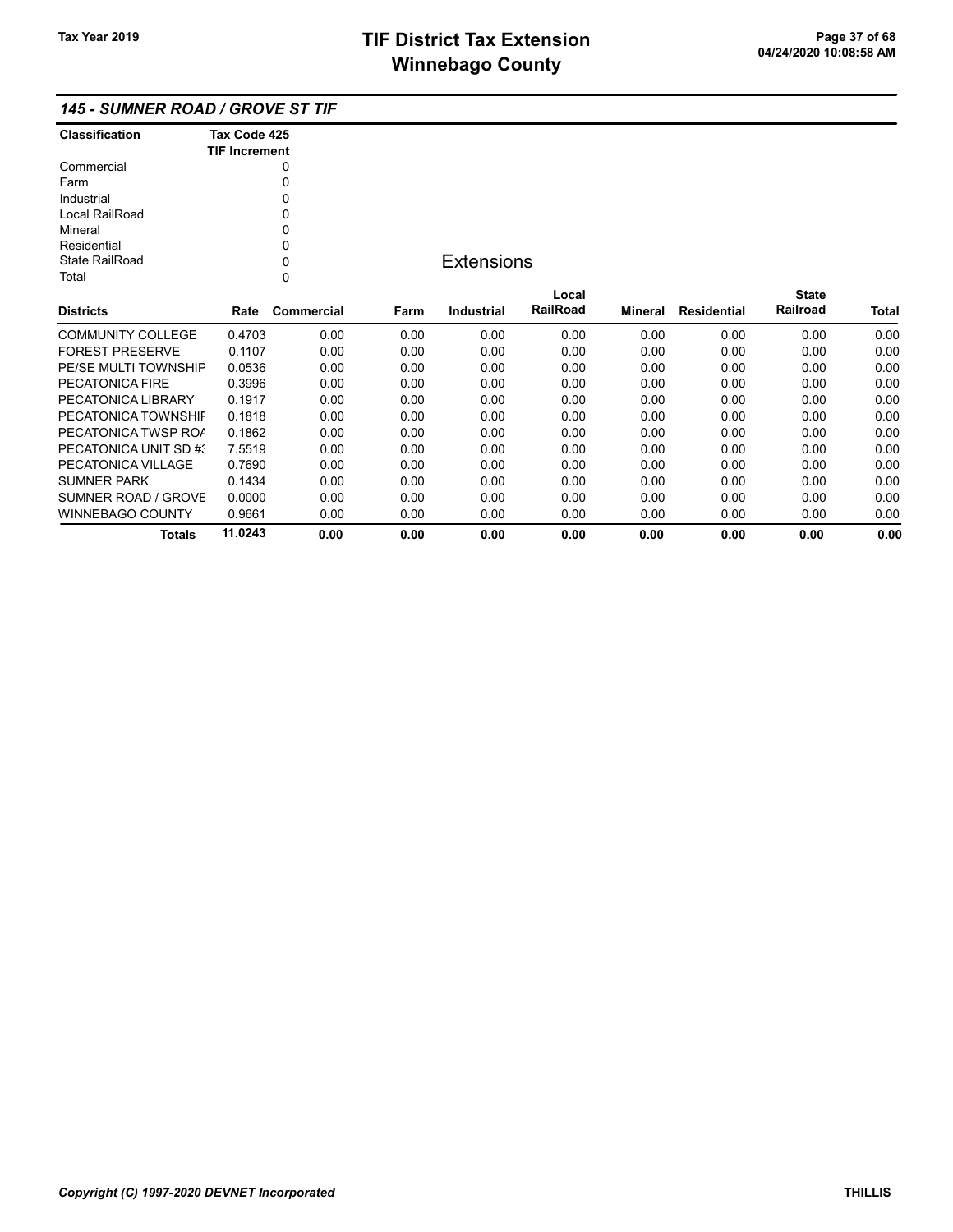## 145 - SUMNER ROAD / GROVE ST TIF

| Classification | Tax Code 425 TIF Increment |
|---|---|
| Commercial | 0 |
| Farm | 0 |
| Industrial | 0 |
| Local RailRoad | 0 |
| Mineral | 0 |
| Residential | 0 |
| State RailRoad | 0 |
| Total | 0 |

### Extensions

| Districts | Rate | Commercial | Farm | Industrial | Local RailRoad | Mineral | Residential | State Railroad | Total |
|---|---|---|---|---|---|---|---|---|---|
| COMMUNITY COLLEGE | 0.4703 | 0.00 | 0.00 | 0.00 | 0.00 | 0.00 | 0.00 | 0.00 | 0.00 |
| FOREST PRESERVE | 0.1107 | 0.00 | 0.00 | 0.00 | 0.00 | 0.00 | 0.00 | 0.00 | 0.00 |
| PE/SE MULTI TOWNSHIF | 0.0536 | 0.00 | 0.00 | 0.00 | 0.00 | 0.00 | 0.00 | 0.00 | 0.00 |
| PECATONICA FIRE | 0.3996 | 0.00 | 0.00 | 0.00 | 0.00 | 0.00 | 0.00 | 0.00 | 0.00 |
| PECATONICA LIBRARY | 0.1917 | 0.00 | 0.00 | 0.00 | 0.00 | 0.00 | 0.00 | 0.00 | 0.00 |
| PECATONICA TOWNSHIF | 0.1818 | 0.00 | 0.00 | 0.00 | 0.00 | 0.00 | 0.00 | 0.00 | 0.00 |
| PECATONICA TWSP ROA | 0.1862 | 0.00 | 0.00 | 0.00 | 0.00 | 0.00 | 0.00 | 0.00 | 0.00 |
| PECATONICA UNIT SD #3 | 7.5519 | 0.00 | 0.00 | 0.00 | 0.00 | 0.00 | 0.00 | 0.00 | 0.00 |
| PECATONICA VILLAGE | 0.7690 | 0.00 | 0.00 | 0.00 | 0.00 | 0.00 | 0.00 | 0.00 | 0.00 |
| SUMNER PARK | 0.1434 | 0.00 | 0.00 | 0.00 | 0.00 | 0.00 | 0.00 | 0.00 | 0.00 |
| SUMNER ROAD / GROVE | 0.0000 | 0.00 | 0.00 | 0.00 | 0.00 | 0.00 | 0.00 | 0.00 | 0.00 |
| WINNEBAGO COUNTY | 0.9661 | 0.00 | 0.00 | 0.00 | 0.00 | 0.00 | 0.00 | 0.00 | 0.00 |
| **Totals** | **11.0243** | **0.00** | **0.00** | **0.00** | **0.00** | **0.00** | **0.00** | **0.00** | **0.00** |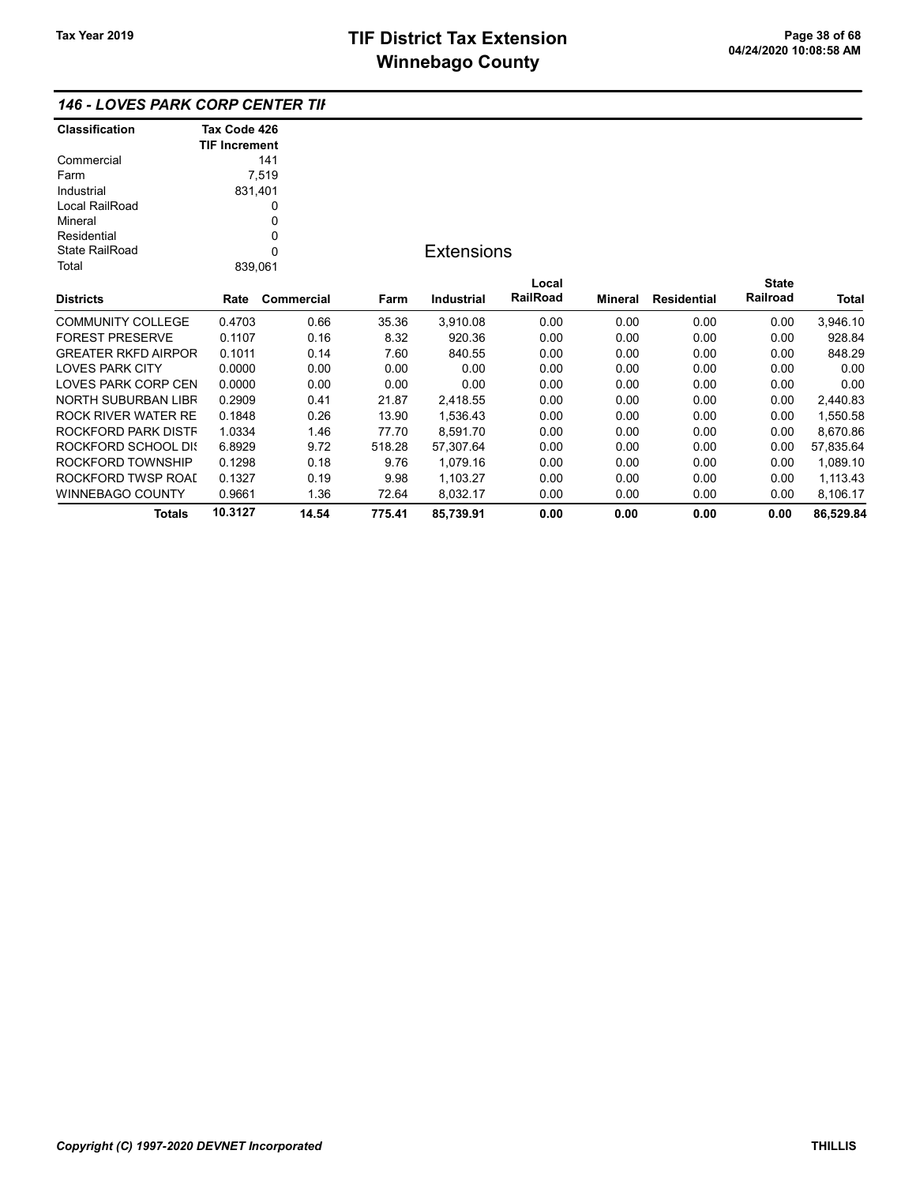# TIF District Tax Extension
# Winnebago County

Tax Year 2019

## 146 - LOVES PARK CORP CENTER TIF

| Classification | Tax Code 426 TIF Increment |
|---|---|
| Commercial | 141 |
| Farm | 7,519 |
| Industrial | 831,401 |
| Local RailRoad | 0 |
| Mineral | 0 |
| Residential | 0 |
| State RailRoad | 0 |
| Total | 839,061 |

### Extensions

| Districts | Rate | Commercial | Farm | Industrial | Local RailRoad | Mineral | Residential | State Railroad | Total |
|---|---|---|---|---|---|---|---|---|---|
| COMMUNITY COLLEGE | 0.4703 | 0.66 | 35.36 | 3,910.08 | 0.00 | 0.00 | 0.00 | 0.00 | 3,946.10 |
| FOREST PRESERVE | 0.1107 | 0.16 | 8.32 | 920.36 | 0.00 | 0.00 | 0.00 | 0.00 | 928.84 |
| GREATER RKFD AIRPOR | 0.1011 | 0.14 | 7.60 | 840.55 | 0.00 | 0.00 | 0.00 | 0.00 | 848.29 |
| LOVES PARK CITY | 0.0000 | 0.00 | 0.00 | 0.00 | 0.00 | 0.00 | 0.00 | 0.00 | 0.00 |
| LOVES PARK CORP CEN | 0.0000 | 0.00 | 0.00 | 0.00 | 0.00 | 0.00 | 0.00 | 0.00 | 0.00 |
| NORTH SUBURBAN LIBR | 0.2909 | 0.41 | 21.87 | 2,418.55 | 0.00 | 0.00 | 0.00 | 0.00 | 2,440.83 |
| ROCK RIVER WATER RE | 0.1848 | 0.26 | 13.90 | 1,536.43 | 0.00 | 0.00 | 0.00 | 0.00 | 1,550.58 |
| ROCKFORD PARK DISTR | 1.0334 | 1.46 | 77.70 | 8,591.70 | 0.00 | 0.00 | 0.00 | 0.00 | 8,670.86 |
| ROCKFORD SCHOOL DIS | 6.8929 | 9.72 | 518.28 | 57,307.64 | 0.00 | 0.00 | 0.00 | 0.00 | 57,835.64 |
| ROCKFORD TOWNSHIP | 0.1298 | 0.18 | 9.76 | 1,079.16 | 0.00 | 0.00 | 0.00 | 0.00 | 1,089.10 |
| ROCKFORD TWSP ROAD | 0.1327 | 0.19 | 9.98 | 1,103.27 | 0.00 | 0.00 | 0.00 | 0.00 | 1,113.43 |
| WINNEBAGO COUNTY | 0.9661 | 1.36 | 72.64 | 8,032.17 | 0.00 | 0.00 | 0.00 | 0.00 | 8,106.17 |
| **Totals** | **10.3127** | **14.54** | **775.41** | **85,739.91** | **0.00** | **0.00** | **0.00** | **0.00** | **86,529.84** |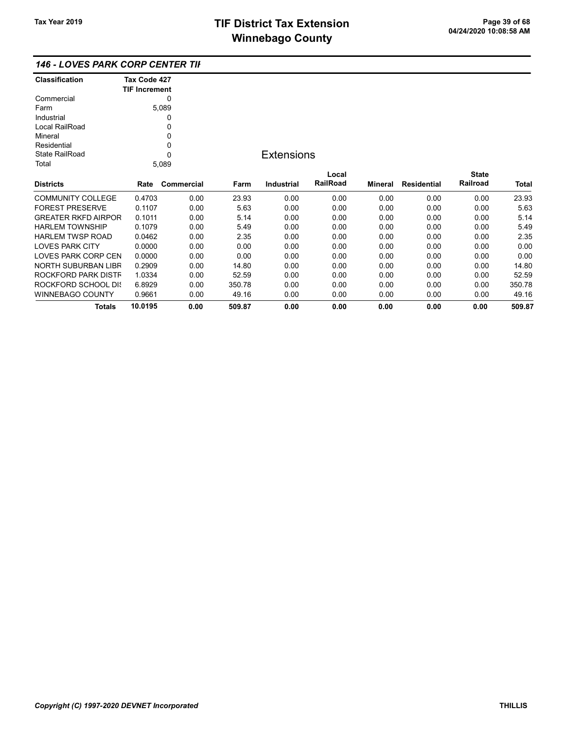## 146 - LOVES PARK CORP CENTER TIF

| Classification | Tax Code 427 TIF Increment |
|---|---|
| Commercial | 0 |
| Farm | 5,089 |
| Industrial | 0 |
| Local RailRoad | 0 |
| Mineral | 0 |
| Residential | 0 |
| State RailRoad | 0 |
| Total | 5,089 |

### Extensions

| Districts | Rate | Commercial | Farm | Industrial | Local RailRoad | Mineral | Residential | State Railroad | Total |
|---|---|---|---|---|---|---|---|---|---|
| COMMUNITY COLLEGE | 0.4703 | 0.00 | 23.93 | 0.00 | 0.00 | 0.00 | 0.00 | 0.00 | 23.93 |
| FOREST PRESERVE | 0.1107 | 0.00 | 5.63 | 0.00 | 0.00 | 0.00 | 0.00 | 0.00 | 5.63 |
| GREATER RKFD AIRPOR | 0.1011 | 0.00 | 5.14 | 0.00 | 0.00 | 0.00 | 0.00 | 0.00 | 5.14 |
| HARLEM TOWNSHIP | 0.1079 | 0.00 | 5.49 | 0.00 | 0.00 | 0.00 | 0.00 | 0.00 | 5.49 |
| HARLEM TWSP ROAD | 0.0462 | 0.00 | 2.35 | 0.00 | 0.00 | 0.00 | 0.00 | 0.00 | 2.35 |
| LOVES PARK CITY | 0.0000 | 0.00 | 0.00 | 0.00 | 0.00 | 0.00 | 0.00 | 0.00 | 0.00 |
| LOVES PARK CORP CEN | 0.0000 | 0.00 | 0.00 | 0.00 | 0.00 | 0.00 | 0.00 | 0.00 | 0.00 |
| NORTH SUBURBAN LIBR | 0.2909 | 0.00 | 14.80 | 0.00 | 0.00 | 0.00 | 0.00 | 0.00 | 14.80 |
| ROCKFORD PARK DISTR | 1.0334 | 0.00 | 52.59 | 0.00 | 0.00 | 0.00 | 0.00 | 0.00 | 52.59 |
| ROCKFORD SCHOOL DIS | 6.8929 | 0.00 | 350.78 | 0.00 | 0.00 | 0.00 | 0.00 | 0.00 | 350.78 |
| WINNEBAGO COUNTY | 0.9661 | 0.00 | 49.16 | 0.00 | 0.00 | 0.00 | 0.00 | 0.00 | 49.16 |
| **Totals** | **10.0195** | **0.00** | **509.87** | **0.00** | **0.00** | **0.00** | **0.00** | **0.00** | **509.87** |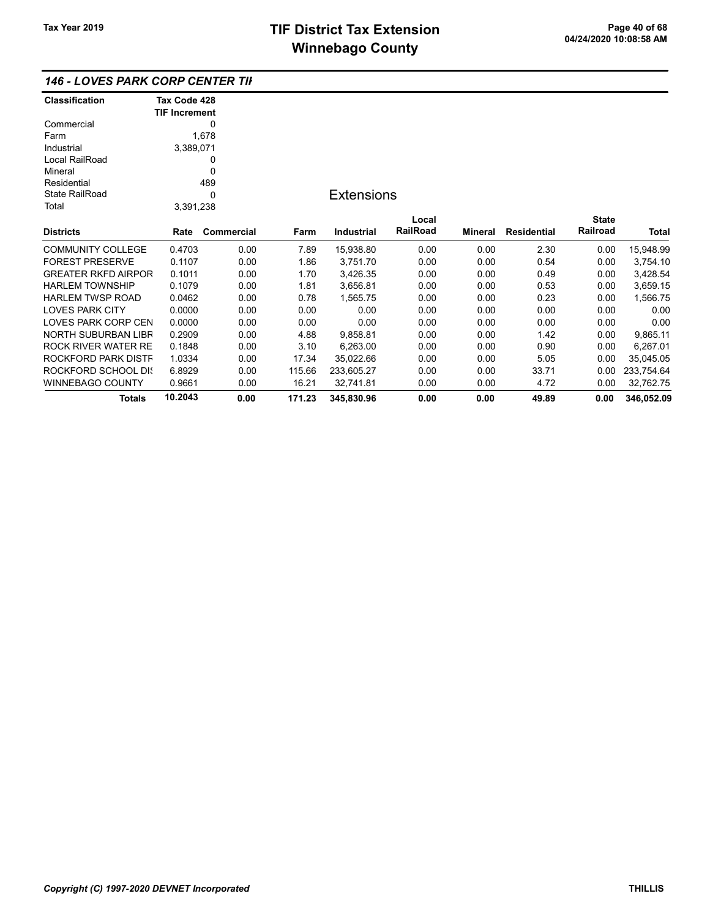## 146 - LOVES PARK CORP CENTER TIF

| Classification | Tax Code 428 TIF Increment |
|---|---|
| Commercial | 0 |
| Farm | 1,678 |
| Industrial | 3,389,071 |
| Local RailRoad | 0 |
| Mineral | 0 |
| Residential | 489 |
| State RailRoad | 0 |
| Total | 3,391,238 |

### Extensions

| Districts | Rate | Commercial | Farm | Industrial | Local RailRoad | Mineral | Residential | State Railroad | Total |
|---|---|---|---|---|---|---|---|---|---|
| COMMUNITY COLLEGE | 0.4703 | 0.00 | 7.89 | 15,938.80 | 0.00 | 0.00 | 2.30 | 0.00 | 15,948.99 |
| FOREST PRESERVE | 0.1107 | 0.00 | 1.86 | 3,751.70 | 0.00 | 0.00 | 0.54 | 0.00 | 3,754.10 |
| GREATER RKFD AIRPOR | 0.1011 | 0.00 | 1.70 | 3,426.35 | 0.00 | 0.00 | 0.49 | 0.00 | 3,428.54 |
| HARLEM TOWNSHIP | 0.1079 | 0.00 | 1.81 | 3,656.81 | 0.00 | 0.00 | 0.53 | 0.00 | 3,659.15 |
| HARLEM TWSP ROAD | 0.0462 | 0.00 | 0.78 | 1,565.75 | 0.00 | 0.00 | 0.23 | 0.00 | 1,566.75 |
| LOVES PARK CITY | 0.0000 | 0.00 | 0.00 | 0.00 | 0.00 | 0.00 | 0.00 | 0.00 | 0.00 |
| LOVES PARK CORP CEN | 0.0000 | 0.00 | 0.00 | 0.00 | 0.00 | 0.00 | 0.00 | 0.00 | 0.00 |
| NORTH SUBURBAN LIBR | 0.2909 | 0.00 | 4.88 | 9,858.81 | 0.00 | 0.00 | 1.42 | 0.00 | 9,865.11 |
| ROCK RIVER WATER RE | 0.1848 | 0.00 | 3.10 | 6,263.00 | 0.00 | 0.00 | 0.90 | 0.00 | 6,267.01 |
| ROCKFORD PARK DISTR | 1.0334 | 0.00 | 17.34 | 35,022.66 | 0.00 | 0.00 | 5.05 | 0.00 | 35,045.05 |
| ROCKFORD SCHOOL DIS | 6.8929 | 0.00 | 115.66 | 233,605.27 | 0.00 | 0.00 | 33.71 | 0.00 | 233,754.64 |
| WINNEBAGO COUNTY | 0.9661 | 0.00 | 16.21 | 32,741.81 | 0.00 | 0.00 | 4.72 | 0.00 | 32,762.75 |
| **Totals** | **10.2043** | **0.00** | **171.23** | **345,830.96** | **0.00** | **0.00** | **49.89** | **0.00** | **346,052.09** |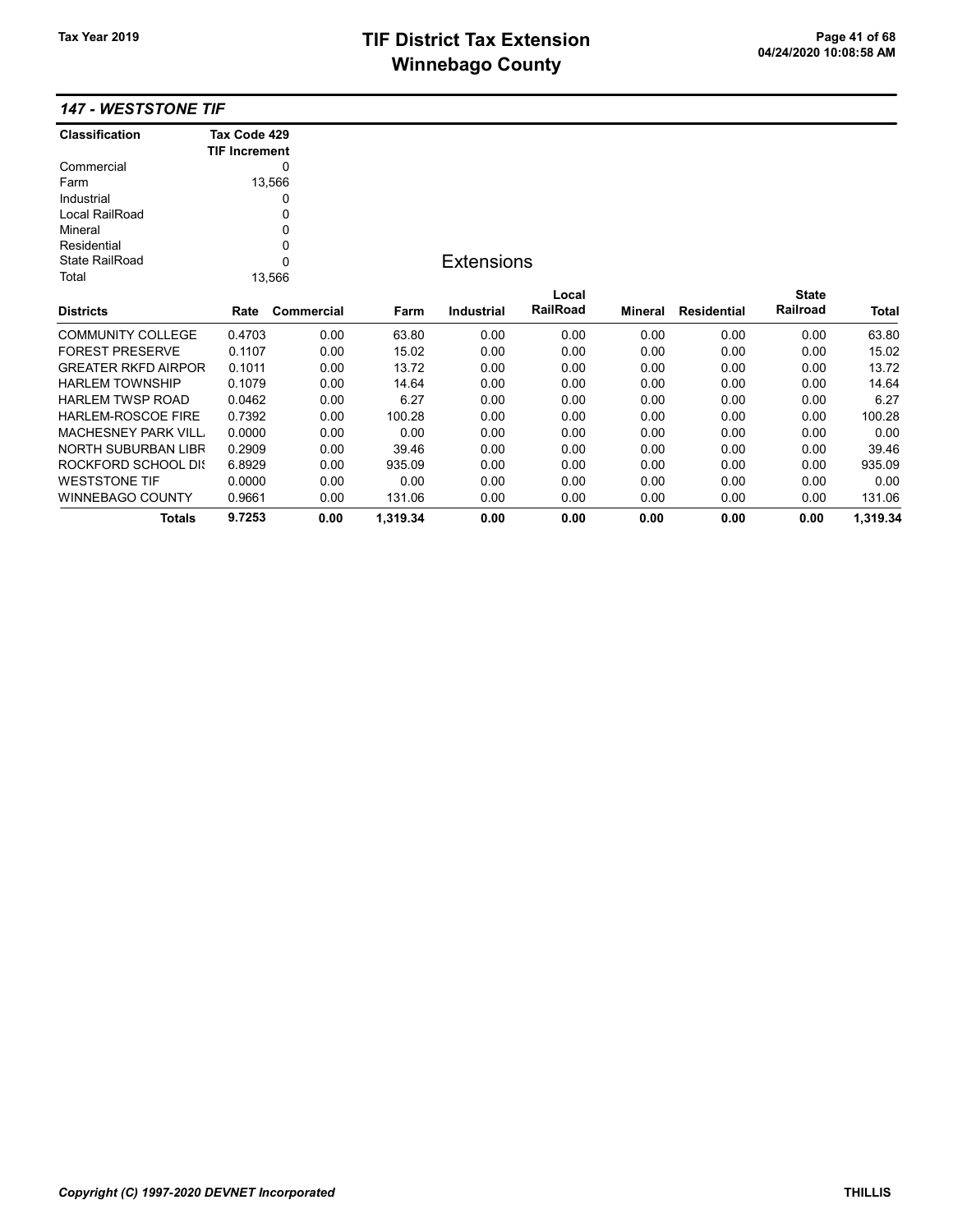# TIF District Tax Extension
# Winnebago County

Tax Year 2019

## 147 - WESTSTONE TIF

| Classification | Tax Code 429 TIF Increment |
|---|---|
| Commercial | 0 |
| Farm | 13,566 |
| Industrial | 0 |
| Local RailRoad | 0 |
| Mineral | 0 |
| Residential | 0 |
| State RailRoad | 0 |
| Total | 13,566 |

### Extensions

| Districts | Rate | Commercial | Farm | Industrial | Local RailRoad | Mineral | Residential | State Railroad | Total |
|---|---|---|---|---|---|---|---|---|---|
| COMMUNITY COLLEGE | 0.4703 | 0.00 | 63.80 | 0.00 | 0.00 | 0.00 | 0.00 | 0.00 | 63.80 |
| FOREST PRESERVE | 0.1107 | 0.00 | 15.02 | 0.00 | 0.00 | 0.00 | 0.00 | 0.00 | 15.02 |
| GREATER RKFD AIRPOR | 0.1011 | 0.00 | 13.72 | 0.00 | 0.00 | 0.00 | 0.00 | 0.00 | 13.72 |
| HARLEM TOWNSHIP | 0.1079 | 0.00 | 14.64 | 0.00 | 0.00 | 0.00 | 0.00 | 0.00 | 14.64 |
| HARLEM TWSP ROAD | 0.0462 | 0.00 | 6.27 | 0.00 | 0.00 | 0.00 | 0.00 | 0.00 | 6.27 |
| HARLEM-ROSCOE FIRE | 0.7392 | 0.00 | 100.28 | 0.00 | 0.00 | 0.00 | 0.00 | 0.00 | 100.28 |
| MACHESNEY PARK VILL | 0.0000 | 0.00 | 0.00 | 0.00 | 0.00 | 0.00 | 0.00 | 0.00 | 0.00 |
| NORTH SUBURBAN LIBR | 0.2909 | 0.00 | 39.46 | 0.00 | 0.00 | 0.00 | 0.00 | 0.00 | 39.46 |
| ROCKFORD SCHOOL DIS | 6.8929 | 0.00 | 935.09 | 0.00 | 0.00 | 0.00 | 0.00 | 0.00 | 935.09 |
| WESTSTONE TIF | 0.0000 | 0.00 | 0.00 | 0.00 | 0.00 | 0.00 | 0.00 | 0.00 | 0.00 |
| WINNEBAGO COUNTY | 0.9661 | 0.00 | 131.06 | 0.00 | 0.00 | 0.00 | 0.00 | 0.00 | 131.06 |
| **Totals** | **9.7253** | **0.00** | **1,319.34** | **0.00** | **0.00** | **0.00** | **0.00** | **0.00** | **1,319.34** |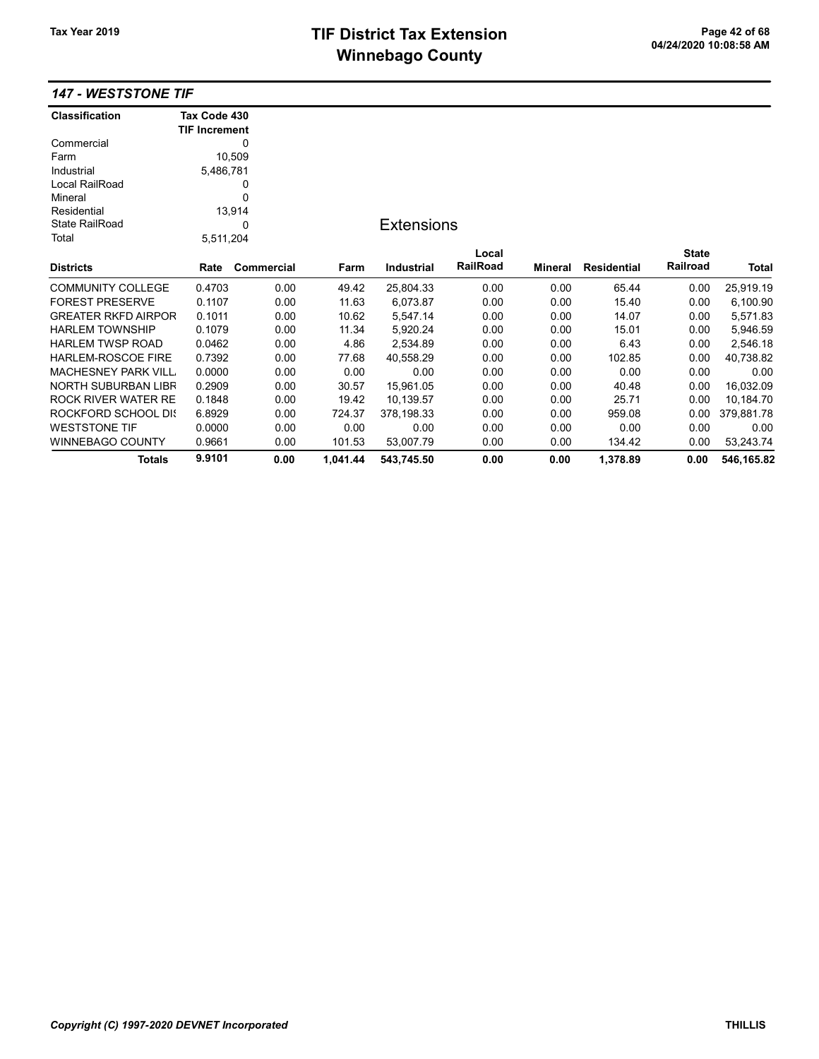## 147 - WESTSTONE TIF

| Classification | Tax Code 430 TIF Increment |
|---|---|
| Commercial | 0 |
| Farm | 10,509 |
| Industrial | 5,486,781 |
| Local RailRoad | 0 |
| Mineral | 0 |
| Residential | 13,914 |
| State RailRoad | 0 |
| Total | 5,511,204 |

### Extensions

| Districts | Rate | Commercial | Farm | Industrial | Local RailRoad | Mineral | Residential | State Railroad | Total |
|---|---|---|---|---|---|---|---|---|---|
| COMMUNITY COLLEGE | 0.4703 | 0.00 | 49.42 | 25,804.33 | 0.00 | 0.00 | 65.44 | 0.00 | 25,919.19 |
| FOREST PRESERVE | 0.1107 | 0.00 | 11.63 | 6,073.87 | 0.00 | 0.00 | 15.40 | 0.00 | 6,100.90 |
| GREATER RKFD AIRPOR | 0.1011 | 0.00 | 10.62 | 5,547.14 | 0.00 | 0.00 | 14.07 | 0.00 | 5,571.83 |
| HARLEM TOWNSHIP | 0.1079 | 0.00 | 11.34 | 5,920.24 | 0.00 | 0.00 | 15.01 | 0.00 | 5,946.59 |
| HARLEM TWSP ROAD | 0.0462 | 0.00 | 4.86 | 2,534.89 | 0.00 | 0.00 | 6.43 | 0.00 | 2,546.18 |
| HARLEM-ROSCOE FIRE | 0.7392 | 0.00 | 77.68 | 40,558.29 | 0.00 | 0.00 | 102.85 | 0.00 | 40,738.82 |
| MACHESNEY PARK VILL | 0.0000 | 0.00 | 0.00 | 0.00 | 0.00 | 0.00 | 0.00 | 0.00 | 0.00 |
| NORTH SUBURBAN LIBR | 0.2909 | 0.00 | 30.57 | 15,961.05 | 0.00 | 0.00 | 40.48 | 0.00 | 16,032.09 |
| ROCK RIVER WATER RE | 0.1848 | 0.00 | 19.42 | 10,139.57 | 0.00 | 0.00 | 25.71 | 0.00 | 10,184.70 |
| ROCKFORD SCHOOL DIS | 6.8929 | 0.00 | 724.37 | 378,198.33 | 0.00 | 0.00 | 959.08 | 0.00 | 379,881.78 |
| WESTSTONE TIF | 0.0000 | 0.00 | 0.00 | 0.00 | 0.00 | 0.00 | 0.00 | 0.00 | 0.00 |
| WINNEBAGO COUNTY | 0.9661 | 0.00 | 101.53 | 53,007.79 | 0.00 | 0.00 | 134.42 | 0.00 | 53,243.74 |
| **Totals** | **9.9101** | **0.00** | **1,041.44** | **543,745.50** | **0.00** | **0.00** | **1,378.89** | **0.00** | **546,165.82** |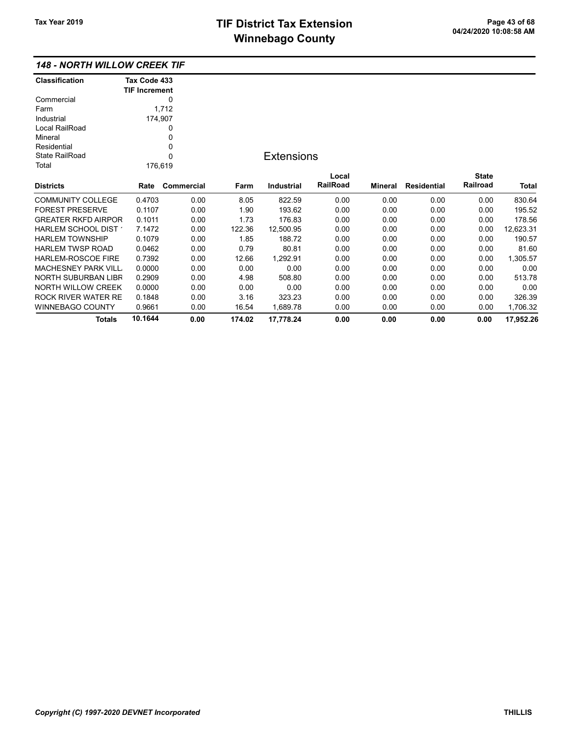## 148 - NORTH WILLOW CREEK TIF

| Classification | Tax Code 433 TIF Increment |
|---|---|
| Commercial | 0 |
| Farm | 1,712 |
| Industrial | 174,907 |
| Local RailRoad | 0 |
| Mineral | 0 |
| Residential | 0 |
| State RailRoad | 0 |
| Total | 176,619 |

### Extensions

| Districts | Rate | Commercial | Farm | Industrial | Local RailRoad | Mineral | Residential | State Railroad | Total |
|---|---|---|---|---|---|---|---|---|---|
| COMMUNITY COLLEGE | 0.4703 | 0.00 | 8.05 | 822.59 | 0.00 | 0.00 | 0.00 | 0.00 | 830.64 |
| FOREST PRESERVE | 0.1107 | 0.00 | 1.90 | 193.62 | 0.00 | 0.00 | 0.00 | 0.00 | 195.52 |
| GREATER RKFD AIRPOR | 0.1011 | 0.00 | 1.73 | 176.83 | 0.00 | 0.00 | 0.00 | 0.00 | 178.56 |
| HARLEM SCHOOL DIST ' | 7.1472 | 0.00 | 122.36 | 12,500.95 | 0.00 | 0.00 | 0.00 | 0.00 | 12,623.31 |
| HARLEM TOWNSHIP | 0.1079 | 0.00 | 1.85 | 188.72 | 0.00 | 0.00 | 0.00 | 0.00 | 190.57 |
| HARLEM TWSP ROAD | 0.0462 | 0.00 | 0.79 | 80.81 | 0.00 | 0.00 | 0.00 | 0.00 | 81.60 |
| HARLEM-ROSCOE FIRE | 0.7392 | 0.00 | 12.66 | 1,292.91 | 0.00 | 0.00 | 0.00 | 0.00 | 1,305.57 |
| MACHESNEY PARK VILL | 0.0000 | 0.00 | 0.00 | 0.00 | 0.00 | 0.00 | 0.00 | 0.00 | 0.00 |
| NORTH SUBURBAN LIBR | 0.2909 | 0.00 | 4.98 | 508.80 | 0.00 | 0.00 | 0.00 | 0.00 | 513.78 |
| NORTH WILLOW CREEK | 0.0000 | 0.00 | 0.00 | 0.00 | 0.00 | 0.00 | 0.00 | 0.00 | 0.00 |
| ROCK RIVER WATER RE | 0.1848 | 0.00 | 3.16 | 323.23 | 0.00 | 0.00 | 0.00 | 0.00 | 326.39 |
| WINNEBAGO COUNTY | 0.9661 | 0.00 | 16.54 | 1,689.78 | 0.00 | 0.00 | 0.00 | 0.00 | 1,706.32 |
| **Totals** | **10.1644** | **0.00** | **174.02** | **17,778.24** | **0.00** | **0.00** | **0.00** | **0.00** | **17,952.26** |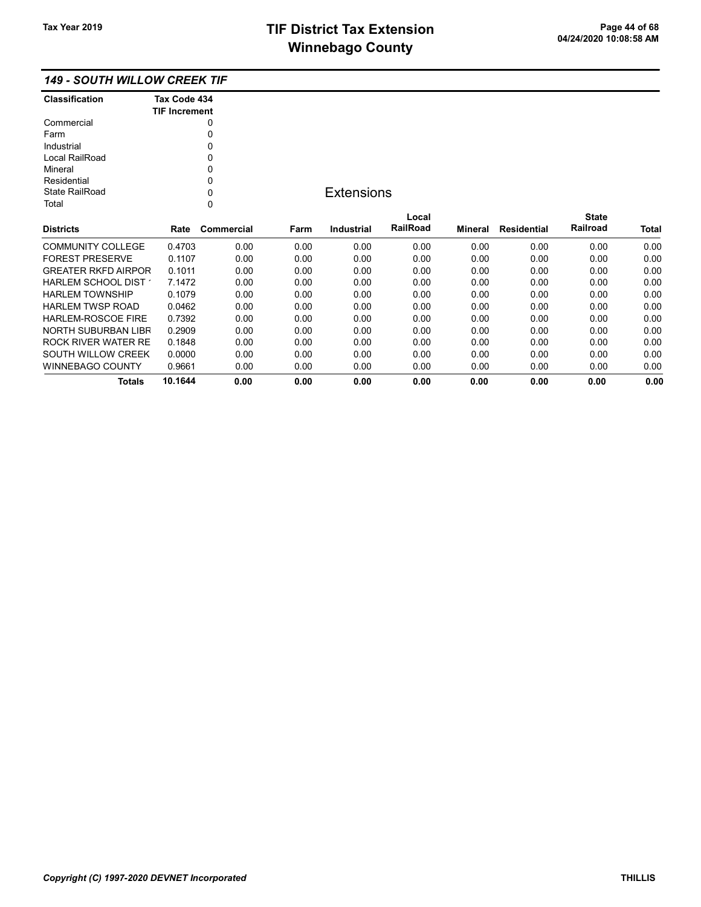# TIF District Tax Extension
# Winnebago County

Tax Year 2019

04/24/2020 10:08:58 AM

## 149 - SOUTH WILLOW CREEK TIF

| Classification | Tax Code 434 TIF Increment |
|---|---|
| Commercial | 0 |
| Farm | 0 |
| Industrial | 0 |
| Local RailRoad | 0 |
| Mineral | 0 |
| Residential | 0 |
| State RailRoad | 0 |
| Total | 0 |

### Extensions

| Districts | Rate | Commercial | Farm | Industrial | Local RailRoad | Mineral | Residential | State Railroad | Total |
|---|---|---|---|---|---|---|---|---|---|
| COMMUNITY COLLEGE | 0.4703 | 0.00 | 0.00 | 0.00 | 0.00 | 0.00 | 0.00 | 0.00 | 0.00 |
| FOREST PRESERVE | 0.1107 | 0.00 | 0.00 | 0.00 | 0.00 | 0.00 | 0.00 | 0.00 | 0.00 |
| GREATER RKFD AIRPOR | 0.1011 | 0.00 | 0.00 | 0.00 | 0.00 | 0.00 | 0.00 | 0.00 | 0.00 |
| HARLEM SCHOOL DIST 1 | 7.1472 | 0.00 | 0.00 | 0.00 | 0.00 | 0.00 | 0.00 | 0.00 | 0.00 |
| HARLEM TOWNSHIP | 0.1079 | 0.00 | 0.00 | 0.00 | 0.00 | 0.00 | 0.00 | 0.00 | 0.00 |
| HARLEM TWSP ROAD | 0.0462 | 0.00 | 0.00 | 0.00 | 0.00 | 0.00 | 0.00 | 0.00 | 0.00 |
| HARLEM-ROSCOE FIRE | 0.7392 | 0.00 | 0.00 | 0.00 | 0.00 | 0.00 | 0.00 | 0.00 | 0.00 |
| NORTH SUBURBAN LIBR | 0.2909 | 0.00 | 0.00 | 0.00 | 0.00 | 0.00 | 0.00 | 0.00 | 0.00 |
| ROCK RIVER WATER RE | 0.1848 | 0.00 | 0.00 | 0.00 | 0.00 | 0.00 | 0.00 | 0.00 | 0.00 |
| SOUTH WILLOW CREEK | 0.0000 | 0.00 | 0.00 | 0.00 | 0.00 | 0.00 | 0.00 | 0.00 | 0.00 |
| WINNEBAGO COUNTY | 0.9661 | 0.00 | 0.00 | 0.00 | 0.00 | 0.00 | 0.00 | 0.00 | 0.00 |
| **Totals** | **10.1644** | **0.00** | **0.00** | **0.00** | **0.00** | **0.00** | **0.00** | **0.00** | **0.00** |

*Copyright (C) 1997-2020 DEVNET Incorporated* THILLIS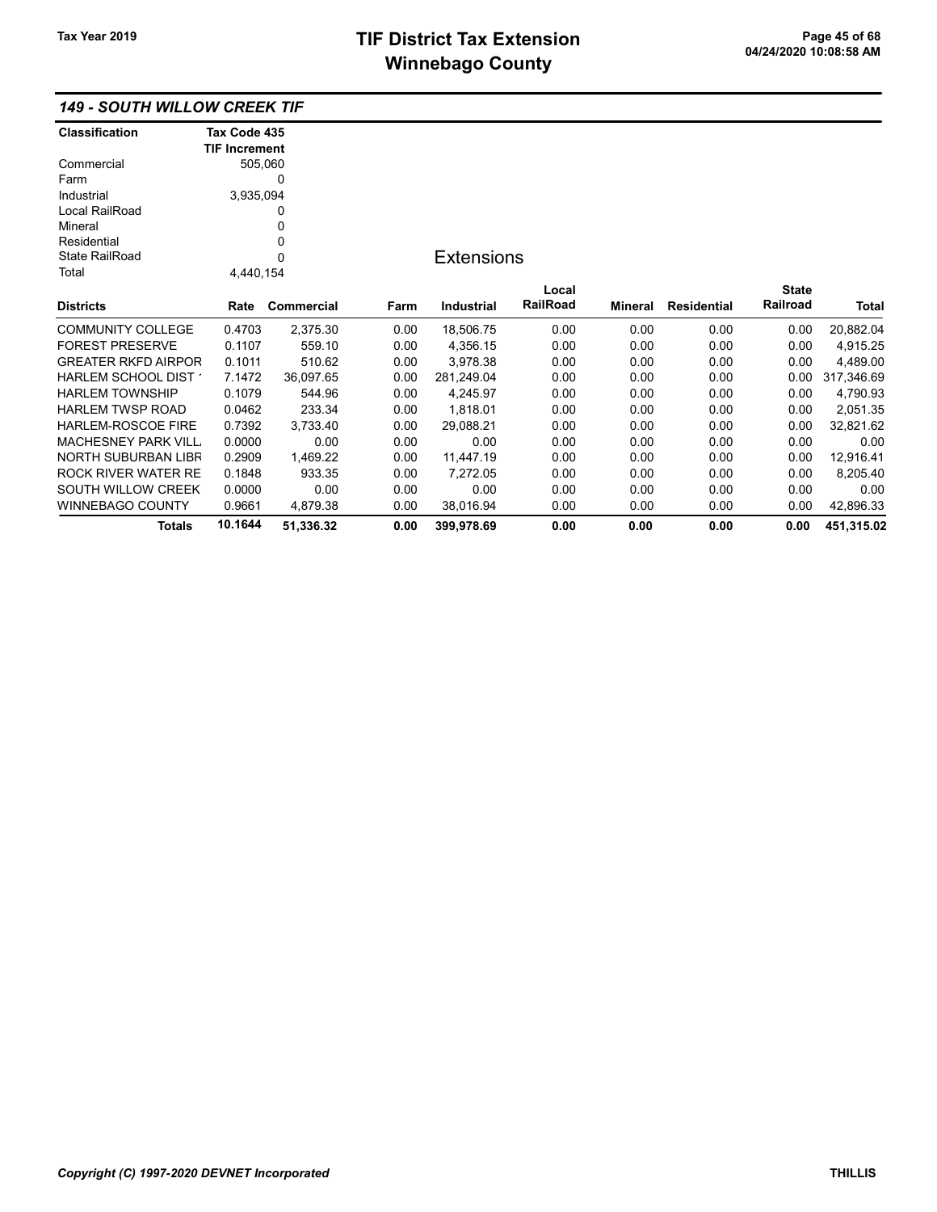# TIF District Tax Extension
# Winnebago County

Tax Year 2019

## 149 - SOUTH WILLOW CREEK TIF

| Classification | Tax Code 435 TIF Increment |
|---|---|
| Commercial | 505,060 |
| Farm | 0 |
| Industrial | 3,935,094 |
| Local RailRoad | 0 |
| Mineral | 0 |
| Residential | 0 |
| State RailRoad | 0 |
| Total | 4,440,154 |

### Extensions

| Districts | Rate | Commercial | Farm | Industrial | Local RailRoad | Mineral | Residential | State Railroad | Total |
|---|---|---|---|---|---|---|---|---|---|
| COMMUNITY COLLEGE | 0.4703 | 2,375.30 | 0.00 | 18,506.75 | 0.00 | 0.00 | 0.00 | 0.00 | 20,882.04 |
| FOREST PRESERVE | 0.1107 | 559.10 | 0.00 | 4,356.15 | 0.00 | 0.00 | 0.00 | 0.00 | 4,915.25 |
| GREATER RKFD AIRPOR | 0.1011 | 510.62 | 0.00 | 3,978.38 | 0.00 | 0.00 | 0.00 | 0.00 | 4,489.00 |
| HARLEM SCHOOL DIST ' | 7.1472 | 36,097.65 | 0.00 | 281,249.04 | 0.00 | 0.00 | 0.00 | 0.00 | 317,346.69 |
| HARLEM TOWNSHIP | 0.1079 | 544.96 | 0.00 | 4,245.97 | 0.00 | 0.00 | 0.00 | 0.00 | 4,790.93 |
| HARLEM TWSP ROAD | 0.0462 | 233.34 | 0.00 | 1,818.01 | 0.00 | 0.00 | 0.00 | 0.00 | 2,051.35 |
| HARLEM-ROSCOE FIRE | 0.7392 | 3,733.40 | 0.00 | 29,088.21 | 0.00 | 0.00 | 0.00 | 0.00 | 32,821.62 |
| MACHESNEY PARK VILL | 0.0000 | 0.00 | 0.00 | 0.00 | 0.00 | 0.00 | 0.00 | 0.00 | 0.00 |
| NORTH SUBURBAN LIBR | 0.2909 | 1,469.22 | 0.00 | 11,447.19 | 0.00 | 0.00 | 0.00 | 0.00 | 12,916.41 |
| ROCK RIVER WATER RE | 0.1848 | 933.35 | 0.00 | 7,272.05 | 0.00 | 0.00 | 0.00 | 0.00 | 8,205.40 |
| SOUTH WILLOW CREEK | 0.0000 | 0.00 | 0.00 | 0.00 | 0.00 | 0.00 | 0.00 | 0.00 | 0.00 |
| WINNEBAGO COUNTY | 0.9661 | 4,879.38 | 0.00 | 38,016.94 | 0.00 | 0.00 | 0.00 | 0.00 | 42,896.33 |
| **Totals** | **10.1644** | **51,336.32** | **0.00** | **399,978.69** | **0.00** | **0.00** | **0.00** | **0.00** | **451,315.02** |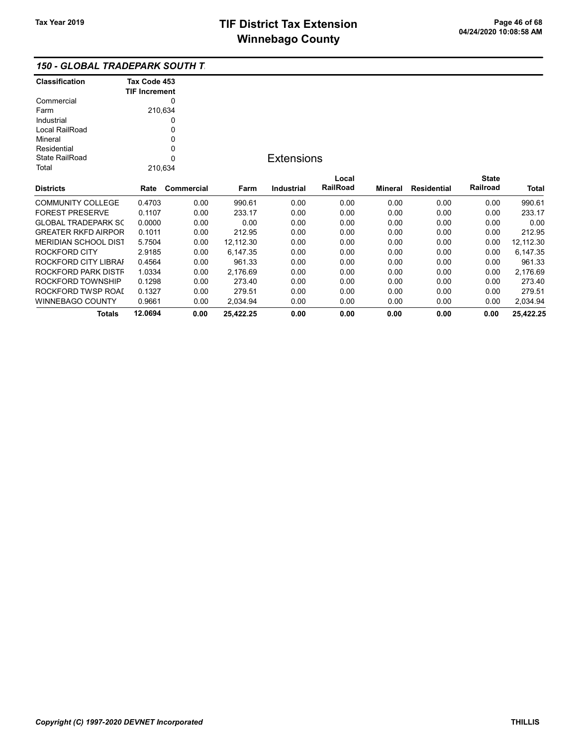# TIF District Tax Extension
# Winnebago County

Tax Year 2019

## 150 - GLOBAL TRADEPARK SOUTH T

| Classification | Tax Code 453 TIF Increment |
|---|---|
| Commercial | 0 |
| Farm | 210,634 |
| Industrial | 0 |
| Local RailRoad | 0 |
| Mineral | 0 |
| Residential | 0 |
| State RailRoad | 0 |
| Total | 210,634 |

### Extensions

| Districts | Rate | Commercial | Farm | Industrial | Local RailRoad | Mineral | Residential | State Railroad | Total |
|---|---|---|---|---|---|---|---|---|---|
| COMMUNITY COLLEGE | 0.4703 | 0.00 | 990.61 | 0.00 | 0.00 | 0.00 | 0.00 | 0.00 | 990.61 |
| FOREST PRESERVE | 0.1107 | 0.00 | 233.17 | 0.00 | 0.00 | 0.00 | 0.00 | 0.00 | 233.17 |
| GLOBAL TRADEPARK SC | 0.0000 | 0.00 | 0.00 | 0.00 | 0.00 | 0.00 | 0.00 | 0.00 | 0.00 |
| GREATER RKFD AIRPOR | 0.1011 | 0.00 | 212.95 | 0.00 | 0.00 | 0.00 | 0.00 | 0.00 | 212.95 |
| MERIDIAN SCHOOL DIST | 5.7504 | 0.00 | 12,112.30 | 0.00 | 0.00 | 0.00 | 0.00 | 0.00 | 12,112.30 |
| ROCKFORD CITY | 2.9185 | 0.00 | 6,147.35 | 0.00 | 0.00 | 0.00 | 0.00 | 0.00 | 6,147.35 |
| ROCKFORD CITY LIBRAI | 0.4564 | 0.00 | 961.33 | 0.00 | 0.00 | 0.00 | 0.00 | 0.00 | 961.33 |
| ROCKFORD PARK DISTF | 1.0334 | 0.00 | 2,176.69 | 0.00 | 0.00 | 0.00 | 0.00 | 0.00 | 2,176.69 |
| ROCKFORD TOWNSHIP | 0.1298 | 0.00 | 273.40 | 0.00 | 0.00 | 0.00 | 0.00 | 0.00 | 273.40 |
| ROCKFORD TWSP ROAI | 0.1327 | 0.00 | 279.51 | 0.00 | 0.00 | 0.00 | 0.00 | 0.00 | 279.51 |
| WINNEBAGO COUNTY | 0.9661 | 0.00 | 2,034.94 | 0.00 | 0.00 | 0.00 | 0.00 | 0.00 | 2,034.94 |
| **Totals** | **12.0694** | **0.00** | **25,422.25** | **0.00** | **0.00** | **0.00** | **0.00** | **0.00** | **25,422.25** |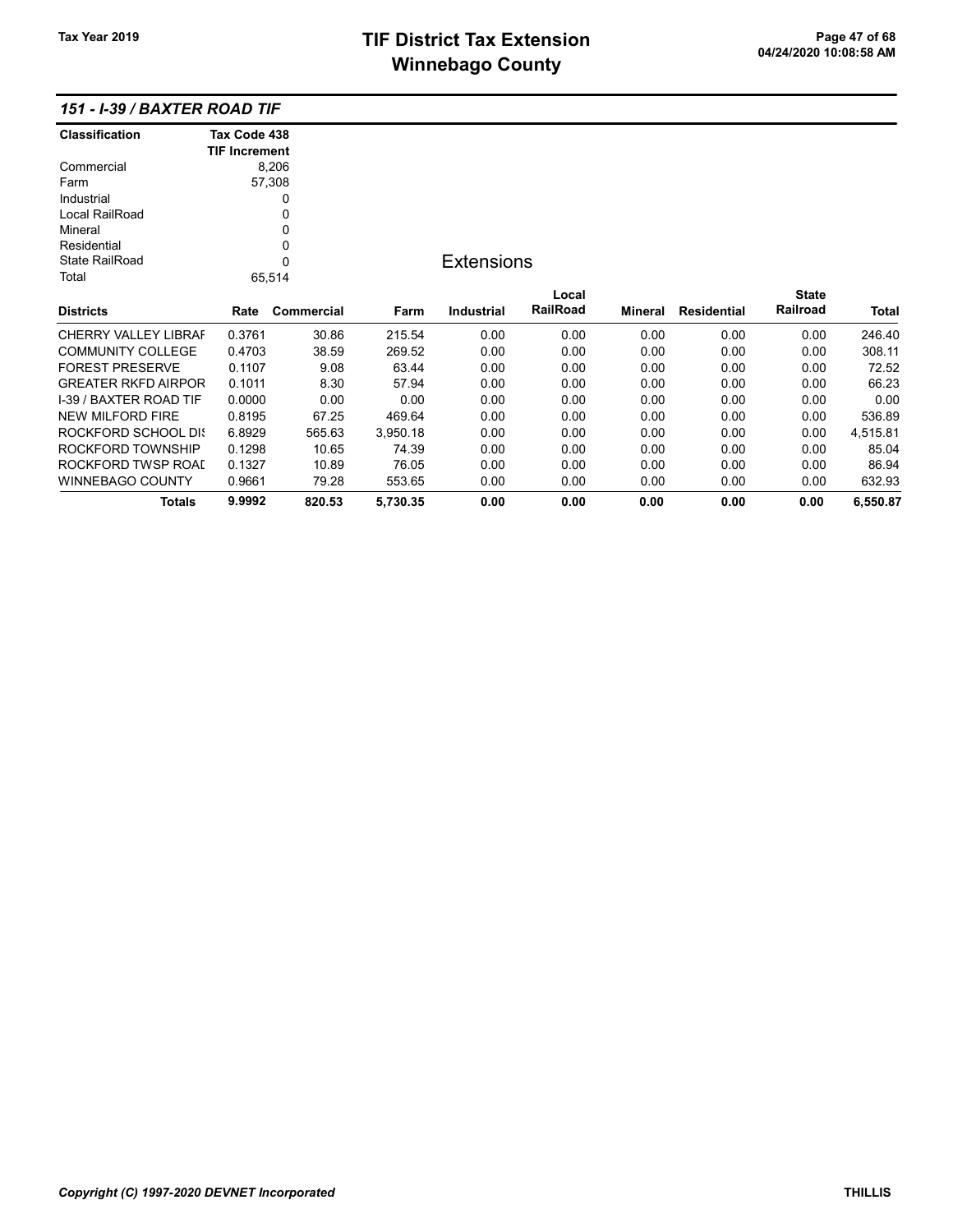# TIF District Tax Extension
# Winnebago County

Tax Year 2019

04/24/2020 10:08:58 AM

## 151 - I-39 / BAXTER ROAD TIF

| Classification | Tax Code 438 TIF Increment |
|---|---|
| Commercial | 8,206 |
| Farm | 57,308 |
| Industrial | 0 |
| Local RailRoad | 0 |
| Mineral | 0 |
| Residential | 0 |
| State RailRoad | 0 |
| Total | 65,514 |

### Extensions

| Districts | Rate | Commercial | Farm | Industrial | Local RailRoad | Mineral | Residential | State Railroad | Total |
|---|---|---|---|---|---|---|---|---|---|
| CHERRY VALLEY LIBRAI | 0.3761 | 30.86 | 215.54 | 0.00 | 0.00 | 0.00 | 0.00 | 0.00 | 246.40 |
| COMMUNITY COLLEGE | 0.4703 | 38.59 | 269.52 | 0.00 | 0.00 | 0.00 | 0.00 | 0.00 | 308.11 |
| FOREST PRESERVE | 0.1107 | 9.08 | 63.44 | 0.00 | 0.00 | 0.00 | 0.00 | 0.00 | 72.52 |
| GREATER RKFD AIRPOR | 0.1011 | 8.30 | 57.94 | 0.00 | 0.00 | 0.00 | 0.00 | 0.00 | 66.23 |
| I-39 / BAXTER ROAD TIF | 0.0000 | 0.00 | 0.00 | 0.00 | 0.00 | 0.00 | 0.00 | 0.00 | 0.00 |
| NEW MILFORD FIRE | 0.8195 | 67.25 | 469.64 | 0.00 | 0.00 | 0.00 | 0.00 | 0.00 | 536.89 |
| ROCKFORD SCHOOL DIS | 6.8929 | 565.63 | 3,950.18 | 0.00 | 0.00 | 0.00 | 0.00 | 0.00 | 4,515.81 |
| ROCKFORD TOWNSHIP | 0.1298 | 10.65 | 74.39 | 0.00 | 0.00 | 0.00 | 0.00 | 0.00 | 85.04 |
| ROCKFORD TWSP ROAI | 0.1327 | 10.89 | 76.05 | 0.00 | 0.00 | 0.00 | 0.00 | 0.00 | 86.94 |
| WINNEBAGO COUNTY | 0.9661 | 79.28 | 553.65 | 0.00 | 0.00 | 0.00 | 0.00 | 0.00 | 632.93 |
| **Totals** | **9.9992** | **820.53** | **5,730.35** | **0.00** | **0.00** | **0.00** | **0.00** | **0.00** | **6,550.87** |

*Copyright (C) 1997-2020 DEVNET Incorporated* THILLIS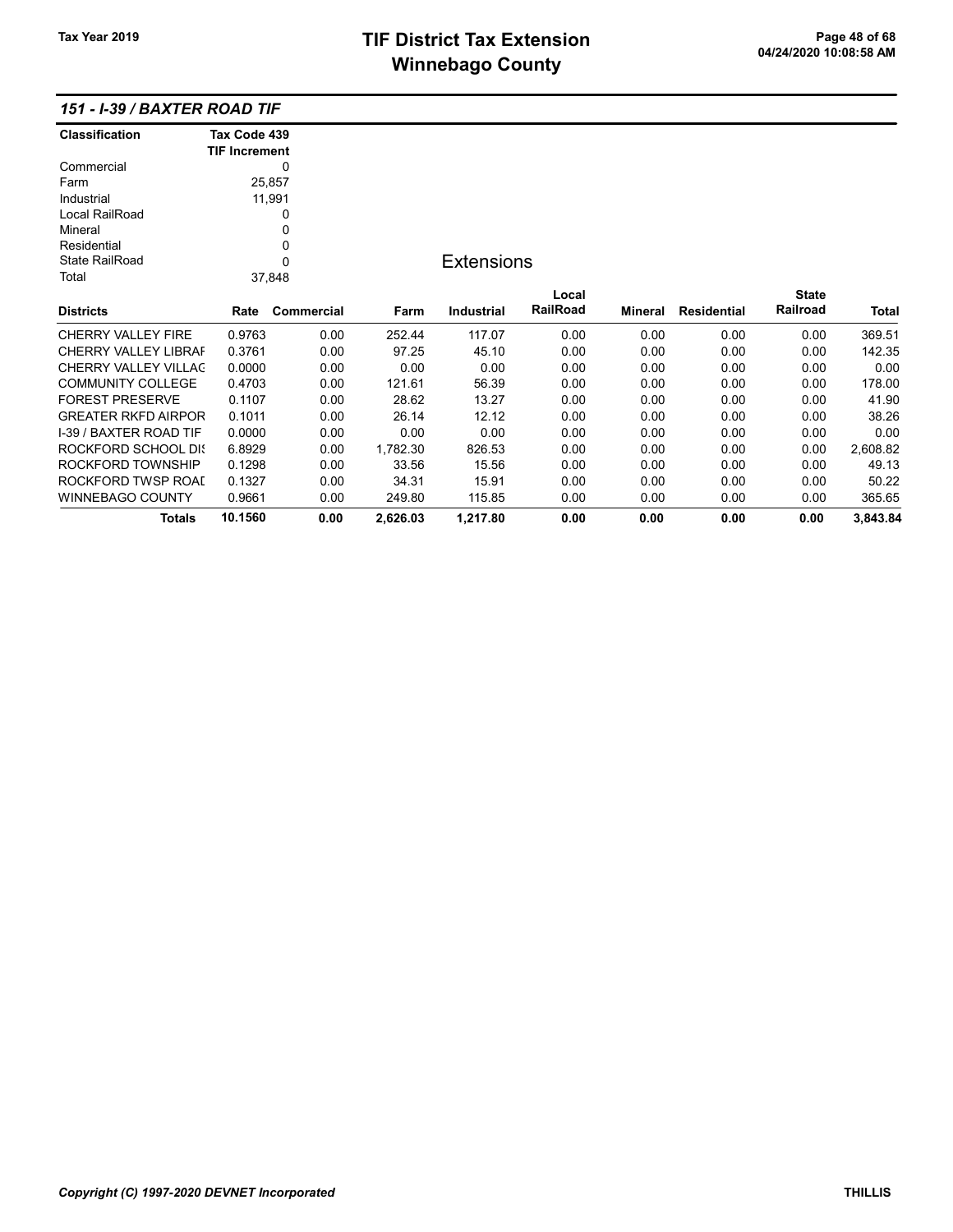## 151 - I-39 / BAXTER ROAD TIF

| Classification | Tax Code 439 TIF Increment |
|---|---|
| Commercial | 0 |
| Farm | 25,857 |
| Industrial | 11,991 |
| Local RailRoad | 0 |
| Mineral | 0 |
| Residential | 0 |
| State RailRoad | 0 |
| Total | 37,848 |

### Extensions

| Districts | Rate | Commercial | Farm | Industrial | Local RailRoad | Mineral | Residential | State Railroad | Total |
|---|---|---|---|---|---|---|---|---|---|
| CHERRY VALLEY FIRE | 0.9763 | 0.00 | 252.44 | 117.07 | 0.00 | 0.00 | 0.00 | 0.00 | 369.51 |
| CHERRY VALLEY LIBRAI | 0.3761 | 0.00 | 97.25 | 45.10 | 0.00 | 0.00 | 0.00 | 0.00 | 142.35 |
| CHERRY VALLEY VILLAG | 0.0000 | 0.00 | 0.00 | 0.00 | 0.00 | 0.00 | 0.00 | 0.00 | 0.00 |
| COMMUNITY COLLEGE | 0.4703 | 0.00 | 121.61 | 56.39 | 0.00 | 0.00 | 0.00 | 0.00 | 178.00 |
| FOREST PRESERVE | 0.1107 | 0.00 | 28.62 | 13.27 | 0.00 | 0.00 | 0.00 | 0.00 | 41.90 |
| GREATER RKFD AIRPOR | 0.1011 | 0.00 | 26.14 | 12.12 | 0.00 | 0.00 | 0.00 | 0.00 | 38.26 |
| I-39 / BAXTER ROAD TIF | 0.0000 | 0.00 | 0.00 | 0.00 | 0.00 | 0.00 | 0.00 | 0.00 | 0.00 |
| ROCKFORD SCHOOL DIS | 6.8929 | 0.00 | 1,782.30 | 826.53 | 0.00 | 0.00 | 0.00 | 0.00 | 2,608.82 |
| ROCKFORD TOWNSHIP | 0.1298 | 0.00 | 33.56 | 15.56 | 0.00 | 0.00 | 0.00 | 0.00 | 49.13 |
| ROCKFORD TWSP ROAD | 0.1327 | 0.00 | 34.31 | 15.91 | 0.00 | 0.00 | 0.00 | 0.00 | 50.22 |
| WINNEBAGO COUNTY | 0.9661 | 0.00 | 249.80 | 115.85 | 0.00 | 0.00 | 0.00 | 0.00 | 365.65 |
| **Totals** | **10.1560** | **0.00** | **2,626.03** | **1,217.80** | **0.00** | **0.00** | **0.00** | **0.00** | **3,843.84** |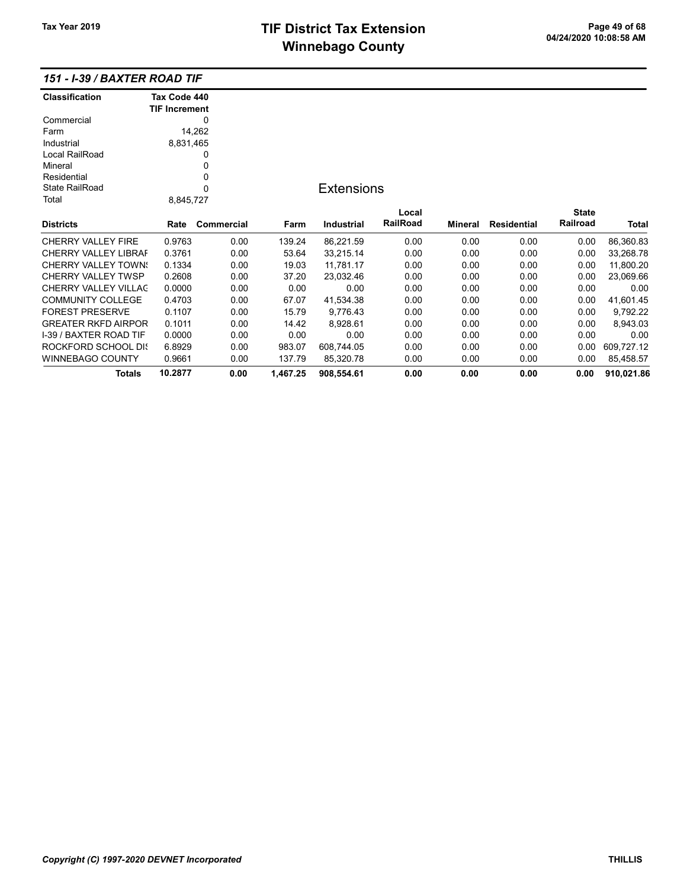# TIF District Tax Extension
# Winnebago County

Tax Year 2019

## 151 - I-39 / BAXTER ROAD TIF

| Classification | Tax Code 440 TIF Increment |
|---|---|
| Commercial | 0 |
| Farm | 14,262 |
| Industrial | 8,831,465 |
| Local RailRoad | 0 |
| Mineral | 0 |
| Residential | 0 |
| State RailRoad | 0 |
| Total | 8,845,727 |

### Extensions

| Districts | Rate | Commercial | Farm | Industrial | Local RailRoad | Mineral | Residential | State Railroad | Total |
|---|---|---|---|---|---|---|---|---|---|
| CHERRY VALLEY FIRE | 0.9763 | 0.00 | 139.24 | 86,221.59 | 0.00 | 0.00 | 0.00 | 0.00 | 86,360.83 |
| CHERRY VALLEY LIBRAI | 0.3761 | 0.00 | 53.64 | 33,215.14 | 0.00 | 0.00 | 0.00 | 0.00 | 33,268.78 |
| CHERRY VALLEY TOWNS | 0.1334 | 0.00 | 19.03 | 11,781.17 | 0.00 | 0.00 | 0.00 | 0.00 | 11,800.20 |
| CHERRY VALLEY TWSP | 0.2608 | 0.00 | 37.20 | 23,032.46 | 0.00 | 0.00 | 0.00 | 0.00 | 23,069.66 |
| CHERRY VALLEY VILLAG | 0.0000 | 0.00 | 0.00 | 0.00 | 0.00 | 0.00 | 0.00 | 0.00 | 0.00 |
| COMMUNITY COLLEGE | 0.4703 | 0.00 | 67.07 | 41,534.38 | 0.00 | 0.00 | 0.00 | 0.00 | 41,601.45 |
| FOREST PRESERVE | 0.1107 | 0.00 | 15.79 | 9,776.43 | 0.00 | 0.00 | 0.00 | 0.00 | 9,792.22 |
| GREATER RKFD AIRPOR | 0.1011 | 0.00 | 14.42 | 8,928.61 | 0.00 | 0.00 | 0.00 | 0.00 | 8,943.03 |
| I-39 / BAXTER ROAD TIF | 0.0000 | 0.00 | 0.00 | 0.00 | 0.00 | 0.00 | 0.00 | 0.00 | 0.00 |
| ROCKFORD SCHOOL DIS | 6.8929 | 0.00 | 983.07 | 608,744.05 | 0.00 | 0.00 | 0.00 | 0.00 | 609,727.12 |
| WINNEBAGO COUNTY | 0.9661 | 0.00 | 137.79 | 85,320.78 | 0.00 | 0.00 | 0.00 | 0.00 | 85,458.57 |
| **Totals** | **10.2877** | **0.00** | **1,467.25** | **908,554.61** | **0.00** | **0.00** | **0.00** | **0.00** | **910,021.86** |

*Copyright (C) 1997-2020 DEVNET Incorporated*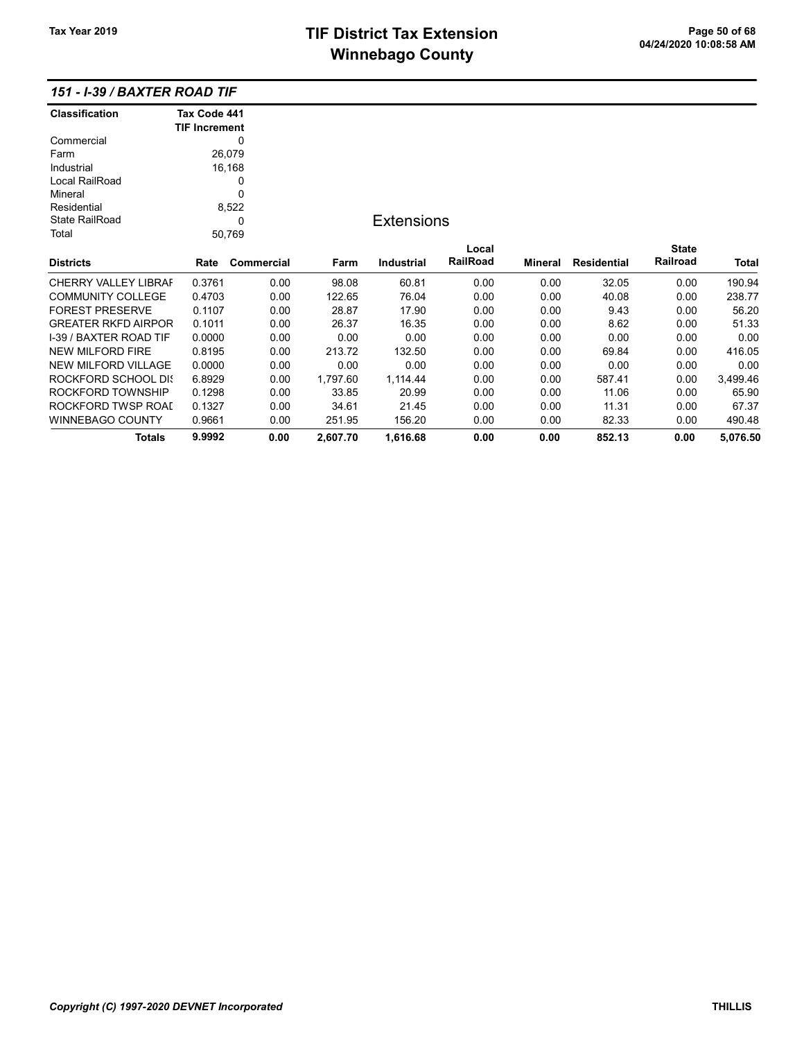## 151 - I-39 / BAXTER ROAD TIF

| Classification | Tax Code 441 TIF Increment |
|---|---|
| Commercial | 0 |
| Farm | 26,079 |
| Industrial | 16,168 |
| Local RailRoad | 0 |
| Mineral | 0 |
| Residential | 8,522 |
| State RailRoad | 0 |
| Total | 50,769 |

### Extensions

| Districts | Rate | Commercial | Farm | Industrial | Local RailRoad | Mineral | Residential | State Railroad | Total |
|---|---|---|---|---|---|---|---|---|---|
| CHERRY VALLEY LIBRAI | 0.3761 | 0.00 | 98.08 | 60.81 | 0.00 | 0.00 | 32.05 | 0.00 | 190.94 |
| COMMUNITY COLLEGE | 0.4703 | 0.00 | 122.65 | 76.04 | 0.00 | 0.00 | 40.08 | 0.00 | 238.77 |
| FOREST PRESERVE | 0.1107 | 0.00 | 28.87 | 17.90 | 0.00 | 0.00 | 9.43 | 0.00 | 56.20 |
| GREATER RKFD AIRPOR | 0.1011 | 0.00 | 26.37 | 16.35 | 0.00 | 0.00 | 8.62 | 0.00 | 51.33 |
| I-39 / BAXTER ROAD TIF | 0.0000 | 0.00 | 0.00 | 0.00 | 0.00 | 0.00 | 0.00 | 0.00 | 0.00 |
| NEW MILFORD FIRE | 0.8195 | 0.00 | 213.72 | 132.50 | 0.00 | 0.00 | 69.84 | 0.00 | 416.05 |
| NEW MILFORD VILLAGE | 0.0000 | 0.00 | 0.00 | 0.00 | 0.00 | 0.00 | 0.00 | 0.00 | 0.00 |
| ROCKFORD SCHOOL DIS | 6.8929 | 0.00 | 1,797.60 | 1,114.44 | 0.00 | 0.00 | 587.41 | 0.00 | 3,499.46 |
| ROCKFORD TOWNSHIP | 0.1298 | 0.00 | 33.85 | 20.99 | 0.00 | 0.00 | 11.06 | 0.00 | 65.90 |
| ROCKFORD TWSP ROAI | 0.1327 | 0.00 | 34.61 | 21.45 | 0.00 | 0.00 | 11.31 | 0.00 | 67.37 |
| WINNEBAGO COUNTY | 0.9661 | 0.00 | 251.95 | 156.20 | 0.00 | 0.00 | 82.33 | 0.00 | 490.48 |
| **Totals** | **9.9992** | **0.00** | **2,607.70** | **1,616.68** | **0.00** | **0.00** | **852.13** | **0.00** | **5,076.50** |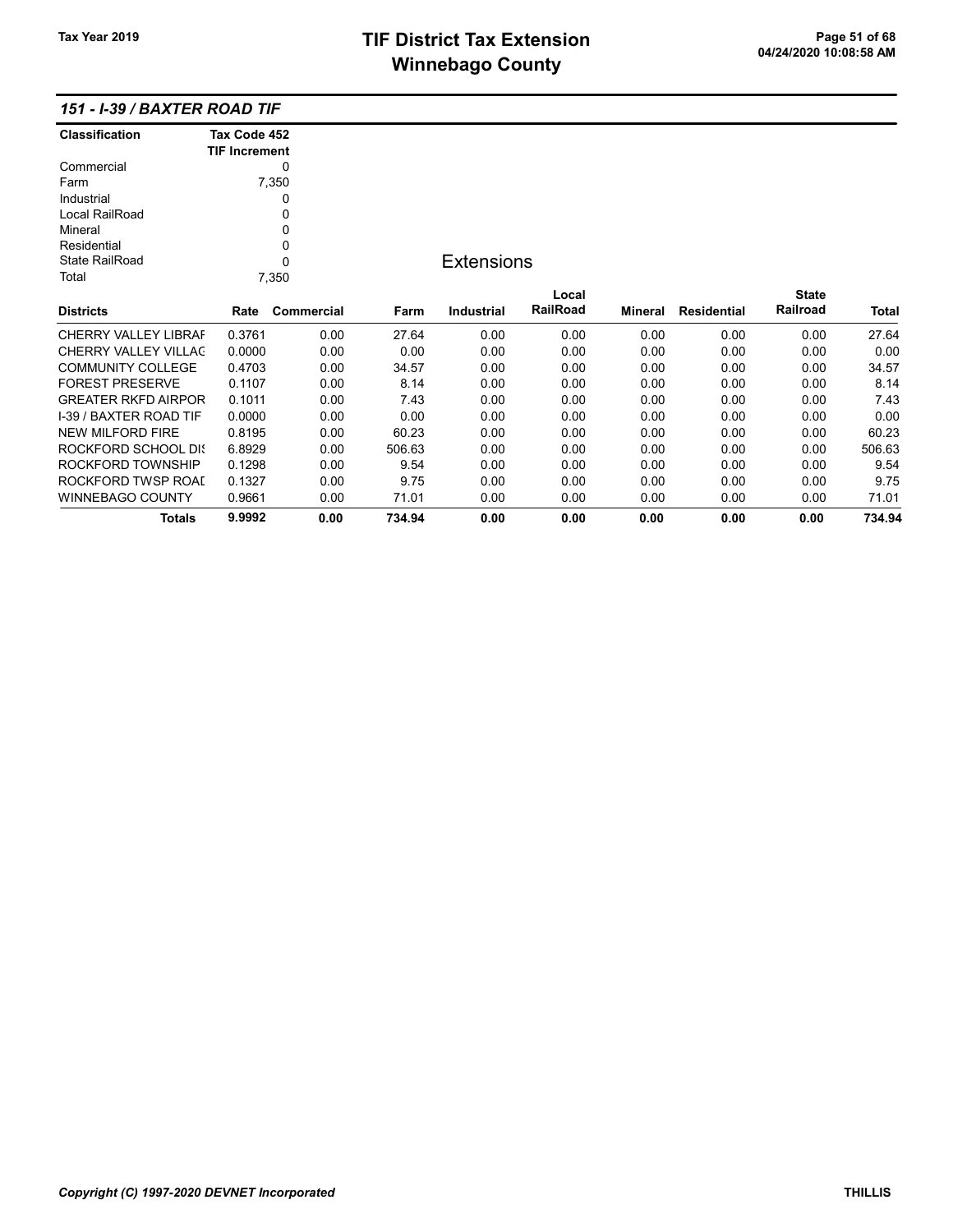## 151 - I-39 / BAXTER ROAD TIF

| Classification | Tax Code 452 TIF Increment |
|---|---|
| Commercial | 0 |
| Farm | 7,350 |
| Industrial | 0 |
| Local RailRoad | 0 |
| Mineral | 0 |
| Residential | 0 |
| State RailRoad | 0 |
| Total | 7,350 |

### Extensions

| Districts | Rate | Commercial | Farm | Industrial | Local RailRoad | Mineral | Residential | State Railroad | Total |
|---|---|---|---|---|---|---|---|---|---|
| CHERRY VALLEY LIBRAF | 0.3761 | 0.00 | 27.64 | 0.00 | 0.00 | 0.00 | 0.00 | 0.00 | 27.64 |
| CHERRY VALLEY VILLAG | 0.0000 | 0.00 | 0.00 | 0.00 | 0.00 | 0.00 | 0.00 | 0.00 | 0.00 |
| COMMUNITY COLLEGE | 0.4703 | 0.00 | 34.57 | 0.00 | 0.00 | 0.00 | 0.00 | 0.00 | 34.57 |
| FOREST PRESERVE | 0.1107 | 0.00 | 8.14 | 0.00 | 0.00 | 0.00 | 0.00 | 0.00 | 8.14 |
| GREATER RKFD AIRPOR | 0.1011 | 0.00 | 7.43 | 0.00 | 0.00 | 0.00 | 0.00 | 0.00 | 7.43 |
| I-39 / BAXTER ROAD TIF | 0.0000 | 0.00 | 0.00 | 0.00 | 0.00 | 0.00 | 0.00 | 0.00 | 0.00 |
| NEW MILFORD FIRE | 0.8195 | 0.00 | 60.23 | 0.00 | 0.00 | 0.00 | 0.00 | 0.00 | 60.23 |
| ROCKFORD SCHOOL DIS | 6.8929 | 0.00 | 506.63 | 0.00 | 0.00 | 0.00 | 0.00 | 0.00 | 506.63 |
| ROCKFORD TOWNSHIP | 0.1298 | 0.00 | 9.54 | 0.00 | 0.00 | 0.00 | 0.00 | 0.00 | 9.54 |
| ROCKFORD TWSP ROAD | 0.1327 | 0.00 | 9.75 | 0.00 | 0.00 | 0.00 | 0.00 | 0.00 | 9.75 |
| WINNEBAGO COUNTY | 0.9661 | 0.00 | 71.01 | 0.00 | 0.00 | 0.00 | 0.00 | 0.00 | 71.01 |
| **Totals** | **9.9992** | **0.00** | **734.94** | **0.00** | **0.00** | **0.00** | **0.00** | **0.00** | **734.94** |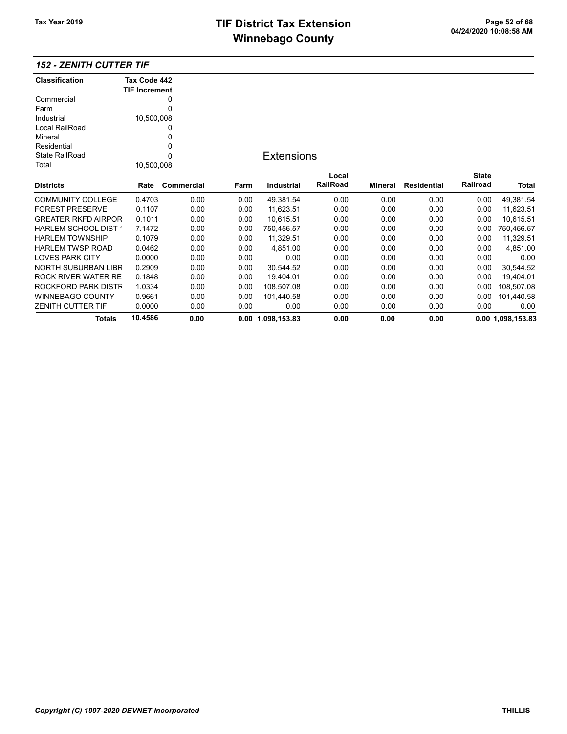## 152 - ZENITH CUTTER TIF

| Classification | Tax Code 442 TIF Increment |
|---|---|
| Commercial | 0 |
| Farm | 0 |
| Industrial | 10,500,008 |
| Local RailRoad | 0 |
| Mineral | 0 |
| Residential | 0 |
| State RailRoad | 0 |
| Total | 10,500,008 |

### Extensions

| Districts | Rate | Commercial | Farm | Industrial | Local RailRoad | Mineral | Residential | State Railroad | Total |
|---|---|---|---|---|---|---|---|---|---|
| COMMUNITY COLLEGE | 0.4703 | 0.00 | 0.00 | 49,381.54 | 0.00 | 0.00 | 0.00 | 0.00 | 49,381.54 |
| FOREST PRESERVE | 0.1107 | 0.00 | 0.00 | 11,623.51 | 0.00 | 0.00 | 0.00 | 0.00 | 11,623.51 |
| GREATER RKFD AIRPOR | 0.1011 | 0.00 | 0.00 | 10,615.51 | 0.00 | 0.00 | 0.00 | 0.00 | 10,615.51 |
| HARLEM SCHOOL DIST 1 | 7.1472 | 0.00 | 0.00 | 750,456.57 | 0.00 | 0.00 | 0.00 | 0.00 | 750,456.57 |
| HARLEM TOWNSHIP | 0.1079 | 0.00 | 0.00 | 11,329.51 | 0.00 | 0.00 | 0.00 | 0.00 | 11,329.51 |
| HARLEM TWSP ROAD | 0.0462 | 0.00 | 0.00 | 4,851.00 | 0.00 | 0.00 | 0.00 | 0.00 | 4,851.00 |
| LOVES PARK CITY | 0.0000 | 0.00 | 0.00 | 0.00 | 0.00 | 0.00 | 0.00 | 0.00 | 0.00 |
| NORTH SUBURBAN LIBR | 0.2909 | 0.00 | 0.00 | 30,544.52 | 0.00 | 0.00 | 0.00 | 0.00 | 30,544.52 |
| ROCK RIVER WATER RE | 0.1848 | 0.00 | 0.00 | 19,404.01 | 0.00 | 0.00 | 0.00 | 0.00 | 19,404.01 |
| ROCKFORD PARK DISTR | 1.0334 | 0.00 | 0.00 | 108,507.08 | 0.00 | 0.00 | 0.00 | 0.00 | 108,507.08 |
| WINNEBAGO COUNTY | 0.9661 | 0.00 | 0.00 | 101,440.58 | 0.00 | 0.00 | 0.00 | 0.00 | 101,440.58 |
| ZENITH CUTTER TIF | 0.0000 | 0.00 | 0.00 | 0.00 | 0.00 | 0.00 | 0.00 | 0.00 | 0.00 |
| **Totals** | **10.4586** | **0.00** | **0.00** | **1,098,153.83** | **0.00** | **0.00** | **0.00** | **0.00** | **1,098,153.83** |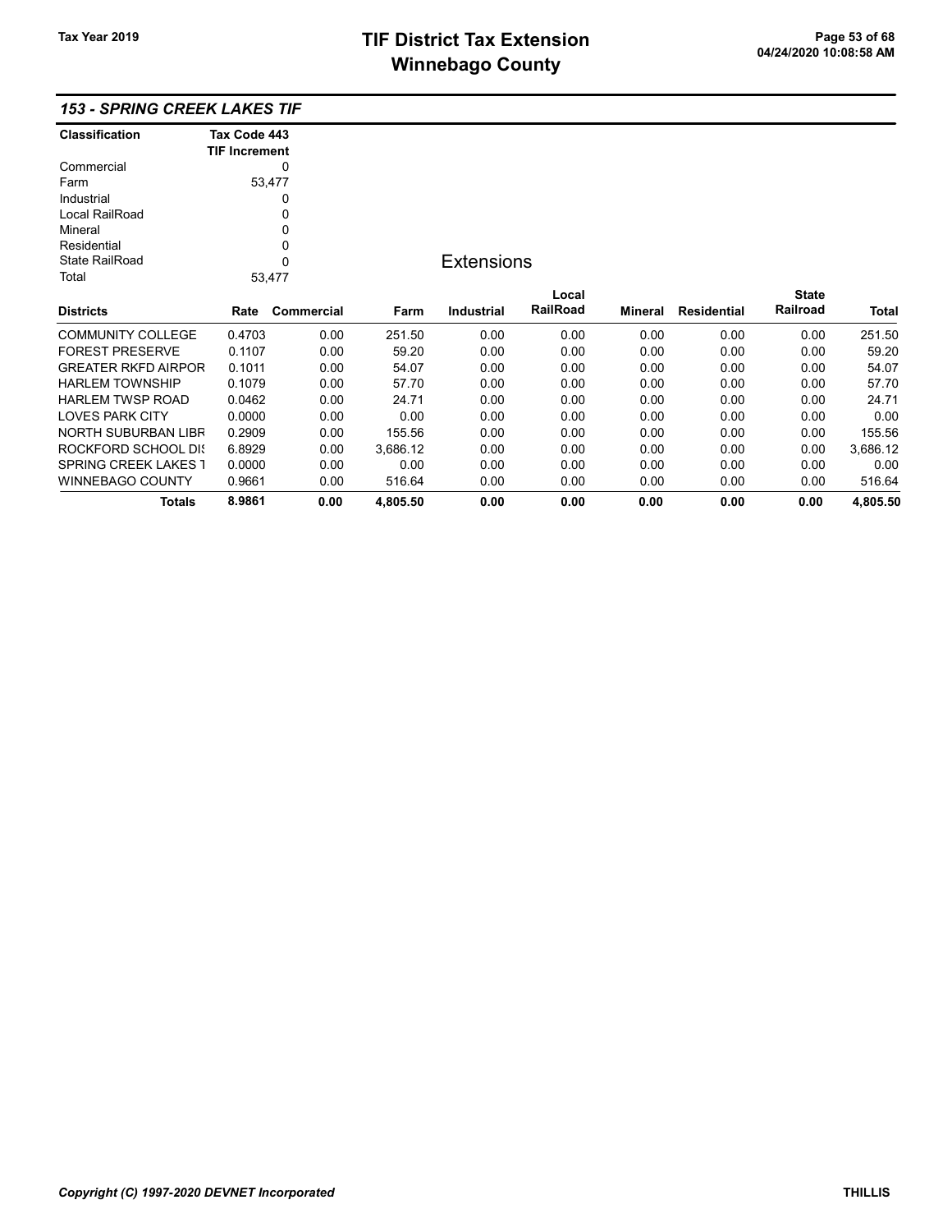# TIF District Tax Extension
# Winnebago County

Tax Year 2019

## 153 - SPRING CREEK LAKES TIF

| Classification | Tax Code 443 TIF Increment |
|---|---|
| Commercial | 0 |
| Farm | 53,477 |
| Industrial | 0 |
| Local RailRoad | 0 |
| Mineral | 0 |
| Residential | 0 |
| State RailRoad | 0 |
| Total | 53,477 |

### Extensions

| Districts | Rate | Commercial | Farm | Industrial | Local RailRoad | Mineral | Residential | State Railroad | Total |
|---|---|---|---|---|---|---|---|---|---|
| COMMUNITY COLLEGE | 0.4703 | 0.00 | 251.50 | 0.00 | 0.00 | 0.00 | 0.00 | 0.00 | 251.50 |
| FOREST PRESERVE | 0.1107 | 0.00 | 59.20 | 0.00 | 0.00 | 0.00 | 0.00 | 0.00 | 59.20 |
| GREATER RKFD AIRPOR | 0.1011 | 0.00 | 54.07 | 0.00 | 0.00 | 0.00 | 0.00 | 0.00 | 54.07 |
| HARLEM TOWNSHIP | 0.1079 | 0.00 | 57.70 | 0.00 | 0.00 | 0.00 | 0.00 | 0.00 | 57.70 |
| HARLEM TWSP ROAD | 0.0462 | 0.00 | 24.71 | 0.00 | 0.00 | 0.00 | 0.00 | 0.00 | 24.71 |
| LOVES PARK CITY | 0.0000 | 0.00 | 0.00 | 0.00 | 0.00 | 0.00 | 0.00 | 0.00 | 0.00 |
| NORTH SUBURBAN LIBR | 0.2909 | 0.00 | 155.56 | 0.00 | 0.00 | 0.00 | 0.00 | 0.00 | 155.56 |
| ROCKFORD SCHOOL DIS | 6.8929 | 0.00 | 3,686.12 | 0.00 | 0.00 | 0.00 | 0.00 | 0.00 | 3,686.12 |
| SPRING CREEK LAKES T | 0.0000 | 0.00 | 0.00 | 0.00 | 0.00 | 0.00 | 0.00 | 0.00 | 0.00 |
| WINNEBAGO COUNTY | 0.9661 | 0.00 | 516.64 | 0.00 | 0.00 | 0.00 | 0.00 | 0.00 | 516.64 |
| **Totals** | **8.9861** | **0.00** | **4,805.50** | **0.00** | **0.00** | **0.00** | **0.00** | **0.00** | **4,805.50** |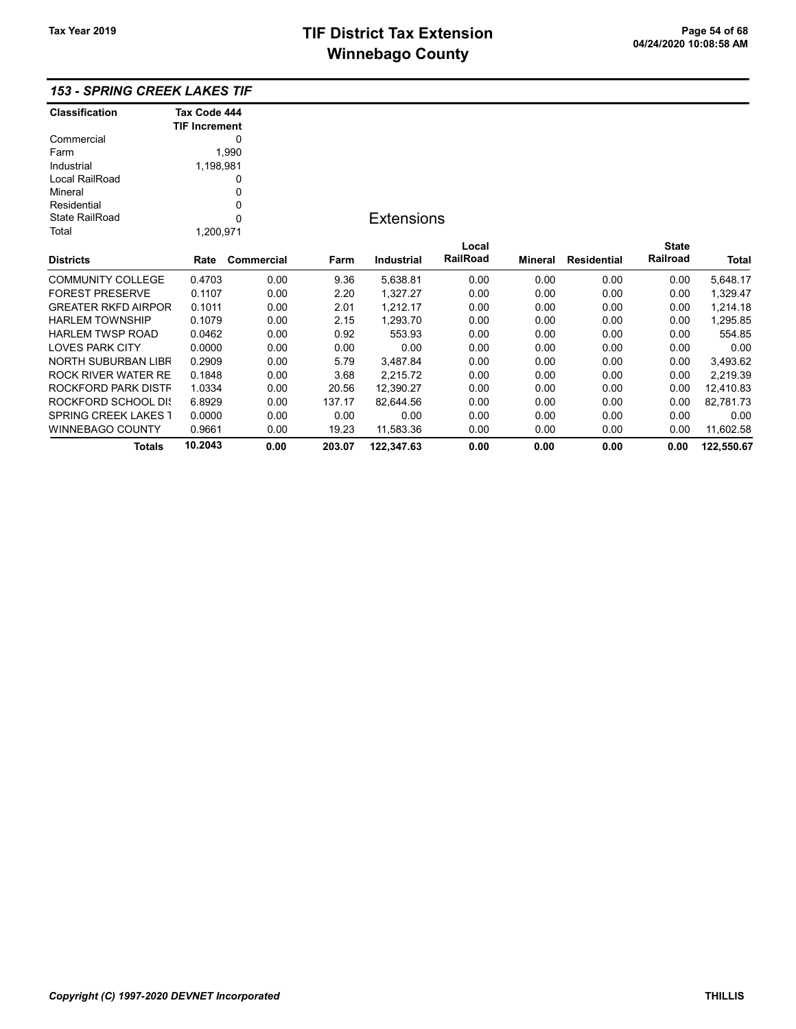# TIF District Tax Extension
# Winnebago County

Tax Year 2019

## 153 - SPRING CREEK LAKES TIF

| Classification | Tax Code 444 TIF Increment |
|---|---|
| Commercial | 0 |
| Farm | 1,990 |
| Industrial | 1,198,981 |
| Local RailRoad | 0 |
| Mineral | 0 |
| Residential | 0 |
| State RailRoad | 0 |
| Total | 1,200,971 |

### Extensions

| Districts | Rate | Commercial | Farm | Industrial | Local RailRoad | Mineral | Residential | State Railroad | Total |
|---|---|---|---|---|---|---|---|---|---|
| COMMUNITY COLLEGE | 0.4703 | 0.00 | 9.36 | 5,638.81 | 0.00 | 0.00 | 0.00 | 0.00 | 5,648.17 |
| FOREST PRESERVE | 0.1107 | 0.00 | 2.20 | 1,327.27 | 0.00 | 0.00 | 0.00 | 0.00 | 1,329.47 |
| GREATER RKFD AIRPOR | 0.1011 | 0.00 | 2.01 | 1,212.17 | 0.00 | 0.00 | 0.00 | 0.00 | 1,214.18 |
| HARLEM TOWNSHIP | 0.1079 | 0.00 | 2.15 | 1,293.70 | 0.00 | 0.00 | 0.00 | 0.00 | 1,295.85 |
| HARLEM TWSP ROAD | 0.0462 | 0.00 | 0.92 | 553.93 | 0.00 | 0.00 | 0.00 | 0.00 | 554.85 |
| LOVES PARK CITY | 0.0000 | 0.00 | 0.00 | 0.00 | 0.00 | 0.00 | 0.00 | 0.00 | 0.00 |
| NORTH SUBURBAN LIBR | 0.2909 | 0.00 | 5.79 | 3,487.84 | 0.00 | 0.00 | 0.00 | 0.00 | 3,493.62 |
| ROCK RIVER WATER RE | 0.1848 | 0.00 | 3.68 | 2,215.72 | 0.00 | 0.00 | 0.00 | 0.00 | 2,219.39 |
| ROCKFORD PARK DISTR | 1.0334 | 0.00 | 20.56 | 12,390.27 | 0.00 | 0.00 | 0.00 | 0.00 | 12,410.83 |
| ROCKFORD SCHOOL DIS | 6.8929 | 0.00 | 137.17 | 82,644.56 | 0.00 | 0.00 | 0.00 | 0.00 | 82,781.73 |
| SPRING CREEK LAKES T | 0.0000 | 0.00 | 0.00 | 0.00 | 0.00 | 0.00 | 0.00 | 0.00 | 0.00 |
| WINNEBAGO COUNTY | 0.9661 | 0.00 | 19.23 | 11,583.36 | 0.00 | 0.00 | 0.00 | 0.00 | 11,602.58 |
| **Totals** | **10.2043** | **0.00** | **203.07** | **122,347.63** | **0.00** | **0.00** | **0.00** | **0.00** | **122,550.67** |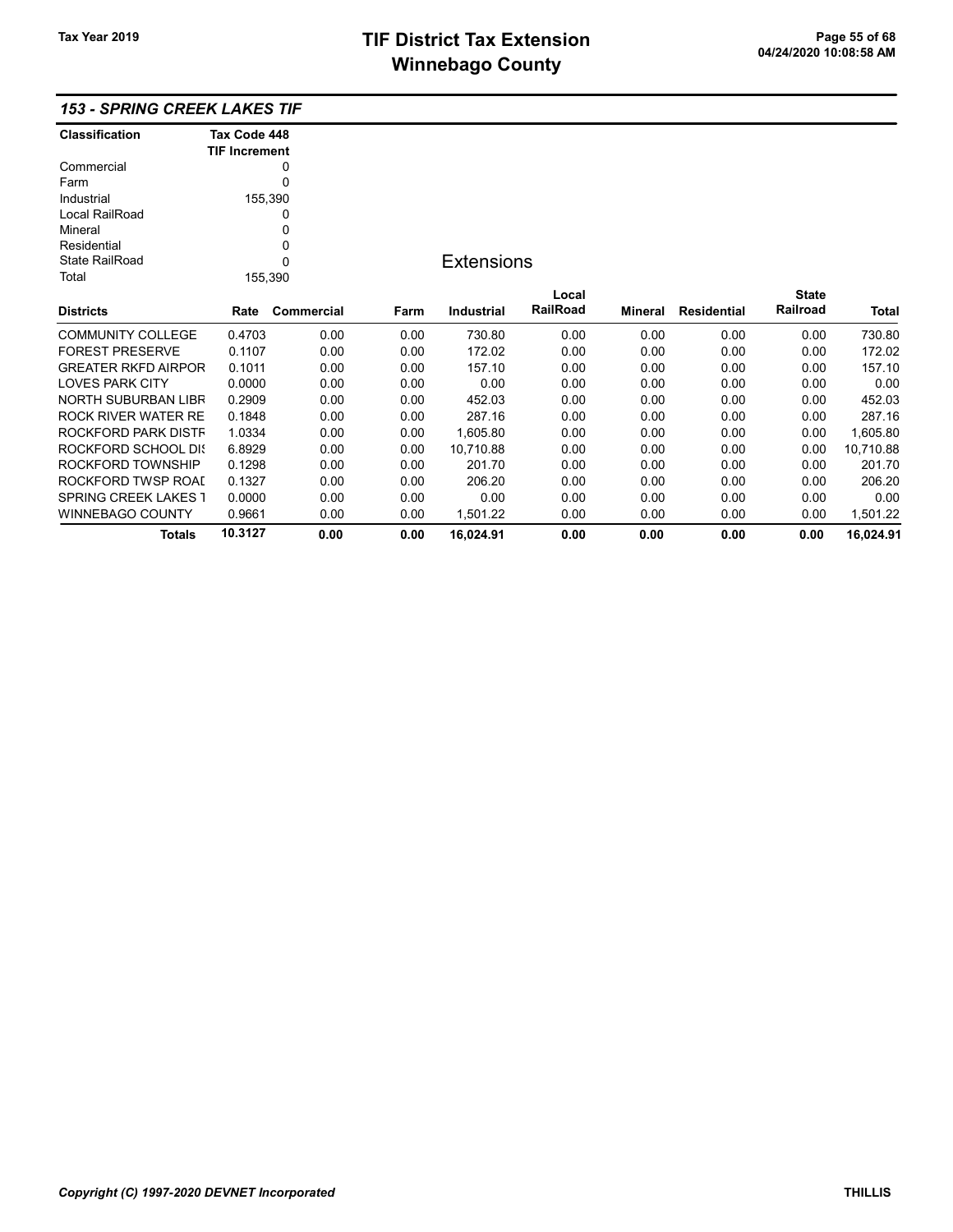# TIF District Tax Extension
# Winnebago County

Tax Year 2019

## 153 - SPRING CREEK LAKES TIF

| Classification | Tax Code 448 TIF Increment |
|---|---|
| Commercial | 0 |
| Farm | 0 |
| Industrial | 155,390 |
| Local RailRoad | 0 |
| Mineral | 0 |
| Residential | 0 |
| State RailRoad | 0 |
| Total | 155,390 |

### Extensions

| Districts | Rate | Commercial | Farm | Industrial | Local RailRoad | Mineral | Residential | State Railroad | Total |
|---|---|---|---|---|---|---|---|---|---|
| COMMUNITY COLLEGE | 0.4703 | 0.00 | 0.00 | 730.80 | 0.00 | 0.00 | 0.00 | 0.00 | 730.80 |
| FOREST PRESERVE | 0.1107 | 0.00 | 0.00 | 172.02 | 0.00 | 0.00 | 0.00 | 0.00 | 172.02 |
| GREATER RKFD AIRPOR | 0.1011 | 0.00 | 0.00 | 157.10 | 0.00 | 0.00 | 0.00 | 0.00 | 157.10 |
| LOVES PARK CITY | 0.0000 | 0.00 | 0.00 | 0.00 | 0.00 | 0.00 | 0.00 | 0.00 | 0.00 |
| NORTH SUBURBAN LIBR | 0.2909 | 0.00 | 0.00 | 452.03 | 0.00 | 0.00 | 0.00 | 0.00 | 452.03 |
| ROCK RIVER WATER RE | 0.1848 | 0.00 | 0.00 | 287.16 | 0.00 | 0.00 | 0.00 | 0.00 | 287.16 |
| ROCKFORD PARK DISTF | 1.0334 | 0.00 | 0.00 | 1,605.80 | 0.00 | 0.00 | 0.00 | 0.00 | 1,605.80 |
| ROCKFORD SCHOOL DI | 6.8929 | 0.00 | 0.00 | 10,710.88 | 0.00 | 0.00 | 0.00 | 0.00 | 10,710.88 |
| ROCKFORD TOWNSHIP | 0.1298 | 0.00 | 0.00 | 201.70 | 0.00 | 0.00 | 0.00 | 0.00 | 201.70 |
| ROCKFORD TWSP ROAD | 0.1327 | 0.00 | 0.00 | 206.20 | 0.00 | 0.00 | 0.00 | 0.00 | 206.20 |
| SPRING CREEK LAKES T | 0.0000 | 0.00 | 0.00 | 0.00 | 0.00 | 0.00 | 0.00 | 0.00 | 0.00 |
| WINNEBAGO COUNTY | 0.9661 | 0.00 | 0.00 | 1,501.22 | 0.00 | 0.00 | 0.00 | 0.00 | 1,501.22 |
| **Totals** | **10.3127** | **0.00** | **0.00** | **16,024.91** | **0.00** | **0.00** | **0.00** | **0.00** | **16,024.91** |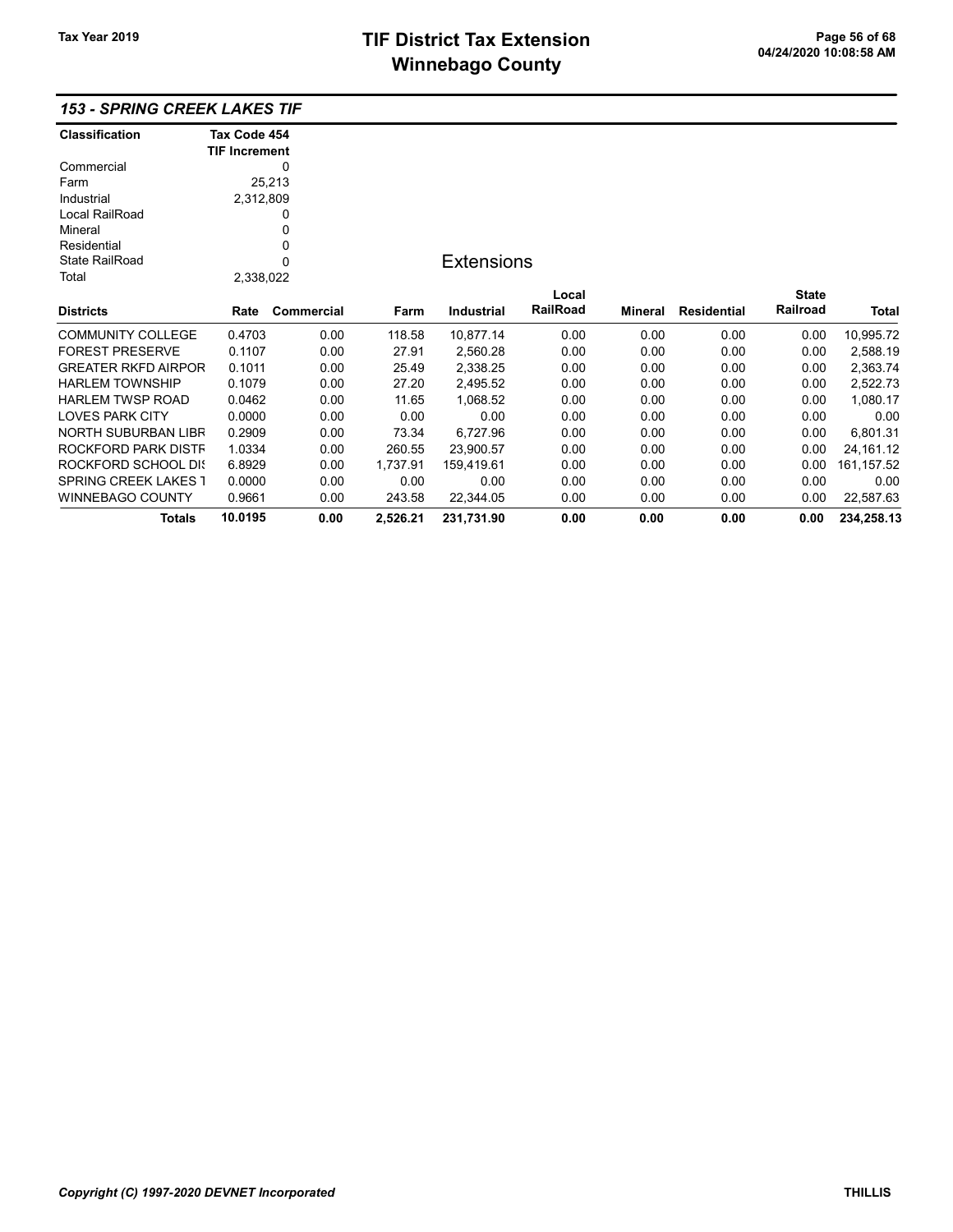# TIF District Tax Extension
# Winnebago County

Tax Year 2019

## 153 - SPRING CREEK LAKES TIF

| Classification | Tax Code 454 TIF Increment |
|---|---|
| Commercial | 0 |
| Farm | 25,213 |
| Industrial | 2,312,809 |
| Local RailRoad | 0 |
| Mineral | 0 |
| Residential | 0 |
| State RailRoad | 0 |
| Total | 2,338,022 |

### Extensions

| Districts | Rate | Commercial | Farm | Industrial | Local RailRoad | Mineral | Residential | State Railroad | Total |
|---|---|---|---|---|---|---|---|---|---|
| COMMUNITY COLLEGE | 0.4703 | 0.00 | 118.58 | 10,877.14 | 0.00 | 0.00 | 0.00 | 0.00 | 10,995.72 |
| FOREST PRESERVE | 0.1107 | 0.00 | 27.91 | 2,560.28 | 0.00 | 0.00 | 0.00 | 0.00 | 2,588.19 |
| GREATER RKFD AIRPOR | 0.1011 | 0.00 | 25.49 | 2,338.25 | 0.00 | 0.00 | 0.00 | 0.00 | 2,363.74 |
| HARLEM TOWNSHIP | 0.1079 | 0.00 | 27.20 | 2,495.52 | 0.00 | 0.00 | 0.00 | 0.00 | 2,522.73 |
| HARLEM TWSP ROAD | 0.0462 | 0.00 | 11.65 | 1,068.52 | 0.00 | 0.00 | 0.00 | 0.00 | 1,080.17 |
| LOVES PARK CITY | 0.0000 | 0.00 | 0.00 | 0.00 | 0.00 | 0.00 | 0.00 | 0.00 | 0.00 |
| NORTH SUBURBAN LIBR | 0.2909 | 0.00 | 73.34 | 6,727.96 | 0.00 | 0.00 | 0.00 | 0.00 | 6,801.31 |
| ROCKFORD PARK DISTR | 1.0334 | 0.00 | 260.55 | 23,900.57 | 0.00 | 0.00 | 0.00 | 0.00 | 24,161.12 |
| ROCKFORD SCHOOL DIS | 6.8929 | 0.00 | 1,737.91 | 159,419.61 | 0.00 | 0.00 | 0.00 | 0.00 | 161,157.52 |
| SPRING CREEK LAKES T | 0.0000 | 0.00 | 0.00 | 0.00 | 0.00 | 0.00 | 0.00 | 0.00 | 0.00 |
| WINNEBAGO COUNTY | 0.9661 | 0.00 | 243.58 | 22,344.05 | 0.00 | 0.00 | 0.00 | 0.00 | 22,587.63 |
| **Totals** | **10.0195** | **0.00** | **2,526.21** | **231,731.90** | **0.00** | **0.00** | **0.00** | **0.00** | **234,258.13** |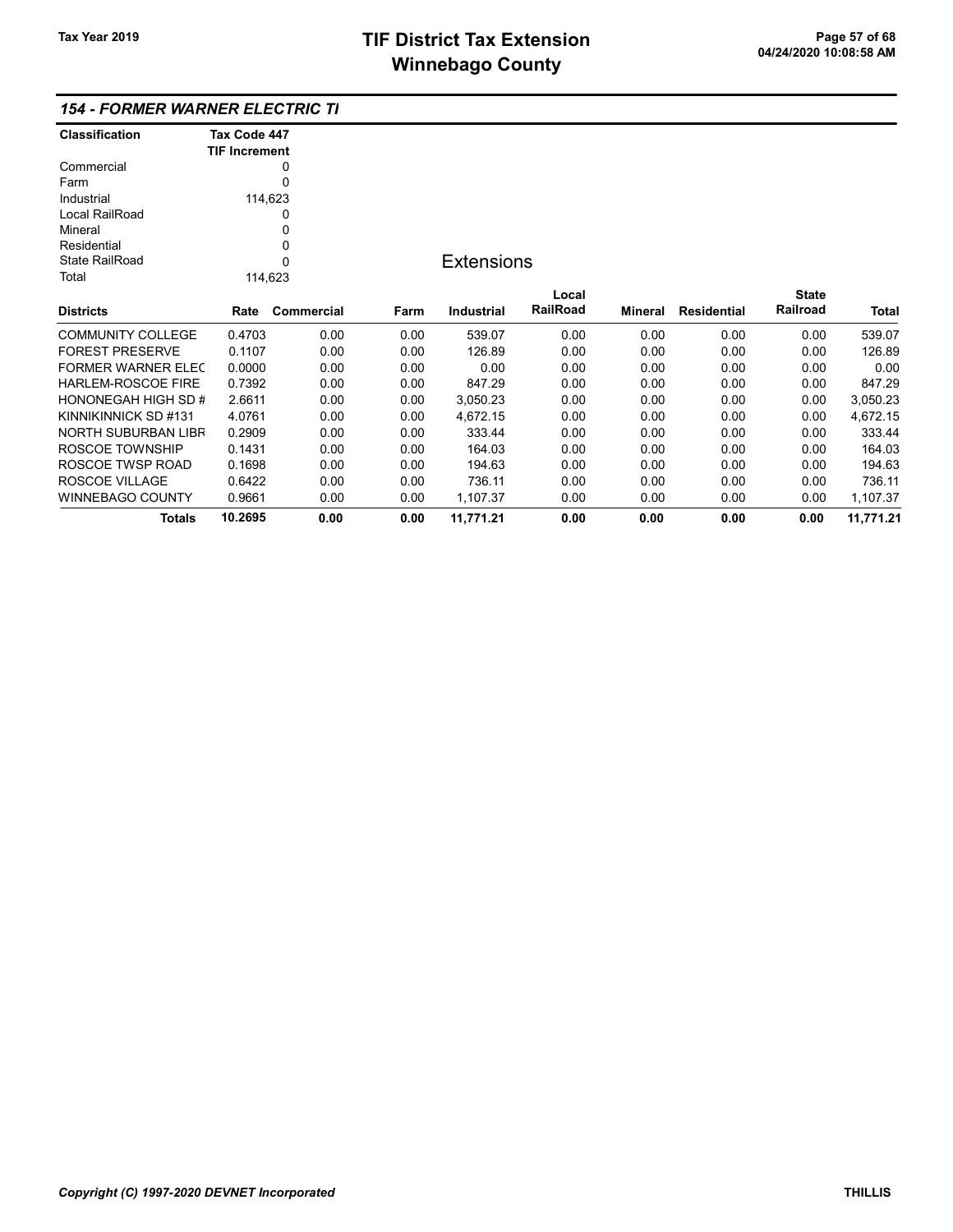### 154 - FORMER WARNER ELECTRIC TI

| Classification | Tax Code 447 TIF Increment |
|---|---|
| Commercial | 0 |
| Farm | 0 |
| Industrial | 114,623 |
| Local RailRoad | 0 |
| Mineral | 0 |
| Residential | 0 |
| State RailRoad | 0 |
| Total | 114,623 |

## Extensions

| Districts | Rate | Commercial | Farm | Industrial | Local RailRoad | Mineral | Residential | State Railroad | Total |
|---|---|---|---|---|---|---|---|---|---|
| COMMUNITY COLLEGE | 0.4703 | 0.00 | 0.00 | 539.07 | 0.00 | 0.00 | 0.00 | 0.00 | 539.07 |
| FOREST PRESERVE | 0.1107 | 0.00 | 0.00 | 126.89 | 0.00 | 0.00 | 0.00 | 0.00 | 126.89 |
| FORMER WARNER ELEC | 0.0000 | 0.00 | 0.00 | 0.00 | 0.00 | 0.00 | 0.00 | 0.00 | 0.00 |
| HARLEM-ROSCOE FIRE | 0.7392 | 0.00 | 0.00 | 847.29 | 0.00 | 0.00 | 0.00 | 0.00 | 847.29 |
| HONONEGAH HIGH SD # | 2.6611 | 0.00 | 0.00 | 3,050.23 | 0.00 | 0.00 | 0.00 | 0.00 | 3,050.23 |
| KINNIKINNICK SD #131 | 4.0761 | 0.00 | 0.00 | 4,672.15 | 0.00 | 0.00 | 0.00 | 0.00 | 4,672.15 |
| NORTH SUBURBAN LIBR | 0.2909 | 0.00 | 0.00 | 333.44 | 0.00 | 0.00 | 0.00 | 0.00 | 333.44 |
| ROSCOE TOWNSHIP | 0.1431 | 0.00 | 0.00 | 164.03 | 0.00 | 0.00 | 0.00 | 0.00 | 164.03 |
| ROSCOE TWSP ROAD | 0.1698 | 0.00 | 0.00 | 194.63 | 0.00 | 0.00 | 0.00 | 0.00 | 194.63 |
| ROSCOE VILLAGE | 0.6422 | 0.00 | 0.00 | 736.11 | 0.00 | 0.00 | 0.00 | 0.00 | 736.11 |
| WINNEBAGO COUNTY | 0.9661 | 0.00 | 0.00 | 1,107.37 | 0.00 | 0.00 | 0.00 | 0.00 | 1,107.37 |
| **Totals** | **10.2695** | **0.00** | **0.00** | **11,771.21** | **0.00** | **0.00** | **0.00** | **0.00** | **11,771.21** |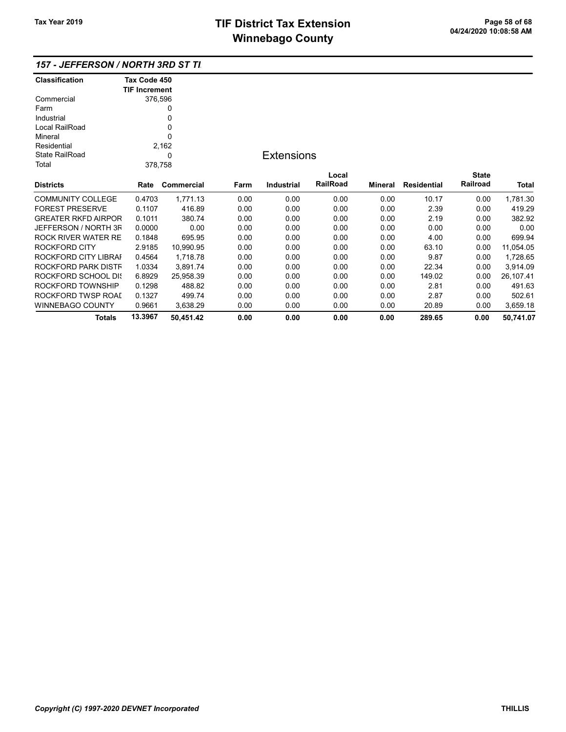## 157 - JEFFERSON / NORTH 3RD ST TI

| Classification | Tax Code 450 TIF Increment |
|---|---|
| Commercial | 376,596 |
| Farm | 0 |
| Industrial | 0 |
| Local RailRoad | 0 |
| Mineral | 0 |
| Residential | 2,162 |
| State RailRoad | 0 |
| Total | 378,758 |

### Extensions

| Districts | Rate | Commercial | Farm | Industrial | Local RailRoad | Mineral | Residential | State Railroad | Total |
|---|---|---|---|---|---|---|---|---|---|
| COMMUNITY COLLEGE | 0.4703 | 1,771.13 | 0.00 | 0.00 | 0.00 | 0.00 | 10.17 | 0.00 | 1,781.30 |
| FOREST PRESERVE | 0.1107 | 416.89 | 0.00 | 0.00 | 0.00 | 0.00 | 2.39 | 0.00 | 419.29 |
| GREATER RKFD AIRPOR | 0.1011 | 380.74 | 0.00 | 0.00 | 0.00 | 0.00 | 2.19 | 0.00 | 382.92 |
| JEFFERSON / NORTH 3R | 0.0000 | 0.00 | 0.00 | 0.00 | 0.00 | 0.00 | 0.00 | 0.00 | 0.00 |
| ROCK RIVER WATER RE | 0.1848 | 695.95 | 0.00 | 0.00 | 0.00 | 0.00 | 4.00 | 0.00 | 699.94 |
| ROCKFORD CITY | 2.9185 | 10,990.95 | 0.00 | 0.00 | 0.00 | 0.00 | 63.10 | 0.00 | 11,054.05 |
| ROCKFORD CITY LIBRAI | 0.4564 | 1,718.78 | 0.00 | 0.00 | 0.00 | 0.00 | 9.87 | 0.00 | 1,728.65 |
| ROCKFORD PARK DISTF | 1.0334 | 3,891.74 | 0.00 | 0.00 | 0.00 | 0.00 | 22.34 | 0.00 | 3,914.09 |
| ROCKFORD SCHOOL DIS | 6.8929 | 25,958.39 | 0.00 | 0.00 | 0.00 | 0.00 | 149.02 | 0.00 | 26,107.41 |
| ROCKFORD TOWNSHIP | 0.1298 | 488.82 | 0.00 | 0.00 | 0.00 | 0.00 | 2.81 | 0.00 | 491.63 |
| ROCKFORD TWSP ROAI | 0.1327 | 499.74 | 0.00 | 0.00 | 0.00 | 0.00 | 2.87 | 0.00 | 502.61 |
| WINNEBAGO COUNTY | 0.9661 | 3,638.29 | 0.00 | 0.00 | 0.00 | 0.00 | 20.89 | 0.00 | 3,659.18 |
| **Totals** | **13.3967** | **50,451.42** | **0.00** | **0.00** | **0.00** | **0.00** | **289.65** | **0.00** | **50,741.07** |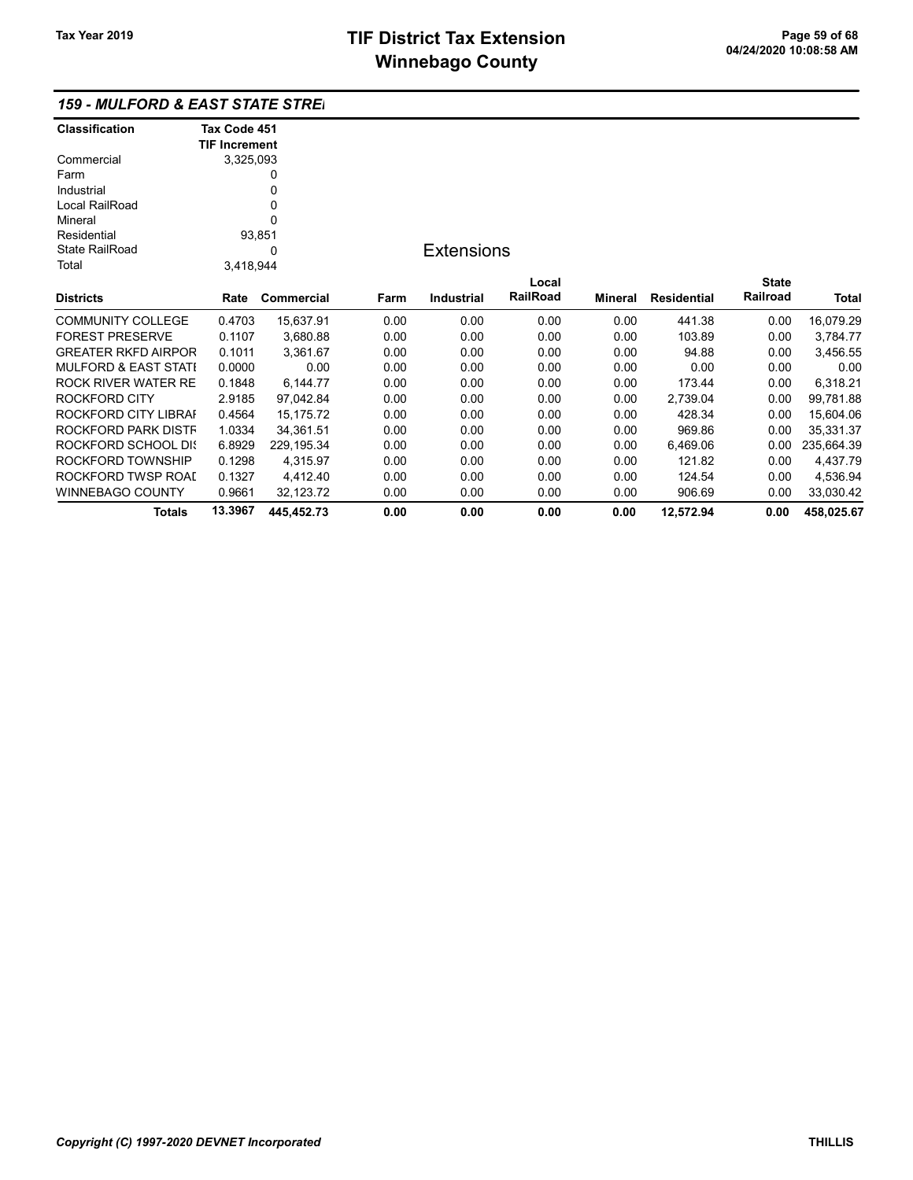# TIF District Tax Extension
# Winnebago County

Tax Year 2019

### 159 - MULFORD & EAST STATE STRE

| Classification | Tax Code 451 TIF Increment |
|---|---|
| Commercial | 3,325,093 |
| Farm | 0 |
| Industrial | 0 |
| Local RailRoad | 0 |
| Mineral | 0 |
| Residential | 93,851 |
| State RailRoad | 0 |
| Total | 3,418,944 |

**Extensions**

| Districts | Rate | Commercial | Farm | Industrial | Local RailRoad | Mineral | Residential | State Railroad | Total |
|---|---|---|---|---|---|---|---|---|---|
| COMMUNITY COLLEGE | 0.4703 | 15,637.91 | 0.00 | 0.00 | 0.00 | 0.00 | 441.38 | 0.00 | 16,079.29 |
| FOREST PRESERVE | 0.1107 | 3,680.88 | 0.00 | 0.00 | 0.00 | 0.00 | 103.89 | 0.00 | 3,784.77 |
| GREATER RKFD AIRPOR | 0.1011 | 3,361.67 | 0.00 | 0.00 | 0.00 | 0.00 | 94.88 | 0.00 | 3,456.55 |
| MULFORD & EAST STATI | 0.0000 | 0.00 | 0.00 | 0.00 | 0.00 | 0.00 | 0.00 | 0.00 | 0.00 |
| ROCK RIVER WATER RE | 0.1848 | 6,144.77 | 0.00 | 0.00 | 0.00 | 0.00 | 173.44 | 0.00 | 6,318.21 |
| ROCKFORD CITY | 2.9185 | 97,042.84 | 0.00 | 0.00 | 0.00 | 0.00 | 2,739.04 | 0.00 | 99,781.88 |
| ROCKFORD CITY LIBRAI | 0.4564 | 15,175.72 | 0.00 | 0.00 | 0.00 | 0.00 | 428.34 | 0.00 | 15,604.06 |
| ROCKFORD PARK DISTF | 1.0334 | 34,361.51 | 0.00 | 0.00 | 0.00 | 0.00 | 969.86 | 0.00 | 35,331.37 |
| ROCKFORD SCHOOL DI: | 6.8929 | 229,195.34 | 0.00 | 0.00 | 0.00 | 0.00 | 6,469.06 | 0.00 | 235,664.39 |
| ROCKFORD TOWNSHIP | 0.1298 | 4,315.97 | 0.00 | 0.00 | 0.00 | 0.00 | 121.82 | 0.00 | 4,437.79 |
| ROCKFORD TWSP ROAI | 0.1327 | 4,412.40 | 0.00 | 0.00 | 0.00 | 0.00 | 124.54 | 0.00 | 4,536.94 |
| WINNEBAGO COUNTY | 0.9661 | 32,123.72 | 0.00 | 0.00 | 0.00 | 0.00 | 906.69 | 0.00 | 33,030.42 |
| **Totals** | **13.3967** | **445,452.73** | **0.00** | **0.00** | **0.00** | **0.00** | **12,572.94** | **0.00** | **458,025.67** |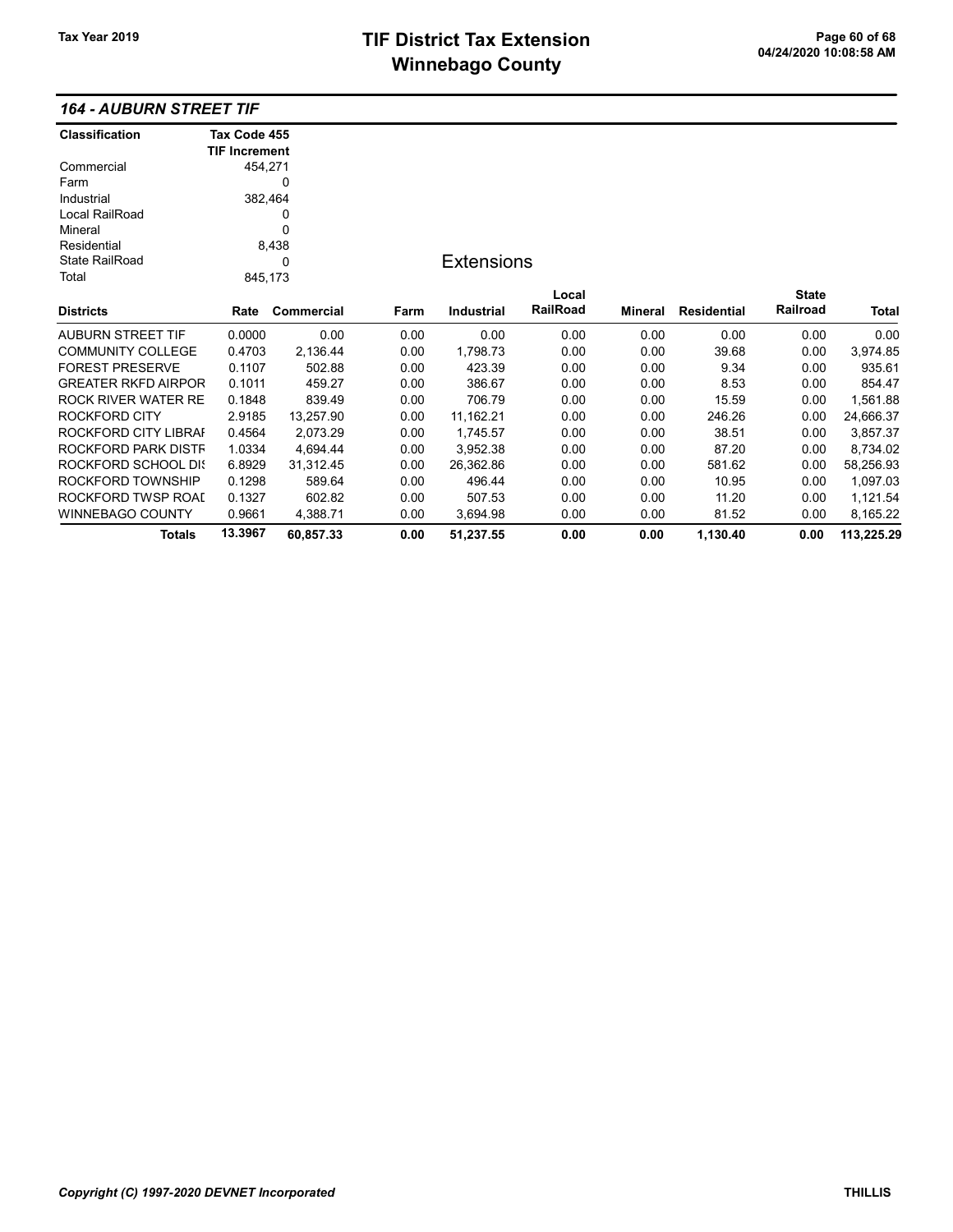## 164 - AUBURN STREET TIF

| Classification | Tax Code 455 TIF Increment |
|---|---|
| Commercial | 454,271 |
| Farm | 0 |
| Industrial | 382,464 |
| Local RailRoad | 0 |
| Mineral | 0 |
| Residential | 8,438 |
| State RailRoad | 0 |
| Total | 845,173 |

### Extensions

| Districts | Rate | Commercial | Farm | Industrial | Local RailRoad | Mineral | Residential | State Railroad | Total |
|---|---|---|---|---|---|---|---|---|---|
| AUBURN STREET TIF | 0.0000 | 0.00 | 0.00 | 0.00 | 0.00 | 0.00 | 0.00 | 0.00 | 0.00 |
| COMMUNITY COLLEGE | 0.4703 | 2,136.44 | 0.00 | 1,798.73 | 0.00 | 0.00 | 39.68 | 0.00 | 3,974.85 |
| FOREST PRESERVE | 0.1107 | 502.88 | 0.00 | 423.39 | 0.00 | 0.00 | 9.34 | 0.00 | 935.61 |
| GREATER RKFD AIRPOR | 0.1011 | 459.27 | 0.00 | 386.67 | 0.00 | 0.00 | 8.53 | 0.00 | 854.47 |
| ROCK RIVER WATER RE | 0.1848 | 839.49 | 0.00 | 706.79 | 0.00 | 0.00 | 15.59 | 0.00 | 1,561.88 |
| ROCKFORD CITY | 2.9185 | 13,257.90 | 0.00 | 11,162.21 | 0.00 | 0.00 | 246.26 | 0.00 | 24,666.37 |
| ROCKFORD CITY LIBRAI | 0.4564 | 2,073.29 | 0.00 | 1,745.57 | 0.00 | 0.00 | 38.51 | 0.00 | 3,857.37 |
| ROCKFORD PARK DISTF | 1.0334 | 4,694.44 | 0.00 | 3,952.38 | 0.00 | 0.00 | 87.20 | 0.00 | 8,734.02 |
| ROCKFORD SCHOOL DIS | 6.8929 | 31,312.45 | 0.00 | 26,362.86 | 0.00 | 0.00 | 581.62 | 0.00 | 58,256.93 |
| ROCKFORD TOWNSHIP | 0.1298 | 589.64 | 0.00 | 496.44 | 0.00 | 0.00 | 10.95 | 0.00 | 1,097.03 |
| ROCKFORD TWSP ROAD | 0.1327 | 602.82 | 0.00 | 507.53 | 0.00 | 0.00 | 11.20 | 0.00 | 1,121.54 |
| WINNEBAGO COUNTY | 0.9661 | 4,388.71 | 0.00 | 3,694.98 | 0.00 | 0.00 | 81.52 | 0.00 | 8,165.22 |
| **Totals** | **13.3967** | **60,857.33** | **0.00** | **51,237.55** | **0.00** | **0.00** | **1,130.40** | **0.00** | **113,225.29** |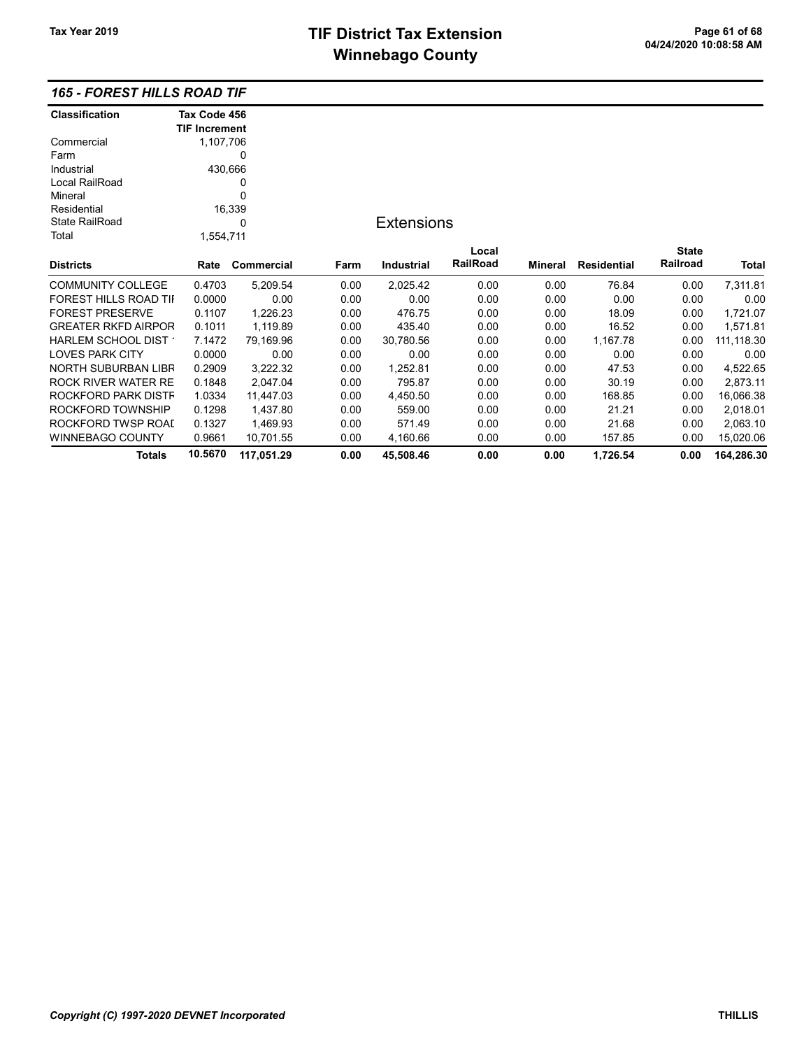# TIF District Tax Extension
# Winnebago County

Tax Year 2019

### 165 - FOREST HILLS ROAD TIF

| Classification | Tax Code 456 TIF Increment |
|---|---|
| Commercial | 1,107,706 |
| Farm | 0 |
| Industrial | 430,666 |
| Local RailRoad | 0 |
| Mineral | 0 |
| Residential | 16,339 |
| State RailRoad | 0 |
| Total | 1,554,711 |

**Extensions**

| Districts | Rate | Commercial | Farm | Industrial | Local RailRoad | Mineral | Residential | State Railroad | Total |
|---|---|---|---|---|---|---|---|---|---|
| COMMUNITY COLLEGE | 0.4703 | 5,209.54 | 0.00 | 2,025.42 | 0.00 | 0.00 | 76.84 | 0.00 | 7,311.81 |
| FOREST HILLS ROAD TIF | 0.0000 | 0.00 | 0.00 | 0.00 | 0.00 | 0.00 | 0.00 | 0.00 | 0.00 |
| FOREST PRESERVE | 0.1107 | 1,226.23 | 0.00 | 476.75 | 0.00 | 0.00 | 18.09 | 0.00 | 1,721.07 |
| GREATER RKFD AIRPOR | 0.1011 | 1,119.89 | 0.00 | 435.40 | 0.00 | 0.00 | 16.52 | 0.00 | 1,571.81 |
| HARLEM SCHOOL DIST ' | 7.1472 | 79,169.96 | 0.00 | 30,780.56 | 0.00 | 0.00 | 1,167.78 | 0.00 | 111,118.30 |
| LOVES PARK CITY | 0.0000 | 0.00 | 0.00 | 0.00 | 0.00 | 0.00 | 0.00 | 0.00 | 0.00 |
| NORTH SUBURBAN LIBR | 0.2909 | 3,222.32 | 0.00 | 1,252.81 | 0.00 | 0.00 | 47.53 | 0.00 | 4,522.65 |
| ROCK RIVER WATER RE | 0.1848 | 2,047.04 | 0.00 | 795.87 | 0.00 | 0.00 | 30.19 | 0.00 | 2,873.11 |
| ROCKFORD PARK DISTR | 1.0334 | 11,447.03 | 0.00 | 4,450.50 | 0.00 | 0.00 | 168.85 | 0.00 | 16,066.38 |
| ROCKFORD TOWNSHIP | 0.1298 | 1,437.80 | 0.00 | 559.00 | 0.00 | 0.00 | 21.21 | 0.00 | 2,018.01 |
| ROCKFORD TWSP ROAD | 0.1327 | 1,469.93 | 0.00 | 571.49 | 0.00 | 0.00 | 21.68 | 0.00 | 2,063.10 |
| WINNEBAGO COUNTY | 0.9661 | 10,701.55 | 0.00 | 4,160.66 | 0.00 | 0.00 | 157.85 | 0.00 | 15,020.06 |
| **Totals** | **10.5670** | **117,051.29** | **0.00** | **45,508.46** | **0.00** | **0.00** | **1,726.54** | **0.00** | **164,286.30** |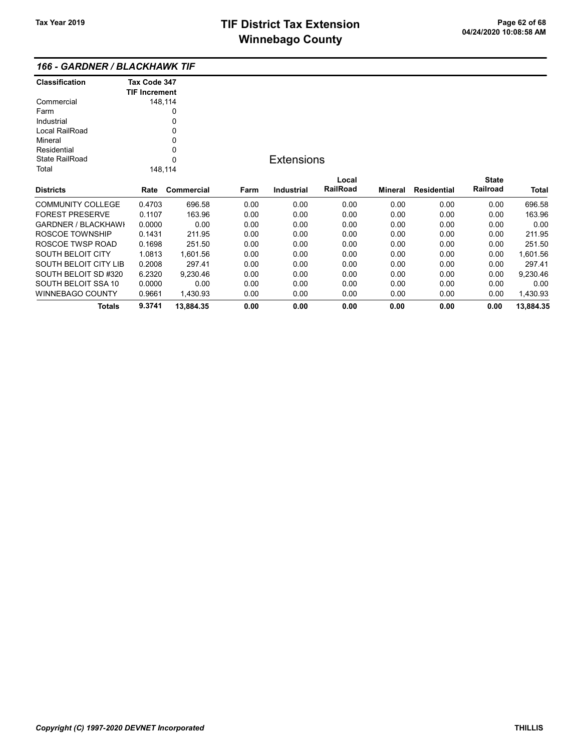# TIF District Tax Extension
# Winnebago County

Tax Year 2019

## 166 - GARDNER / BLACKHAWK TIF

| Classification | Tax Code 347 TIF Increment |
|---|---|
| Commercial | 148,114 |
| Farm | 0 |
| Industrial | 0 |
| Local RailRoad | 0 |
| Mineral | 0 |
| Residential | 0 |
| State RailRoad | 0 |
| Total | 148,114 |

### Extensions

| Districts | Rate | Commercial | Farm | Industrial | Local RailRoad | Mineral | Residential | State Railroad | Total |
|---|---|---|---|---|---|---|---|---|---|
| COMMUNITY COLLEGE | 0.4703 | 696.58 | 0.00 | 0.00 | 0.00 | 0.00 | 0.00 | 0.00 | 696.58 |
| FOREST PRESERVE | 0.1107 | 163.96 | 0.00 | 0.00 | 0.00 | 0.00 | 0.00 | 0.00 | 163.96 |
| GARDNER / BLACKHAWI | 0.0000 | 0.00 | 0.00 | 0.00 | 0.00 | 0.00 | 0.00 | 0.00 | 0.00 |
| ROSCOE TOWNSHIP | 0.1431 | 211.95 | 0.00 | 0.00 | 0.00 | 0.00 | 0.00 | 0.00 | 211.95 |
| ROSCOE TWSP ROAD | 0.1698 | 251.50 | 0.00 | 0.00 | 0.00 | 0.00 | 0.00 | 0.00 | 251.50 |
| SOUTH BELOIT CITY | 1.0813 | 1,601.56 | 0.00 | 0.00 | 0.00 | 0.00 | 0.00 | 0.00 | 1,601.56 |
| SOUTH BELOIT CITY LIB | 0.2008 | 297.41 | 0.00 | 0.00 | 0.00 | 0.00 | 0.00 | 0.00 | 297.41 |
| SOUTH BELOIT SD #320 | 6.2320 | 9,230.46 | 0.00 | 0.00 | 0.00 | 0.00 | 0.00 | 0.00 | 9,230.46 |
| SOUTH BELOIT SSA 10 | 0.0000 | 0.00 | 0.00 | 0.00 | 0.00 | 0.00 | 0.00 | 0.00 | 0.00 |
| WINNEBAGO COUNTY | 0.9661 | 1,430.93 | 0.00 | 0.00 | 0.00 | 0.00 | 0.00 | 0.00 | 1,430.93 |
| **Totals** | **9.3741** | **13,884.35** | **0.00** | **0.00** | **0.00** | **0.00** | **0.00** | **0.00** | **13,884.35** |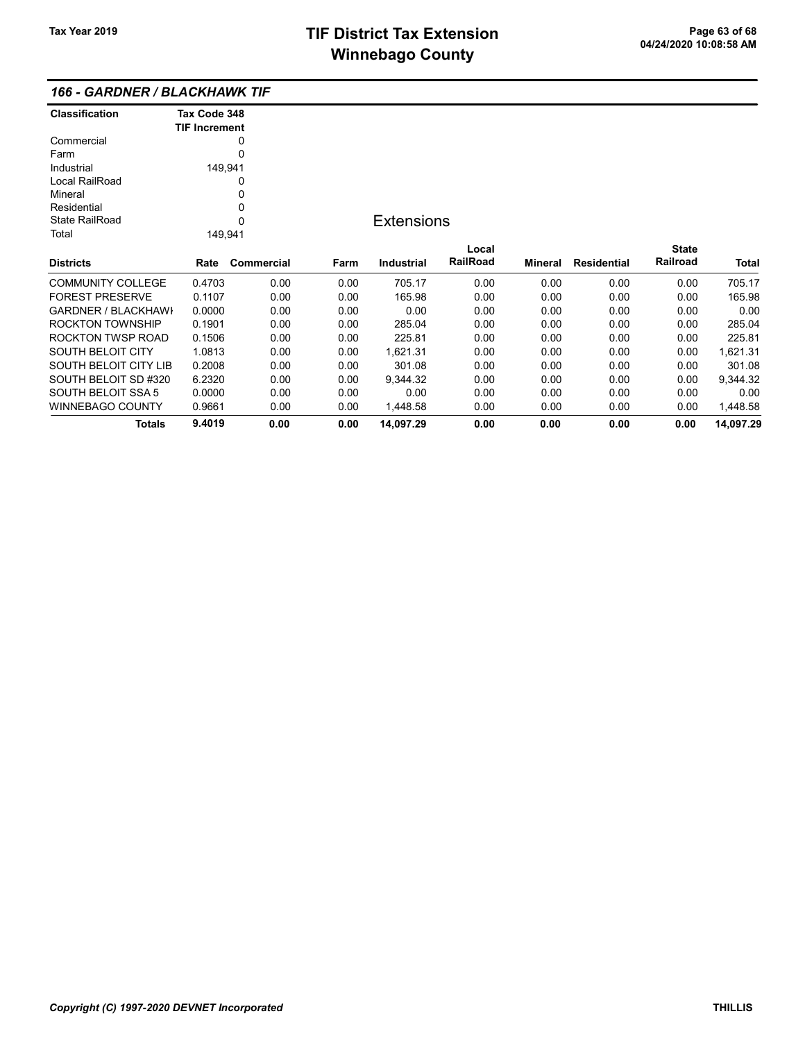## 166 - GARDNER / BLACKHAWK TIF

| Classification | Tax Code 348 TIF Increment |
|---|---|
| Commercial | 0 |
| Farm | 0 |
| Industrial | 149,941 |
| Local RailRoad | 0 |
| Mineral | 0 |
| Residential | 0 |
| State RailRoad | 0 |
| Total | 149,941 |

### Extensions

| Districts | Rate | Commercial | Farm | Industrial | Local RailRoad | Mineral | Residential | State Railroad | Total |
|---|---|---|---|---|---|---|---|---|---|
| COMMUNITY COLLEGE | 0.4703 | 0.00 | 0.00 | 705.17 | 0.00 | 0.00 | 0.00 | 0.00 | 705.17 |
| FOREST PRESERVE | 0.1107 | 0.00 | 0.00 | 165.98 | 0.00 | 0.00 | 0.00 | 0.00 | 165.98 |
| GARDNER / BLACKHAWI | 0.0000 | 0.00 | 0.00 | 0.00 | 0.00 | 0.00 | 0.00 | 0.00 | 0.00 |
| ROCKTON TOWNSHIP | 0.1901 | 0.00 | 0.00 | 285.04 | 0.00 | 0.00 | 0.00 | 0.00 | 285.04 |
| ROCKTON TWSP ROAD | 0.1506 | 0.00 | 0.00 | 225.81 | 0.00 | 0.00 | 0.00 | 0.00 | 225.81 |
| SOUTH BELOIT CITY | 1.0813 | 0.00 | 0.00 | 1,621.31 | 0.00 | 0.00 | 0.00 | 0.00 | 1,621.31 |
| SOUTH BELOIT CITY LIB | 0.2008 | 0.00 | 0.00 | 301.08 | 0.00 | 0.00 | 0.00 | 0.00 | 301.08 |
| SOUTH BELOIT SD #320 | 6.2320 | 0.00 | 0.00 | 9,344.32 | 0.00 | 0.00 | 0.00 | 0.00 | 9,344.32 |
| SOUTH BELOIT SSA 5 | 0.0000 | 0.00 | 0.00 | 0.00 | 0.00 | 0.00 | 0.00 | 0.00 | 0.00 |
| WINNEBAGO COUNTY | 0.9661 | 0.00 | 0.00 | 1,448.58 | 0.00 | 0.00 | 0.00 | 0.00 | 1,448.58 |
| **Totals** | **9.4019** | **0.00** | **0.00** | **14,097.29** | **0.00** | **0.00** | **0.00** | **0.00** | **14,097.29** |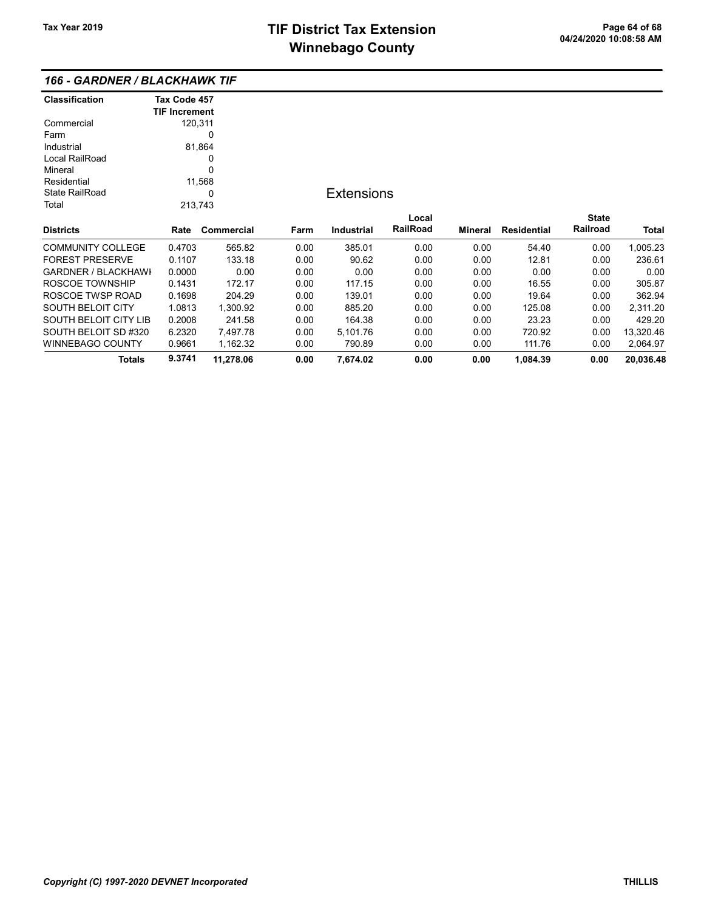# TIF District Tax Extension
# Winnebago County

Tax Year 2019

04/24/2020 10:08:58 AM

## 166 - GARDNER / BLACKHAWK TIF

| Classification | Tax Code 457 TIF Increment |
|---|---|
| Commercial | 120,311 |
| Farm | 0 |
| Industrial | 81,864 |
| Local RailRoad | 0 |
| Mineral | 0 |
| Residential | 11,568 |
| State RailRoad | 0 |
| Total | 213,743 |

### Extensions

| Districts | Rate | Commercial | Farm | Industrial | Local RailRoad | Mineral | Residential | State Railroad | Total |
|---|---|---|---|---|---|---|---|---|---|
| COMMUNITY COLLEGE | 0.4703 | 565.82 | 0.00 | 385.01 | 0.00 | 0.00 | 54.40 | 0.00 | 1,005.23 |
| FOREST PRESERVE | 0.1107 | 133.18 | 0.00 | 90.62 | 0.00 | 0.00 | 12.81 | 0.00 | 236.61 |
| GARDNER / BLACKHAWI | 0.0000 | 0.00 | 0.00 | 0.00 | 0.00 | 0.00 | 0.00 | 0.00 | 0.00 |
| ROSCOE TOWNSHIP | 0.1431 | 172.17 | 0.00 | 117.15 | 0.00 | 0.00 | 16.55 | 0.00 | 305.87 |
| ROSCOE TWSP ROAD | 0.1698 | 204.29 | 0.00 | 139.01 | 0.00 | 0.00 | 19.64 | 0.00 | 362.94 |
| SOUTH BELOIT CITY | 1.0813 | 1,300.92 | 0.00 | 885.20 | 0.00 | 0.00 | 125.08 | 0.00 | 2,311.20 |
| SOUTH BELOIT CITY LIB | 0.2008 | 241.58 | 0.00 | 164.38 | 0.00 | 0.00 | 23.23 | 0.00 | 429.20 |
| SOUTH BELOIT SD #320 | 6.2320 | 7,497.78 | 0.00 | 5,101.76 | 0.00 | 0.00 | 720.92 | 0.00 | 13,320.46 |
| WINNEBAGO COUNTY | 0.9661 | 1,162.32 | 0.00 | 790.89 | 0.00 | 0.00 | 111.76 | 0.00 | 2,064.97 |
| **Totals** | **9.3741** | **11,278.06** | **0.00** | **7,674.02** | **0.00** | **0.00** | **1,084.39** | **0.00** | **20,036.48** |

*Copyright (C) 1997-2020 DEVNET Incorporated*

THILLIS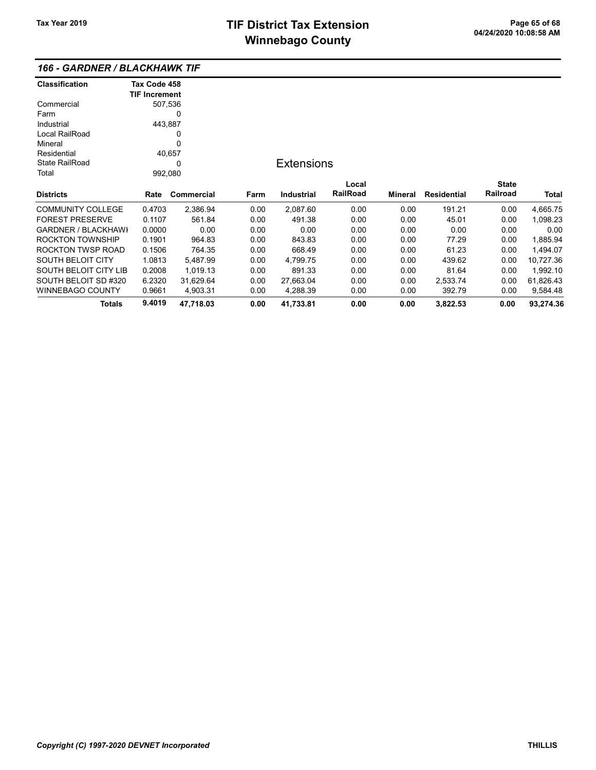# TIF District Tax Extension
# Winnebago County

Tax Year 2019

04/24/2020 10:08:58 AM

## 166 - GARDNER / BLACKHAWK TIF

| Classification | Tax Code 458 TIF Increment |
|---|---|
| Commercial | 507,536 |
| Farm | 0 |
| Industrial | 443,887 |
| Local RailRoad | 0 |
| Mineral | 0 |
| Residential | 40,657 |
| State RailRoad | 0 |
| Total | 992,080 |

### Extensions

| Districts | Rate | Commercial | Farm | Industrial | Local RailRoad | Mineral | Residential | State Railroad | Total |
|---|---|---|---|---|---|---|---|---|---|
| COMMUNITY COLLEGE | 0.4703 | 2,386.94 | 0.00 | 2,087.60 | 0.00 | 0.00 | 191.21 | 0.00 | 4,665.75 |
| FOREST PRESERVE | 0.1107 | 561.84 | 0.00 | 491.38 | 0.00 | 0.00 | 45.01 | 0.00 | 1,098.23 |
| GARDNER / BLACKHAWI | 0.0000 | 0.00 | 0.00 | 0.00 | 0.00 | 0.00 | 0.00 | 0.00 | 0.00 |
| ROCKTON TOWNSHIP | 0.1901 | 964.83 | 0.00 | 843.83 | 0.00 | 0.00 | 77.29 | 0.00 | 1,885.94 |
| ROCKTON TWSP ROAD | 0.1506 | 764.35 | 0.00 | 668.49 | 0.00 | 0.00 | 61.23 | 0.00 | 1,494.07 |
| SOUTH BELOIT CITY | 1.0813 | 5,487.99 | 0.00 | 4,799.75 | 0.00 | 0.00 | 439.62 | 0.00 | 10,727.36 |
| SOUTH BELOIT CITY LIB | 0.2008 | 1,019.13 | 0.00 | 891.33 | 0.00 | 0.00 | 81.64 | 0.00 | 1,992.10 |
| SOUTH BELOIT SD #320 | 6.2320 | 31,629.64 | 0.00 | 27,663.04 | 0.00 | 0.00 | 2,533.74 | 0.00 | 61,826.43 |
| WINNEBAGO COUNTY | 0.9661 | 4,903.31 | 0.00 | 4,288.39 | 0.00 | 0.00 | 392.79 | 0.00 | 9,584.48 |
| **Totals** | **9.4019** | **47,718.03** | **0.00** | **41,733.81** | **0.00** | **0.00** | **3,822.53** | **0.00** | **93,274.36** |

*Copyright (C) 1997-2020 DEVNET Incorporated* THILLIS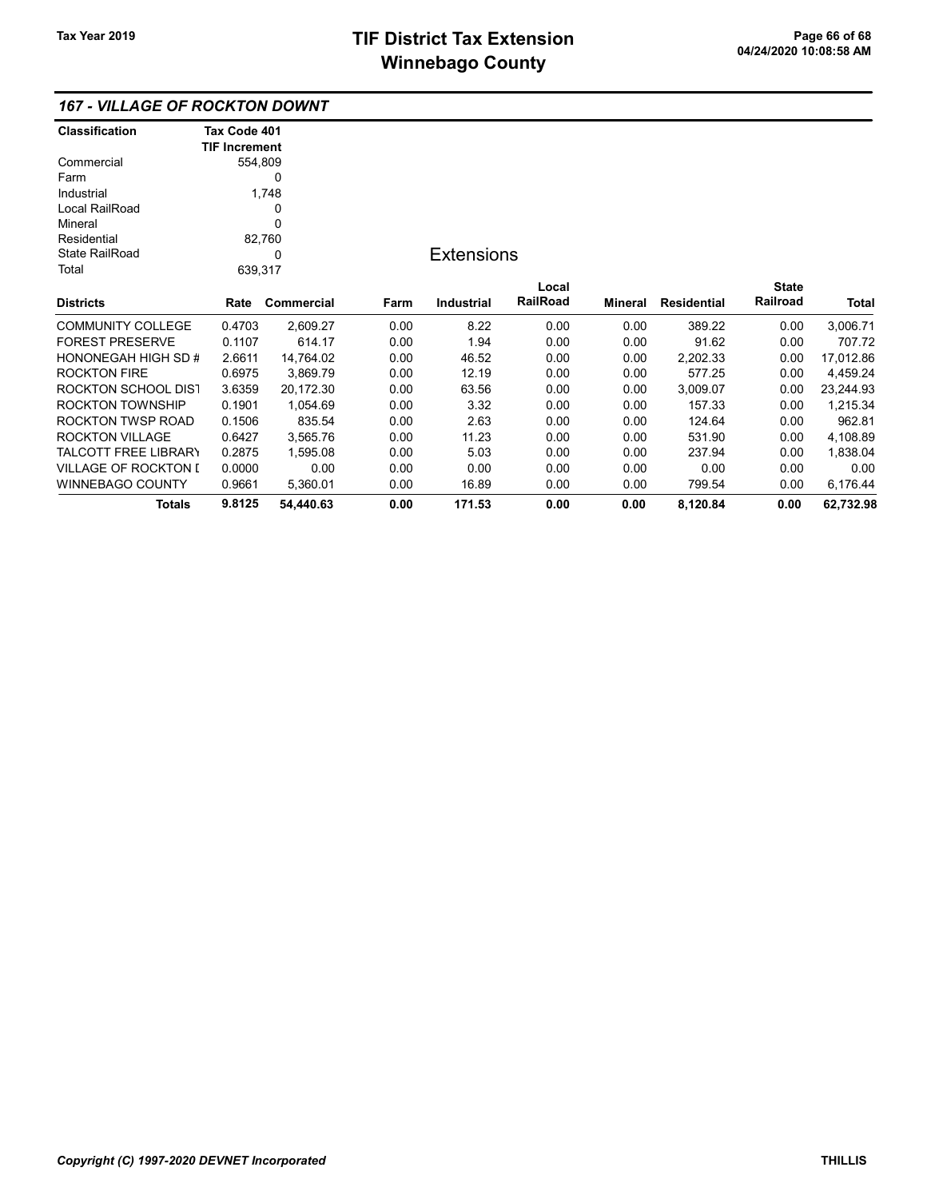## 167 - VILLAGE OF ROCKTON DOWNT

| Classification | Tax Code 401 TIF Increment |
|---|---|
| Commercial | 554,809 |
| Farm | 0 |
| Industrial | 1,748 |
| Local RailRoad | 0 |
| Mineral | 0 |
| Residential | 82,760 |
| State RailRoad | 0 |
| Total | 639,317 |

### Extensions

| Districts | Rate | Commercial | Farm | Industrial | Local RailRoad | Mineral | Residential | State Railroad | Total |
|---|---|---|---|---|---|---|---|---|---|
| COMMUNITY COLLEGE | 0.4703 | 2,609.27 | 0.00 | 8.22 | 0.00 | 0.00 | 389.22 | 0.00 | 3,006.71 |
| FOREST PRESERVE | 0.1107 | 614.17 | 0.00 | 1.94 | 0.00 | 0.00 | 91.62 | 0.00 | 707.72 |
| HONONEGAH HIGH SD # | 2.6611 | 14,764.02 | 0.00 | 46.52 | 0.00 | 0.00 | 2,202.33 | 0.00 | 17,012.86 |
| ROCKTON FIRE | 0.6975 | 3,869.79 | 0.00 | 12.19 | 0.00 | 0.00 | 577.25 | 0.00 | 4,459.24 |
| ROCKTON SCHOOL DIST | 3.6359 | 20,172.30 | 0.00 | 63.56 | 0.00 | 0.00 | 3,009.07 | 0.00 | 23,244.93 |
| ROCKTON TOWNSHIP | 0.1901 | 1,054.69 | 0.00 | 3.32 | 0.00 | 0.00 | 157.33 | 0.00 | 1,215.34 |
| ROCKTON TWSP ROAD | 0.1506 | 835.54 | 0.00 | 2.63 | 0.00 | 0.00 | 124.64 | 0.00 | 962.81 |
| ROCKTON VILLAGE | 0.6427 | 3,565.76 | 0.00 | 11.23 | 0.00 | 0.00 | 531.90 | 0.00 | 4,108.89 |
| TALCOTT FREE LIBRARY | 0.2875 | 1,595.08 | 0.00 | 5.03 | 0.00 | 0.00 | 237.94 | 0.00 | 1,838.04 |
| VILLAGE OF ROCKTON D | 0.0000 | 0.00 | 0.00 | 0.00 | 0.00 | 0.00 | 0.00 | 0.00 | 0.00 |
| WINNEBAGO COUNTY | 0.9661 | 5,360.01 | 0.00 | 16.89 | 0.00 | 0.00 | 799.54 | 0.00 | 6,176.44 |
| **Totals** | **9.8125** | **54,440.63** | **0.00** | **171.53** | **0.00** | **0.00** | **8,120.84** | **0.00** | **62,732.98** |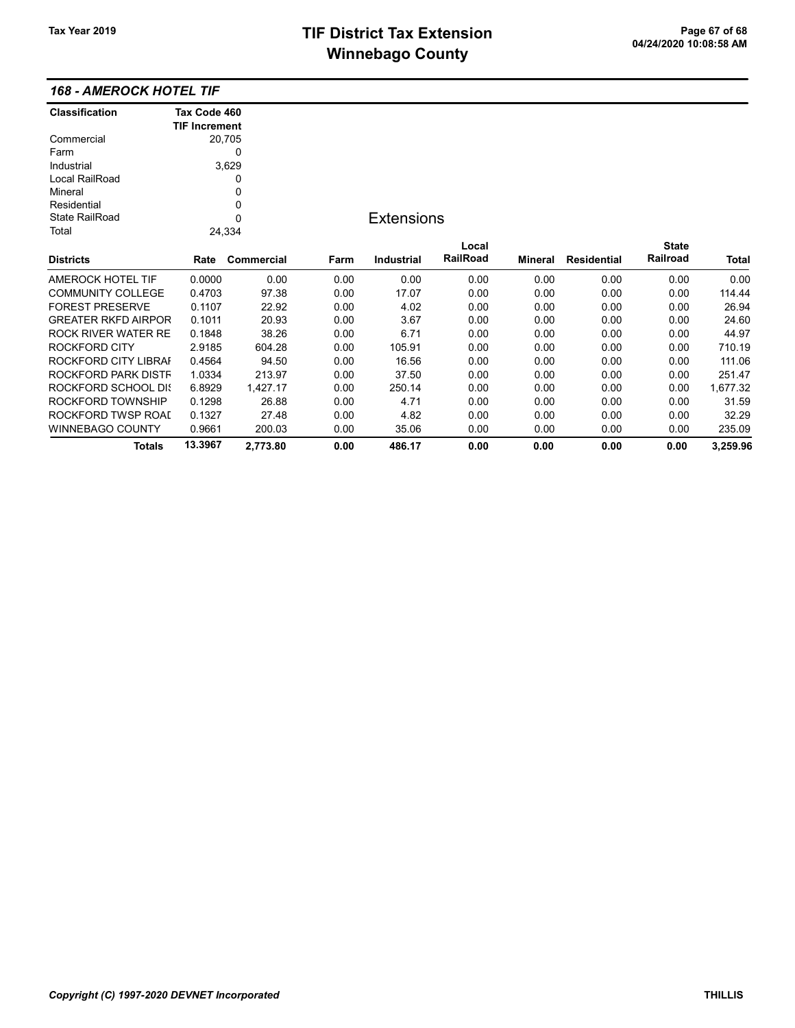## 168 - AMEROCK HOTEL TIF

| Classification | Tax Code 460 TIF Increment |
|---|---|
| Commercial | 20,705 |
| Farm | 0 |
| Industrial | 3,629 |
| Local RailRoad | 0 |
| Mineral | 0 |
| Residential | 0 |
| State RailRoad | 0 |
| Total | 24,334 |

### Extensions

| Districts | Rate | Commercial | Farm | Industrial | Local RailRoad | Mineral | Residential | State Railroad | Total |
|---|---|---|---|---|---|---|---|---|---|
| AMEROCK HOTEL TIF | 0.0000 | 0.00 | 0.00 | 0.00 | 0.00 | 0.00 | 0.00 | 0.00 | 0.00 |
| COMMUNITY COLLEGE | 0.4703 | 97.38 | 0.00 | 17.07 | 0.00 | 0.00 | 0.00 | 0.00 | 114.44 |
| FOREST PRESERVE | 0.1107 | 22.92 | 0.00 | 4.02 | 0.00 | 0.00 | 0.00 | 0.00 | 26.94 |
| GREATER RKFD AIRPOR | 0.1011 | 20.93 | 0.00 | 3.67 | 0.00 | 0.00 | 0.00 | 0.00 | 24.60 |
| ROCK RIVER WATER RE | 0.1848 | 38.26 | 0.00 | 6.71 | 0.00 | 0.00 | 0.00 | 0.00 | 44.97 |
| ROCKFORD CITY | 2.9185 | 604.28 | 0.00 | 105.91 | 0.00 | 0.00 | 0.00 | 0.00 | 710.19 |
| ROCKFORD CITY LIBRAI | 0.4564 | 94.50 | 0.00 | 16.56 | 0.00 | 0.00 | 0.00 | 0.00 | 111.06 |
| ROCKFORD PARK DISTF | 1.0334 | 213.97 | 0.00 | 37.50 | 0.00 | 0.00 | 0.00 | 0.00 | 251.47 |
| ROCKFORD SCHOOL DI: | 6.8929 | 1,427.17 | 0.00 | 250.14 | 0.00 | 0.00 | 0.00 | 0.00 | 1,677.32 |
| ROCKFORD TOWNSHIP | 0.1298 | 26.88 | 0.00 | 4.71 | 0.00 | 0.00 | 0.00 | 0.00 | 31.59 |
| ROCKFORD TWSP ROAI | 0.1327 | 27.48 | 0.00 | 4.82 | 0.00 | 0.00 | 0.00 | 0.00 | 32.29 |
| WINNEBAGO COUNTY | 0.9661 | 200.03 | 0.00 | 35.06 | 0.00 | 0.00 | 0.00 | 0.00 | 235.09 |
| **Totals** | **13.3967** | **2,773.80** | **0.00** | **486.17** | **0.00** | **0.00** | **0.00** | **0.00** | **3,259.96** |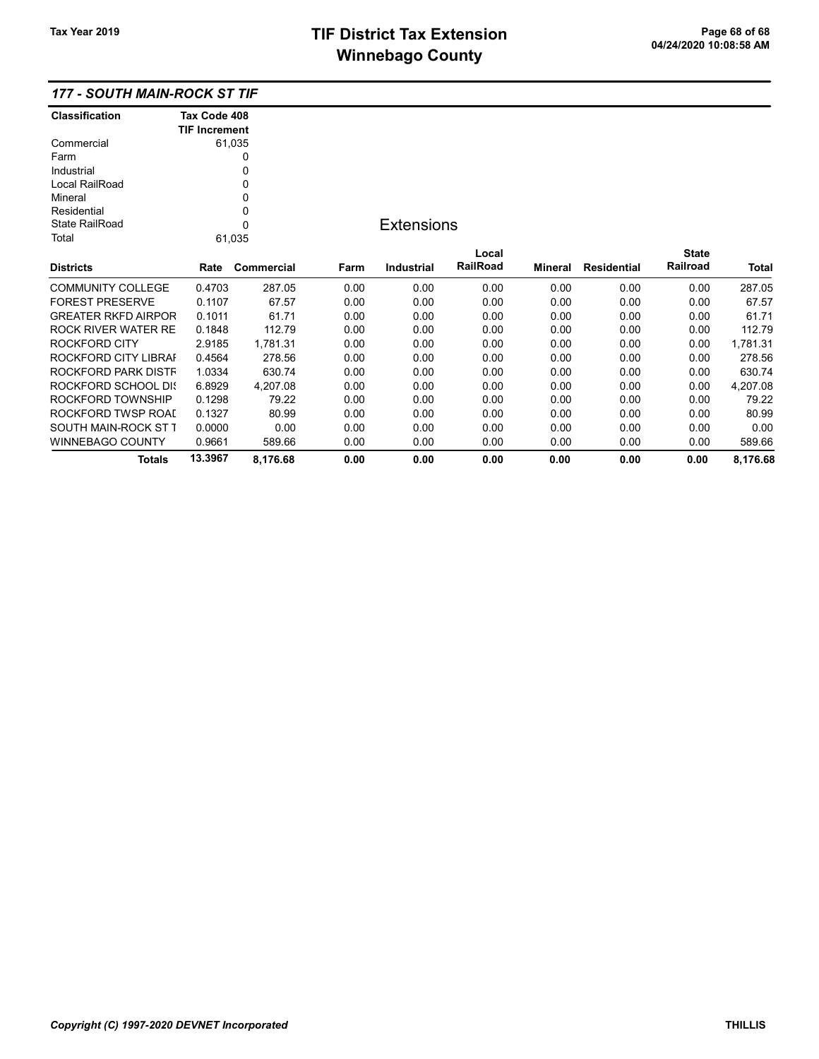### 177 - SOUTH MAIN-ROCK ST TIF

| Classification | Tax Code 408 TIF Increment |
| --- | --- |
| Commercial | 61,035 |
| Farm | 0 |
| Industrial | 0 |
| Local RailRoad | 0 |
| Mineral | 0 |
| Residential | 0 |
| State RailRoad | 0 |
| Total | 61,035 |

Extensions

| Districts | Rate | Commercial | Farm | Industrial | Local RailRoad | Mineral | Residential | State Railroad | Total |
| --- | --- | --- | --- | --- | --- | --- | --- | --- | --- |
| COMMUNITY COLLEGE | 0.4703 | 287.05 | 0.00 | 0.00 | 0.00 | 0.00 | 0.00 | 0.00 | 287.05 |
| FOREST PRESERVE | 0.1107 | 67.57 | 0.00 | 0.00 | 0.00 | 0.00 | 0.00 | 0.00 | 67.57 |
| GREATER RKFD AIRPOR | 0.1011 | 61.71 | 0.00 | 0.00 | 0.00 | 0.00 | 0.00 | 0.00 | 61.71 |
| ROCK RIVER WATER RE | 0.1848 | 112.79 | 0.00 | 0.00 | 0.00 | 0.00 | 0.00 | 0.00 | 112.79 |
| ROCKFORD CITY | 2.9185 | 1,781.31 | 0.00 | 0.00 | 0.00 | 0.00 | 0.00 | 0.00 | 1,781.31 |
| ROCKFORD CITY LIBRAI | 0.4564 | 278.56 | 0.00 | 0.00 | 0.00 | 0.00 | 0.00 | 0.00 | 278.56 |
| ROCKFORD PARK DISTF | 1.0334 | 630.74 | 0.00 | 0.00 | 0.00 | 0.00 | 0.00 | 0.00 | 630.74 |
| ROCKFORD SCHOOL DIS | 6.8929 | 4,207.08 | 0.00 | 0.00 | 0.00 | 0.00 | 0.00 | 0.00 | 4,207.08 |
| ROCKFORD TOWNSHIP | 0.1298 | 79.22 | 0.00 | 0.00 | 0.00 | 0.00 | 0.00 | 0.00 | 79.22 |
| ROCKFORD TWSP ROAI | 0.1327 | 80.99 | 0.00 | 0.00 | 0.00 | 0.00 | 0.00 | 0.00 | 80.99 |
| SOUTH MAIN-ROCK ST T | 0.0000 | 0.00 | 0.00 | 0.00 | 0.00 | 0.00 | 0.00 | 0.00 | 0.00 |
| WINNEBAGO COUNTY | 0.9661 | 589.66 | 0.00 | 0.00 | 0.00 | 0.00 | 0.00 | 0.00 | 589.66 |
| **Totals** | **13.3967** | **8,176.68** | **0.00** | **0.00** | **0.00** | **0.00** | **0.00** | **0.00** | **8,176.68** |